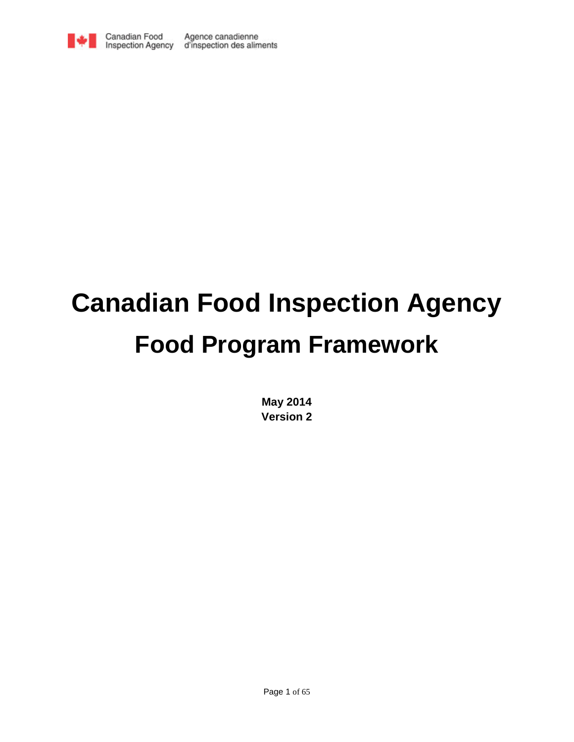Canadian Food Inspection Agency | Agence canadienne d'inspection des aliments

# Canadian Food Inspection Agency

# Food Program Framework

**May 2014**
**Version 2**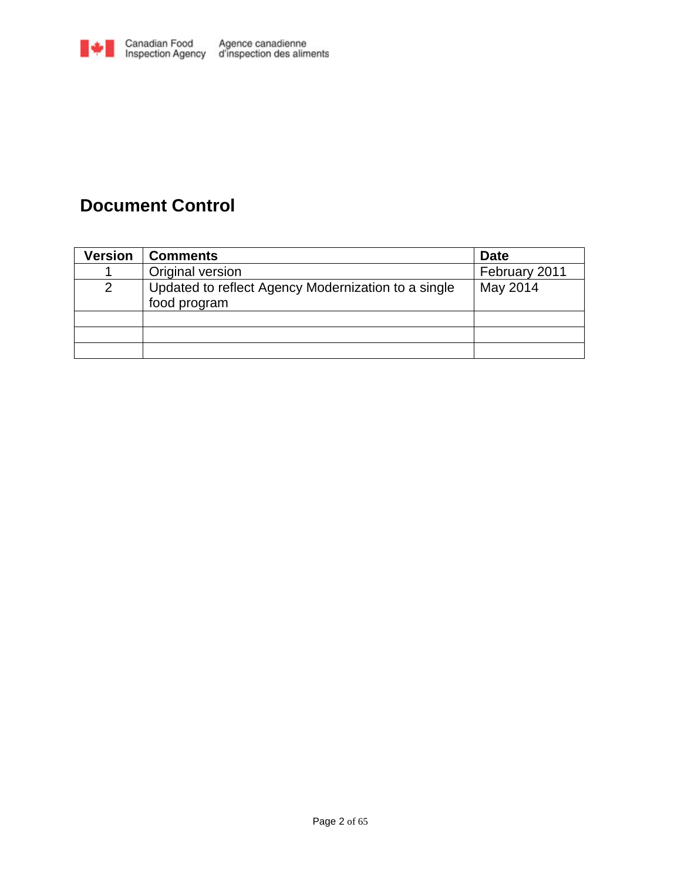# Document Control

| Version | Comments | Date |
|---|---|---|
| 1 | Original version | February 2011 |
| 2 | Updated to reflect Agency Modernization to a single food program | May 2014 |
| | | |
| | | |
| | | |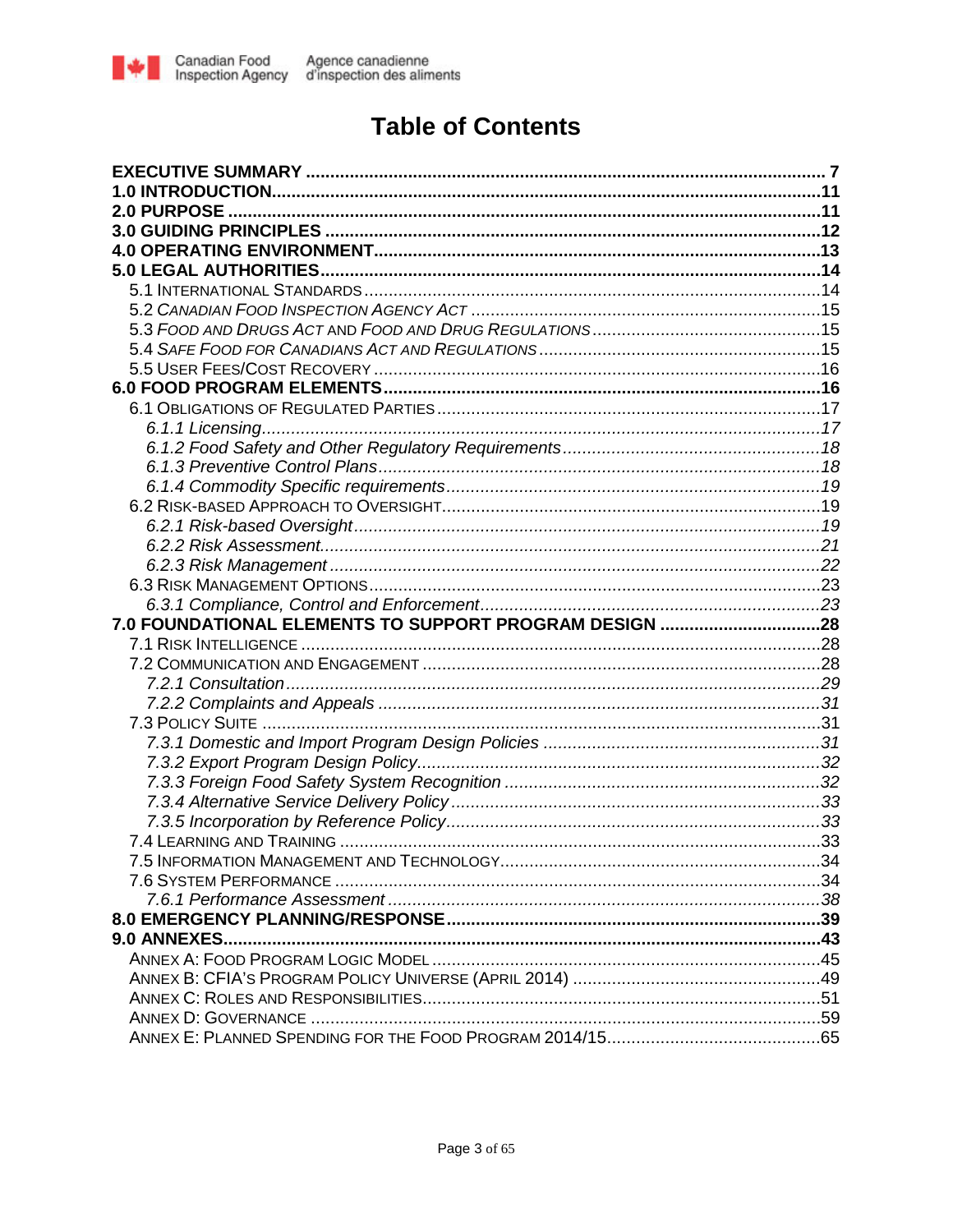# Table of Contents

**EXECUTIVE SUMMARY** ..... 7

**1.0 INTRODUCTION** ..... 11

**2.0 PURPOSE** ..... 11

**3.0 GUIDING PRINCIPLES** ..... 12

**4.0 OPERATING ENVIRONMENT** ..... 13

**5.0 LEGAL AUTHORITIES** ..... 14

- 5.1 International Standards ..... 14
- 5.2 *Canadian Food Inspection Agency Act* ..... 15
- 5.3 *Food and Drugs Act* and *Food and Drug Regulations* ..... 15
- 5.4 *Safe Food for Canadians Act* and *Regulations* ..... 15
- 5.5 User Fees/Cost Recovery ..... 16

**6.0 FOOD PROGRAM ELEMENTS** ..... 16

- 6.1 Obligations of Regulated Parties ..... 17
  - *6.1.1 Licensing* ..... 17
  - *6.1.2 Food Safety and Other Regulatory Requirements* ..... 18
  - *6.1.3 Preventive Control Plans* ..... 18
  - *6.1.4 Commodity Specific requirements* ..... 19
- 6.2 Risk-based Approach to Oversight ..... 19
  - *6.2.1 Risk-based Oversight* ..... 19
  - *6.2.2 Risk Assessment* ..... 21
  - *6.2.3 Risk Management* ..... 22
- 6.3 Risk Management Options ..... 23
  - *6.3.1 Compliance, Control and Enforcement* ..... 23

**7.0 FOUNDATIONAL ELEMENTS TO SUPPORT PROGRAM DESIGN** ..... 28

- 7.1 Risk Intelligence ..... 28
- 7.2 Communication and Engagement ..... 28
  - *7.2.1 Consultation* ..... 29
  - *7.2.2 Complaints and Appeals* ..... 31
- 7.3 Policy Suite ..... 31
  - *7.3.1 Domestic and Import Program Design Policies* ..... 31
  - *7.3.2 Export Program Design Policy* ..... 32
  - *7.3.3 Foreign Food Safety System Recognition* ..... 32
  - *7.3.4 Alternative Service Delivery Policy* ..... 33
  - *7.3.5 Incorporation by Reference Policy* ..... 33
- 7.4 Learning and Training ..... 33
- 7.5 Information Management and Technology ..... 34
- 7.6 System Performance ..... 34
  - *7.6.1 Performance Assessment* ..... 38

**8.0 EMERGENCY PLANNING/RESPONSE** ..... 39

**9.0 ANNEXES** ..... 43

- Annex A: Food Program Logic Model ..... 45
- Annex B: CFIA's Program Policy Universe (April 2014) ..... 49
- Annex C: Roles and Responsibilities ..... 51
- Annex D: Governance ..... 59
- Annex E: Planned Spending for the Food Program 2014/15 ..... 65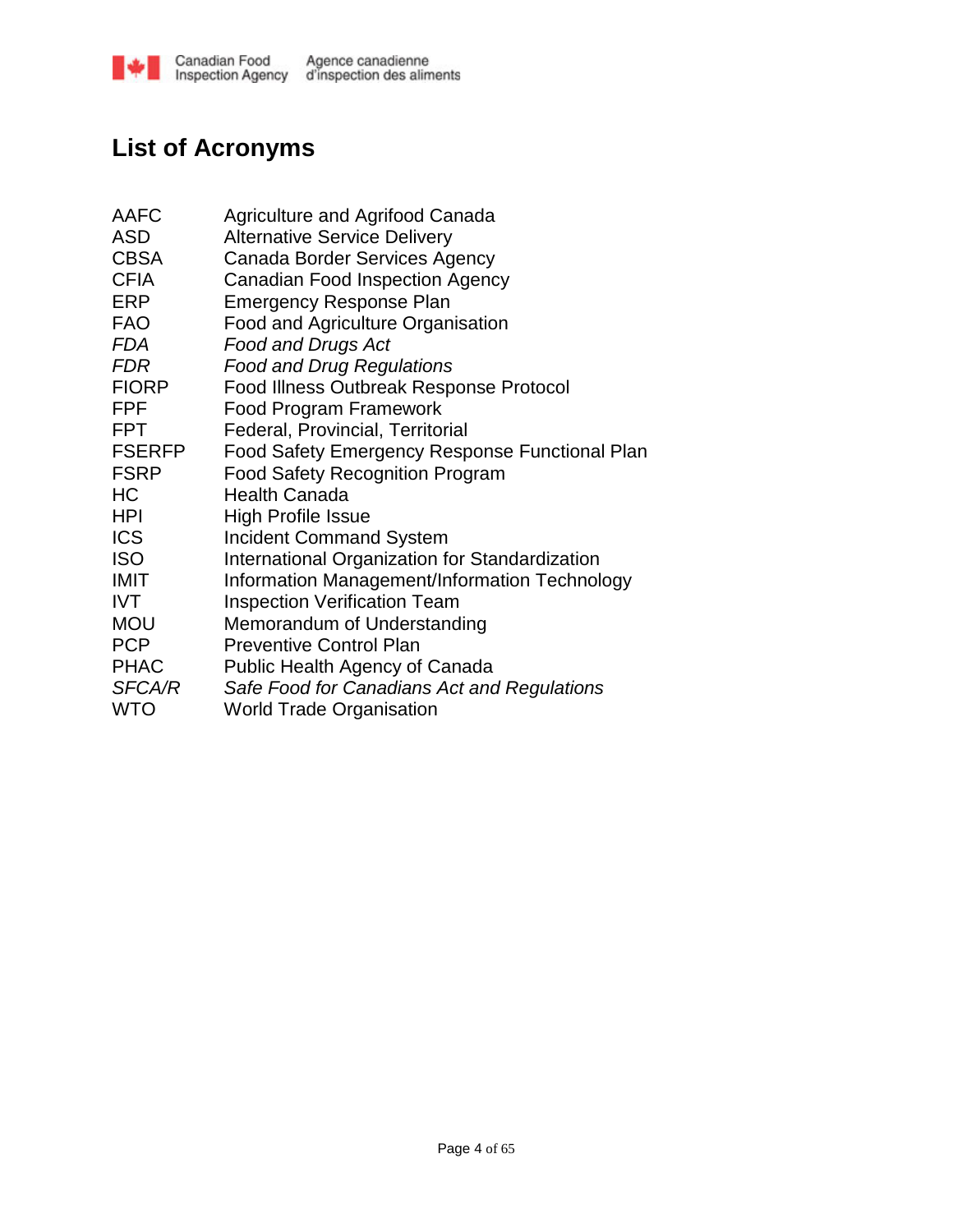## List of Acronyms

| | |
|---|---|
| AAFC | Agriculture and Agrifood Canada |
| ASD | Alternative Service Delivery |
| CBSA | Canada Border Services Agency |
| CFIA | Canadian Food Inspection Agency |
| ERP | Emergency Response Plan |
| FAO | Food and Agriculture Organisation |
| *FDA* | *Food and Drugs Act* |
| *FDR* | *Food and Drug Regulations* |
| FIORP | Food Illness Outbreak Response Protocol |
| FPF | Food Program Framework |
| FPT | Federal, Provincial, Territorial |
| FSERFP | Food Safety Emergency Response Functional Plan |
| FSRP | Food Safety Recognition Program |
| HC | Health Canada |
| HPI | High Profile Issue |
| ICS | Incident Command System |
| ISO | International Organization for Standardization |
| IMIT | Information Management/Information Technology |
| IVT | Inspection Verification Team |
| MOU | Memorandum of Understanding |
| PCP | Preventive Control Plan |
| PHAC | Public Health Agency of Canada |
| *SFCA/R* | *Safe Food for Canadians Act and Regulations* |
| WTO | World Trade Organisation |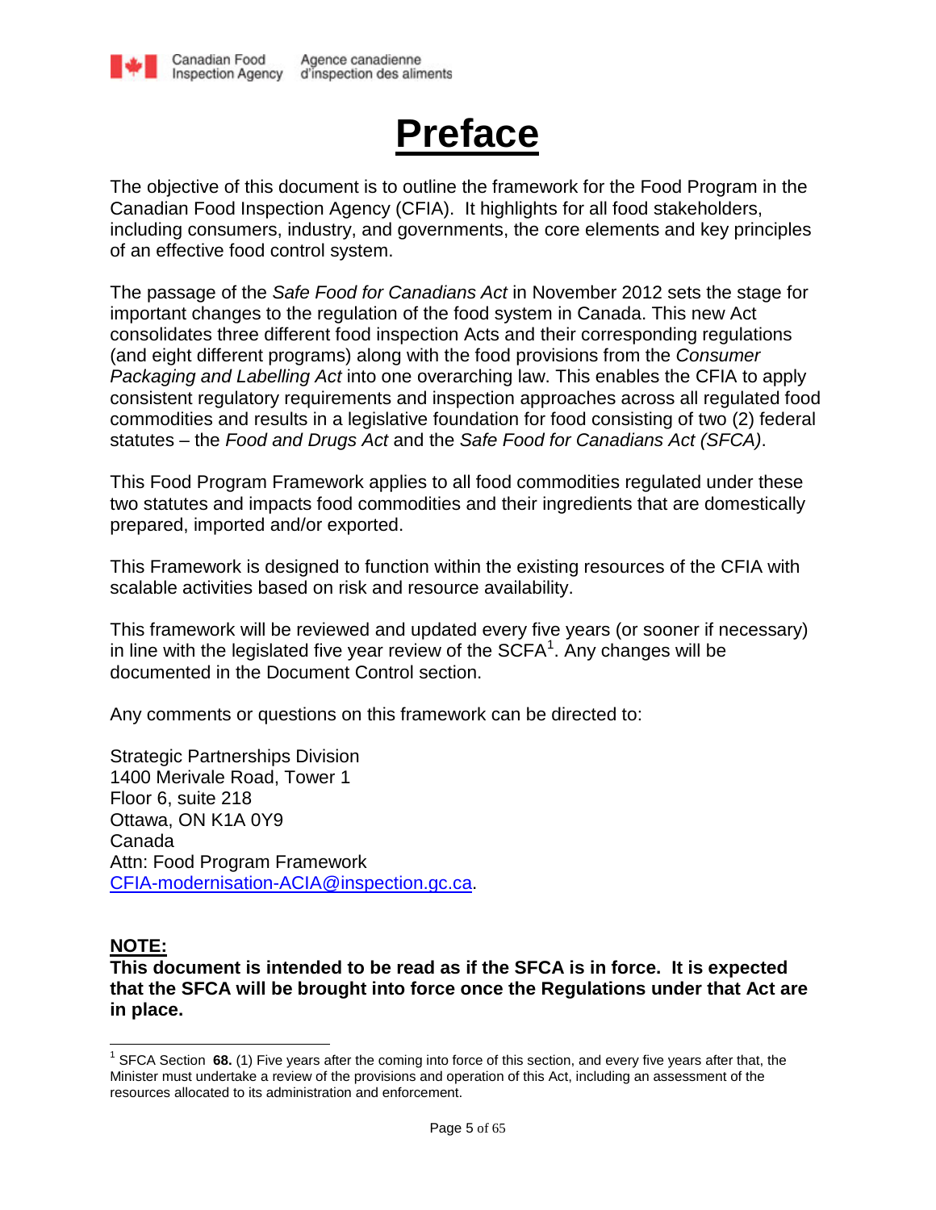# Preface

The objective of this document is to outline the framework for the Food Program in the Canadian Food Inspection Agency (CFIA). It highlights for all food stakeholders, including consumers, industry, and governments, the core elements and key principles of an effective food control system.

The passage of the *Safe Food for Canadians Act* in November 2012 sets the stage for important changes to the regulation of the food system in Canada. This new Act consolidates three different food inspection Acts and their corresponding regulations (and eight different programs) along with the food provisions from the *Consumer Packaging and Labelling Act* into one overarching law. This enables the CFIA to apply consistent regulatory requirements and inspection approaches across all regulated food commodities and results in a legislative foundation for food consisting of two (2) federal statutes – the *Food and Drugs Act* and the *Safe Food for Canadians Act (SFCA)*.

This Food Program Framework applies to all food commodities regulated under these two statutes and impacts food commodities and their ingredients that are domestically prepared, imported and/or exported.

This Framework is designed to function within the existing resources of the CFIA with scalable activities based on risk and resource availability.

This framework will be reviewed and updated every five years (or sooner if necessary) in line with the legislated five year review of the SCFA[1]. Any changes will be documented in the Document Control section.

Any comments or questions on this framework can be directed to:

Strategic Partnerships Division
1400 Merivale Road, Tower 1
Floor 6, suite 218
Ottawa, ON K1A 0Y9
Canada
Attn: Food Program Framework
CFIA-modernisation-ACIA@inspection.gc.ca.

**NOTE:**
**This document is intended to be read as if the SFCA is in force. It is expected that the SFCA will be brought into force once the Regulations under that Act are in place.**

[1] SFCA Section **68.** (1) Five years after the coming into force of this section, and every five years after that, the Minister must undertake a review of the provisions and operation of this Act, including an assessment of the resources allocated to its administration and enforcement.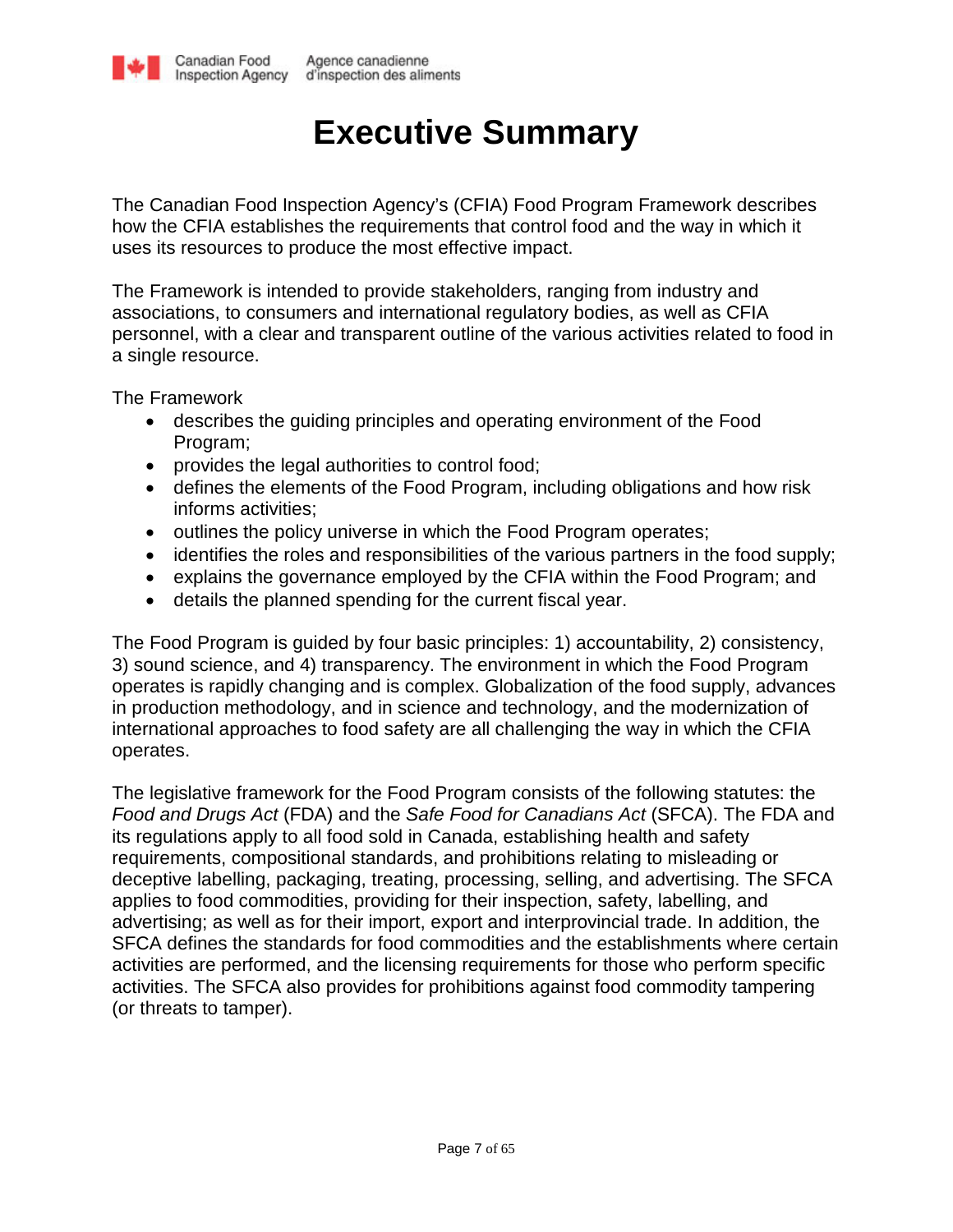# Executive Summary

The Canadian Food Inspection Agency's (CFIA) Food Program Framework describes how the CFIA establishes the requirements that control food and the way in which it uses its resources to produce the most effective impact.

The Framework is intended to provide stakeholders, ranging from industry and associations, to consumers and international regulatory bodies, as well as CFIA personnel, with a clear and transparent outline of the various activities related to food in a single resource.

The Framework

- describes the guiding principles and operating environment of the Food Program;
- provides the legal authorities to control food;
- defines the elements of the Food Program, including obligations and how risk informs activities;
- outlines the policy universe in which the Food Program operates;
- identifies the roles and responsibilities of the various partners in the food supply;
- explains the governance employed by the CFIA within the Food Program; and
- details the planned spending for the current fiscal year.

The Food Program is guided by four basic principles: 1) accountability, 2) consistency, 3) sound science, and 4) transparency. The environment in which the Food Program operates is rapidly changing and is complex. Globalization of the food supply, advances in production methodology, and in science and technology, and the modernization of international approaches to food safety are all challenging the way in which the CFIA operates.

The legislative framework for the Food Program consists of the following statutes: the *Food and Drugs Act* (FDA) and the *Safe Food for Canadians Act* (SFCA). The FDA and its regulations apply to all food sold in Canada, establishing health and safety requirements, compositional standards, and prohibitions relating to misleading or deceptive labelling, packaging, treating, processing, selling, and advertising. The SFCA applies to food commodities, providing for their inspection, safety, labelling, and advertising; as well as for their import, export and interprovincial trade. In addition, the SFCA defines the standards for food commodities and the establishments where certain activities are performed, and the licensing requirements for those who perform specific activities. The SFCA also provides for prohibitions against food commodity tampering (or threats to tamper).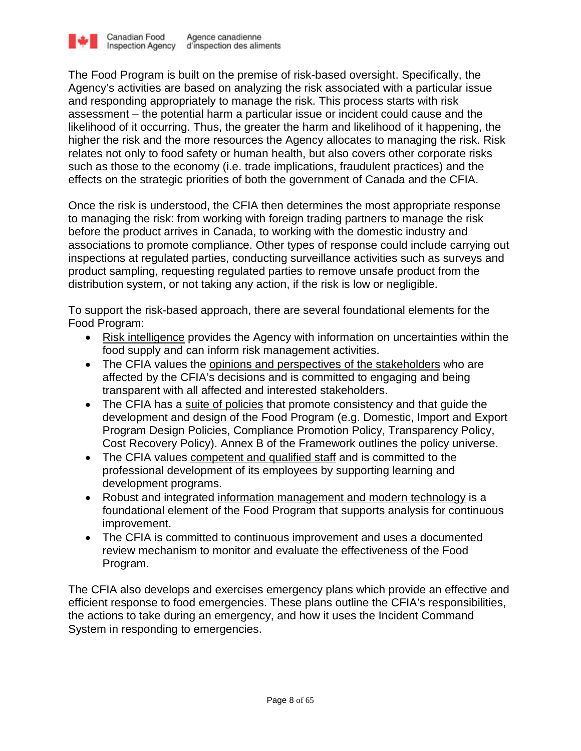The Food Program is built on the premise of risk-based oversight. Specifically, the Agency's activities are based on analyzing the risk associated with a particular issue and responding appropriately to manage the risk. This process starts with risk assessment – the potential harm a particular issue or incident could cause and the likelihood of it occurring. Thus, the greater the harm and likelihood of it happening, the higher the risk and the more resources the Agency allocates to managing the risk. Risk relates not only to food safety or human health, but also covers other corporate risks such as those to the economy (i.e. trade implications, fraudulent practices) and the effects on the strategic priorities of both the government of Canada and the CFIA.

Once the risk is understood, the CFIA then determines the most appropriate response to managing the risk: from working with foreign trading partners to manage the risk before the product arrives in Canada, to working with the domestic industry and associations to promote compliance. Other types of response could include carrying out inspections at regulated parties, conducting surveillance activities such as surveys and product sampling, requesting regulated parties to remove unsafe product from the distribution system, or not taking any action, if the risk is low or negligible.

To support the risk-based approach, there are several foundational elements for the Food Program:

- Risk intelligence provides the Agency with information on uncertainties within the food supply and can inform risk management activities.
- The CFIA values the opinions and perspectives of the stakeholders who are affected by the CFIA's decisions and is committed to engaging and being transparent with all affected and interested stakeholders.
- The CFIA has a suite of policies that promote consistency and that guide the development and design of the Food Program (e.g. Domestic, Import and Export Program Design Policies, Compliance Promotion Policy, Transparency Policy, Cost Recovery Policy). Annex B of the Framework outlines the policy universe.
- The CFIA values competent and qualified staff and is committed to the professional development of its employees by supporting learning and development programs.
- Robust and integrated information management and modern technology is a foundational element of the Food Program that supports analysis for continuous improvement.
- The CFIA is committed to continuous improvement and uses a documented review mechanism to monitor and evaluate the effectiveness of the Food Program.

The CFIA also develops and exercises emergency plans which provide an effective and efficient response to food emergencies. These plans outline the CFIA's responsibilities, the actions to take during an emergency, and how it uses the Incident Command System in responding to emergencies.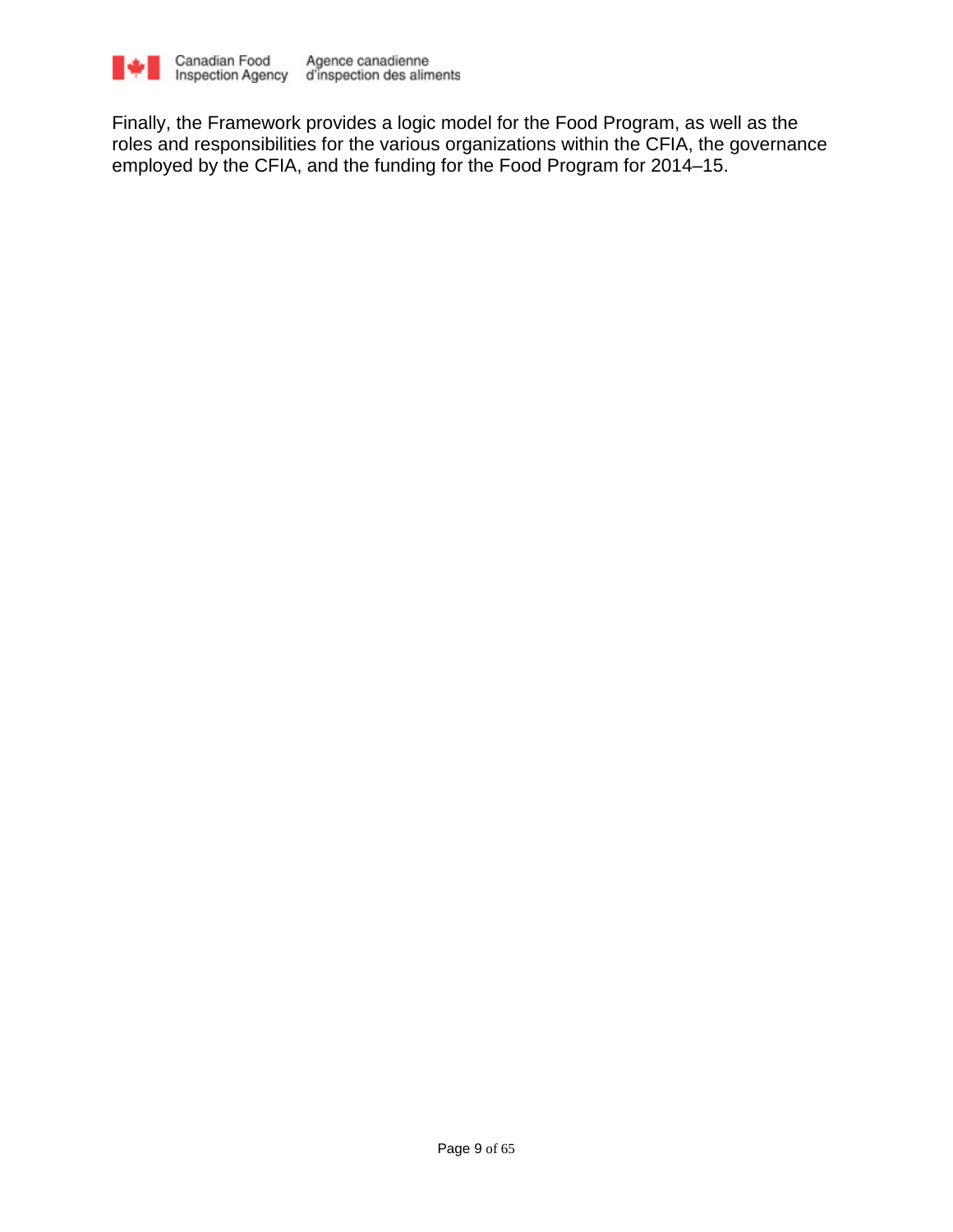Finally, the Framework provides a logic model for the Food Program, as well as the roles and responsibilities for the various organizations within the CFIA, the governance employed by the CFIA, and the funding for the Food Program for 2014–15.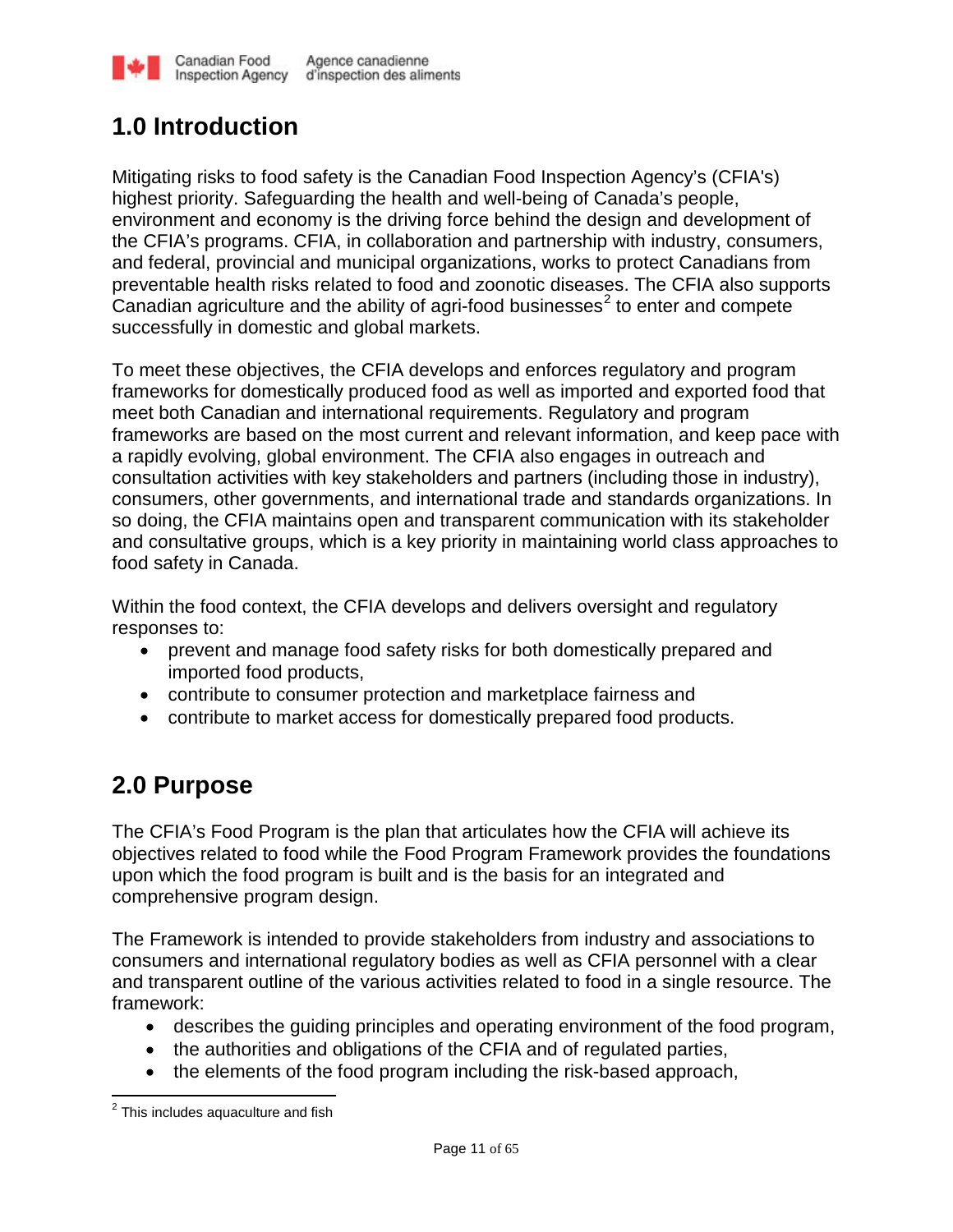# 1.0 Introduction

Mitigating risks to food safety is the Canadian Food Inspection Agency's (CFIA's) highest priority. Safeguarding the health and well-being of Canada's people, environment and economy is the driving force behind the design and development of the CFIA's programs. CFIA, in collaboration and partnership with industry, consumers, and federal, provincial and municipal organizations, works to protect Canadians from preventable health risks related to food and zoonotic diseases. The CFIA also supports Canadian agriculture and the ability of agri-food businesses[2] to enter and compete successfully in domestic and global markets.

To meet these objectives, the CFIA develops and enforces regulatory and program frameworks for domestically produced food as well as imported and exported food that meet both Canadian and international requirements. Regulatory and program frameworks are based on the most current and relevant information, and keep pace with a rapidly evolving, global environment. The CFIA also engages in outreach and consultation activities with key stakeholders and partners (including those in industry), consumers, other governments, and international trade and standards organizations. In so doing, the CFIA maintains open and transparent communication with its stakeholder and consultative groups, which is a key priority in maintaining world class approaches to food safety in Canada.

Within the food context, the CFIA develops and delivers oversight and regulatory responses to:

- prevent and manage food safety risks for both domestically prepared and imported food products,
- contribute to consumer protection and marketplace fairness and
- contribute to market access for domestically prepared food products.

# 2.0 Purpose

The CFIA's Food Program is the plan that articulates how the CFIA will achieve its objectives related to food while the Food Program Framework provides the foundations upon which the food program is built and is the basis for an integrated and comprehensive program design.

The Framework is intended to provide stakeholders from industry and associations to consumers and international regulatory bodies as well as CFIA personnel with a clear and transparent outline of the various activities related to food in a single resource. The framework:

- describes the guiding principles and operating environment of the food program,
- the authorities and obligations of the CFIA and of regulated parties,
- the elements of the food program including the risk-based approach,

[2] This includes aquaculture and fish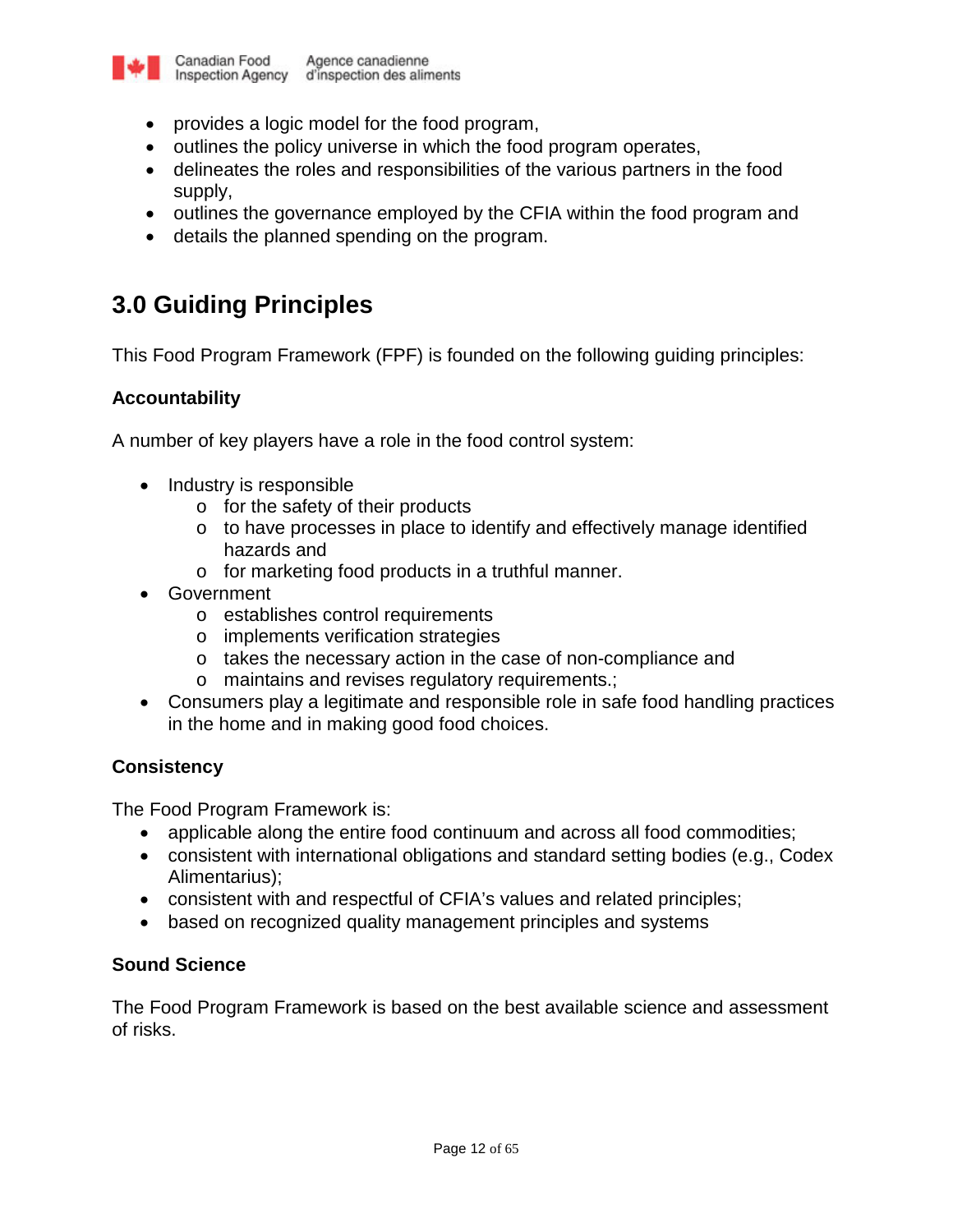- provides a logic model for the food program,
- outlines the policy universe in which the food program operates,
- delineates the roles and responsibilities of the various partners in the food supply,
- outlines the governance employed by the CFIA within the food program and
- details the planned spending on the program.

## 3.0 Guiding Principles

This Food Program Framework (FPF) is founded on the following guiding principles:

**Accountability**

A number of key players have a role in the food control system:

- Industry is responsible
  - for the safety of their products
  - to have processes in place to identify and effectively manage identified hazards and
  - for marketing food products in a truthful manner.
- Government
  - establishes control requirements
  - implements verification strategies
  - takes the necessary action in the case of non-compliance and
  - maintains and revises regulatory requirements.;
- Consumers play a legitimate and responsible role in safe food handling practices in the home and in making good food choices.

**Consistency**

The Food Program Framework is:

- applicable along the entire food continuum and across all food commodities;
- consistent with international obligations and standard setting bodies (e.g., Codex Alimentarius);
- consistent with and respectful of CFIA's values and related principles;
- based on recognized quality management principles and systems

**Sound Science**

The Food Program Framework is based on the best available science and assessment of risks.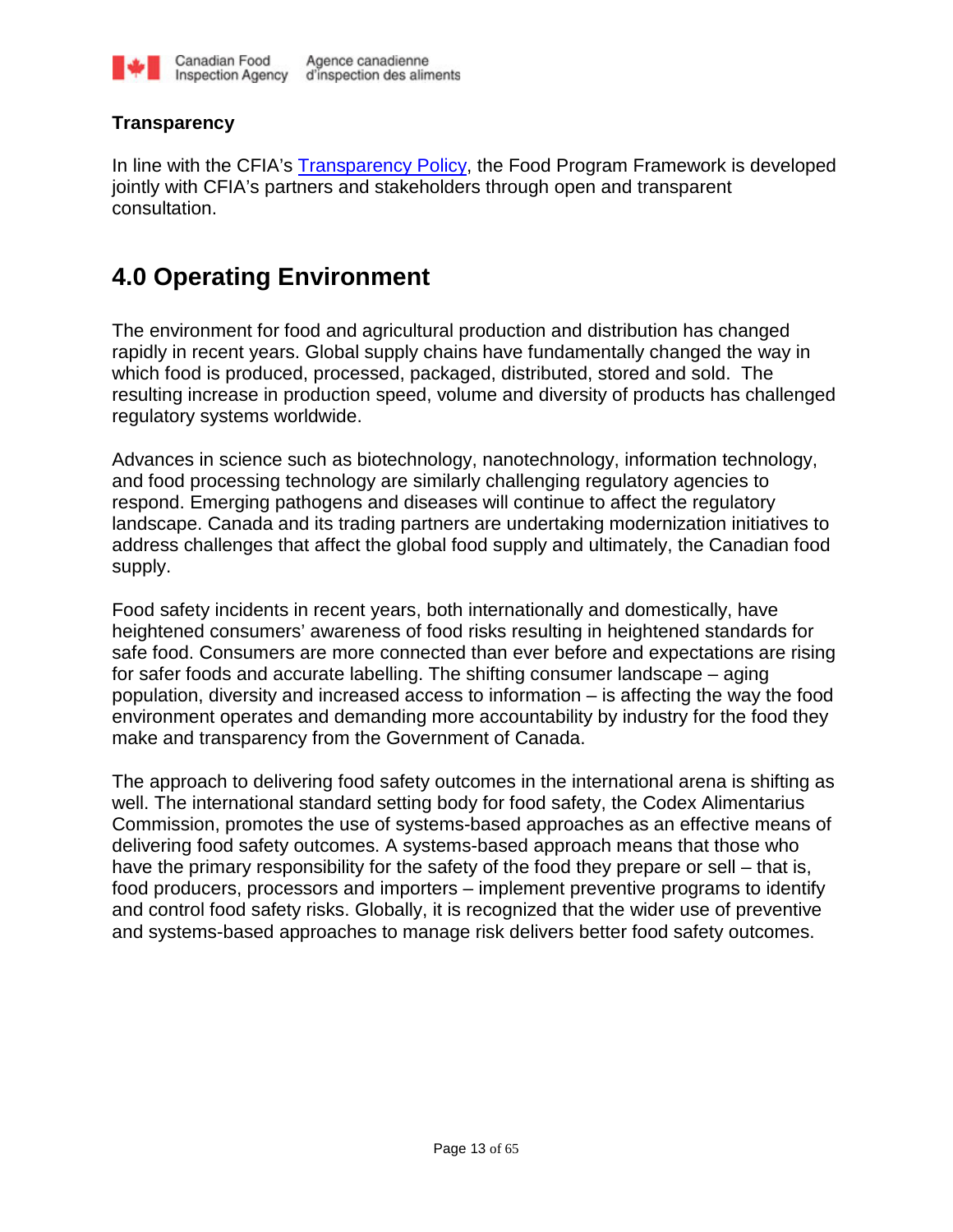### Transparency

In line with the CFIA's [Transparency Policy](), the Food Program Framework is developed jointly with CFIA's partners and stakeholders through open and transparent consultation.

## 4.0 Operating Environment

The environment for food and agricultural production and distribution has changed rapidly in recent years. Global supply chains have fundamentally changed the way in which food is produced, processed, packaged, distributed, stored and sold. The resulting increase in production speed, volume and diversity of products has challenged regulatory systems worldwide.

Advances in science such as biotechnology, nanotechnology, information technology, and food processing technology are similarly challenging regulatory agencies to respond. Emerging pathogens and diseases will continue to affect the regulatory landscape. Canada and its trading partners are undertaking modernization initiatives to address challenges that affect the global food supply and ultimately, the Canadian food supply.

Food safety incidents in recent years, both internationally and domestically, have heightened consumers' awareness of food risks resulting in heightened standards for safe food. Consumers are more connected than ever before and expectations are rising for safer foods and accurate labelling. The shifting consumer landscape – aging population, diversity and increased access to information – is affecting the way the food environment operates and demanding more accountability by industry for the food they make and transparency from the Government of Canada.

The approach to delivering food safety outcomes in the international arena is shifting as well. The international standard setting body for food safety, the Codex Alimentarius Commission, promotes the use of systems-based approaches as an effective means of delivering food safety outcomes. A systems-based approach means that those who have the primary responsibility for the safety of the food they prepare or sell – that is, food producers, processors and importers – implement preventive programs to identify and control food safety risks. Globally, it is recognized that the wider use of preventive and systems-based approaches to manage risk delivers better food safety outcomes.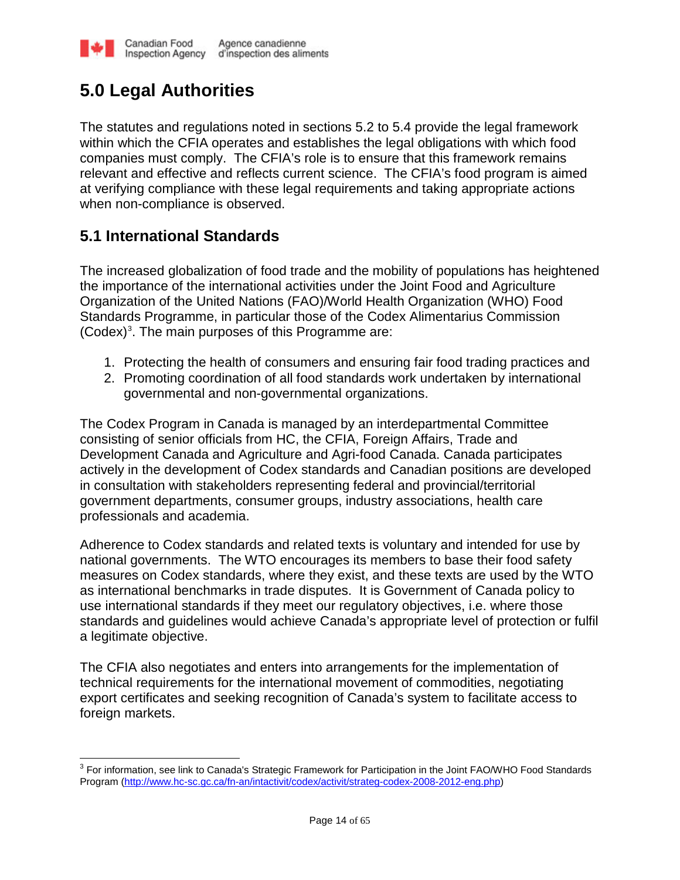# 5.0 Legal Authorities

The statutes and regulations noted in sections 5.2 to 5.4 provide the legal framework within which the CFIA operates and establishes the legal obligations with which food companies must comply. The CFIA's role is to ensure that this framework remains relevant and effective and reflects current science. The CFIA's food program is aimed at verifying compliance with these legal requirements and taking appropriate actions when non-compliance is observed.

## 5.1 International Standards

The increased globalization of food trade and the mobility of populations has heightened the importance of the international activities under the Joint Food and Agriculture Organization of the United Nations (FAO)/World Health Organization (WHO) Food Standards Programme, in particular those of the Codex Alimentarius Commission (Codex)[3]. The main purposes of this Programme are:

1. Protecting the health of consumers and ensuring fair food trading practices and
2. Promoting coordination of all food standards work undertaken by international governmental and non-governmental organizations.

The Codex Program in Canada is managed by an interdepartmental Committee consisting of senior officials from HC, the CFIA, Foreign Affairs, Trade and Development Canada and Agriculture and Agri-food Canada. Canada participates actively in the development of Codex standards and Canadian positions are developed in consultation with stakeholders representing federal and provincial/territorial government departments, consumer groups, industry associations, health care professionals and academia.

Adherence to Codex standards and related texts is voluntary and intended for use by national governments. The WTO encourages its members to base their food safety measures on Codex standards, where they exist, and these texts are used by the WTO as international benchmarks in trade disputes. It is Government of Canada policy to use international standards if they meet our regulatory objectives, i.e. where those standards and guidelines would achieve Canada's appropriate level of protection or fulfil a legitimate objective.

The CFIA also negotiates and enters into arrangements for the implementation of technical requirements for the international movement of commodities, negotiating export certificates and seeking recognition of Canada's system to facilitate access to foreign markets.

---

[3] For information, see link to Canada's Strategic Framework for Participation in the Joint FAO/WHO Food Standards Program (http://www.hc-sc.gc.ca/fn-an/intactivit/codex/activit/strateg-codex-2008-2012-eng.php)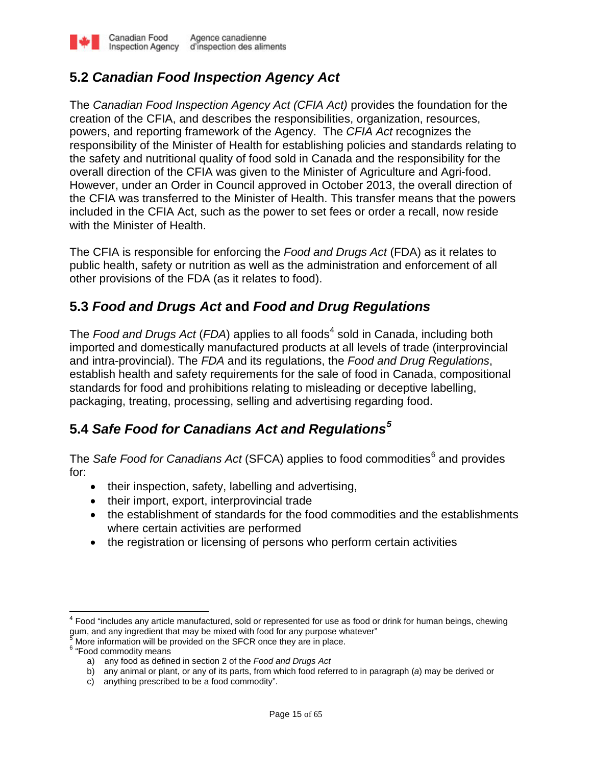## 5.2 *Canadian Food Inspection Agency Act*

The *Canadian Food Inspection Agency Act (CFIA Act)* provides the foundation for the creation of the CFIA, and describes the responsibilities, organization, resources, powers, and reporting framework of the Agency. The *CFIA Act* recognizes the responsibility of the Minister of Health for establishing policies and standards relating to the safety and nutritional quality of food sold in Canada and the responsibility for the overall direction of the CFIA was given to the Minister of Agriculture and Agri-food. However, under an Order in Council approved in October 2013, the overall direction of the CFIA was transferred to the Minister of Health. This transfer means that the powers included in the CFIA Act, such as the power to set fees or order a recall, now reside with the Minister of Health.

The CFIA is responsible for enforcing the *Food and Drugs Act* (FDA) as it relates to public health, safety or nutrition as well as the administration and enforcement of all other provisions of the FDA (as it relates to food).

## 5.3 *Food and Drugs Act* and *Food and Drug Regulations*

The *Food and Drugs Act* (*FDA*) applies to all foods[4] sold in Canada, including both imported and domestically manufactured products at all levels of trade (interprovincial and intra-provincial). The *FDA* and its regulations, the *Food and Drug Regulations*, establish health and safety requirements for the sale of food in Canada, compositional standards for food and prohibitions relating to misleading or deceptive labelling, packaging, treating, processing, selling and advertising regarding food.

## 5.4 *Safe Food for Canadians Act and Regulations*[5]

The *Safe Food for Canadians Act* (SFCA) applies to food commodities[6] and provides for:

- their inspection, safety, labelling and advertising,
- their import, export, interprovincial trade
- the establishment of standards for the food commodities and the establishments where certain activities are performed
- the registration or licensing of persons who perform certain activities

---

[4] Food "includes any article manufactured, sold or represented for use as food or drink for human beings, chewing gum, and any ingredient that may be mixed with food for any purpose whatever"

[5] More information will be provided on the SFCR once they are in place.

[6] "Food commodity means

a) any food as defined in section 2 of the *Food and Drugs Act*

b) any animal or plant, or any of its parts, from which food referred to in paragraph (*a*) may be derived or

c) anything prescribed to be a food commodity".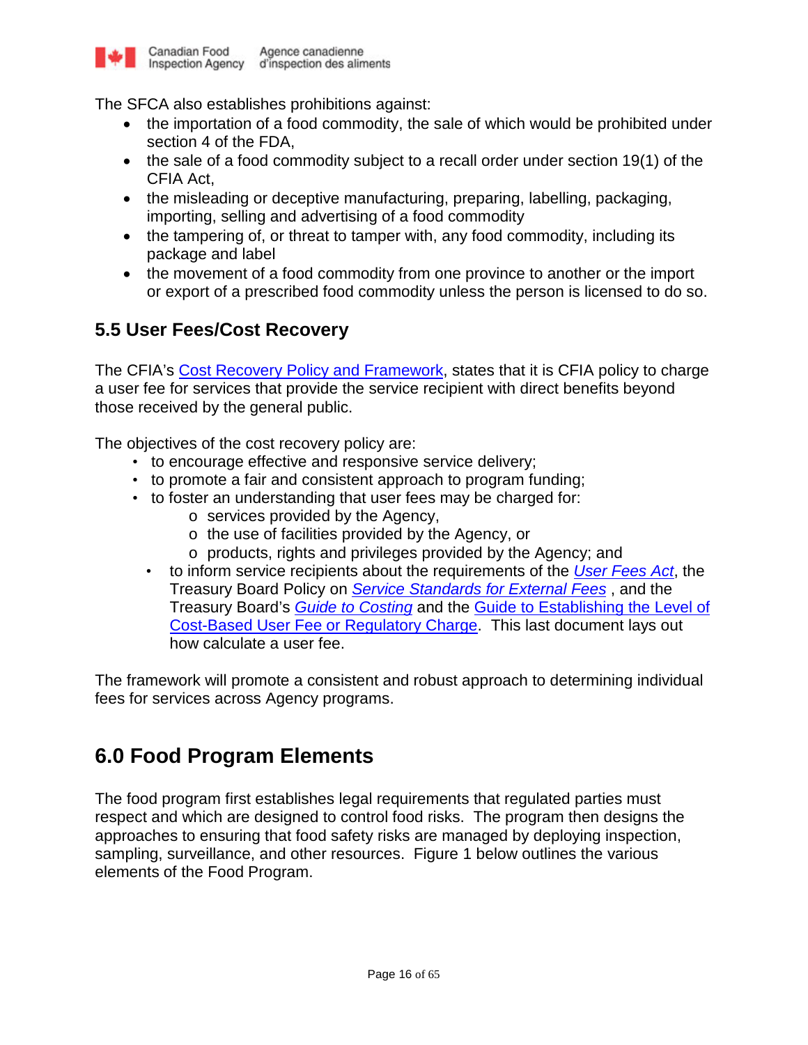The SFCA also establishes prohibitions against:

- the importation of a food commodity, the sale of which would be prohibited under section 4 of the FDA,
- the sale of a food commodity subject to a recall order under section 19(1) of the CFIA Act,
- the misleading or deceptive manufacturing, preparing, labelling, packaging, importing, selling and advertising of a food commodity
- the tampering of, or threat to tamper with, any food commodity, including its package and label
- the movement of a food commodity from one province to another or the import or export of a prescribed food commodity unless the person is licensed to do so.

### 5.5 User Fees/Cost Recovery

The CFIA's Cost Recovery Policy and Framework, states that it is CFIA policy to charge a user fee for services that provide the service recipient with direct benefits beyond those received by the general public.

The objectives of the cost recovery policy are:

- to encourage effective and responsive service delivery;
- to promote a fair and consistent approach to program funding;
- to foster an understanding that user fees may be charged for:
  - services provided by the Agency,
  - the use of facilities provided by the Agency, or
  - products, rights and privileges provided by the Agency; and
- to inform service recipients about the requirements of the *User Fees Act*, the Treasury Board Policy on *Service Standards for External Fees* , and the Treasury Board's *Guide to Costing* and the Guide to Establishing the Level of Cost-Based User Fee or Regulatory Charge. This last document lays out how calculate a user fee.

The framework will promote a consistent and robust approach to determining individual fees for services across Agency programs.

## 6.0 Food Program Elements

The food program first establishes legal requirements that regulated parties must respect and which are designed to control food risks. The program then designs the approaches to ensuring that food safety risks are managed by deploying inspection, sampling, surveillance, and other resources. Figure 1 below outlines the various elements of the Food Program.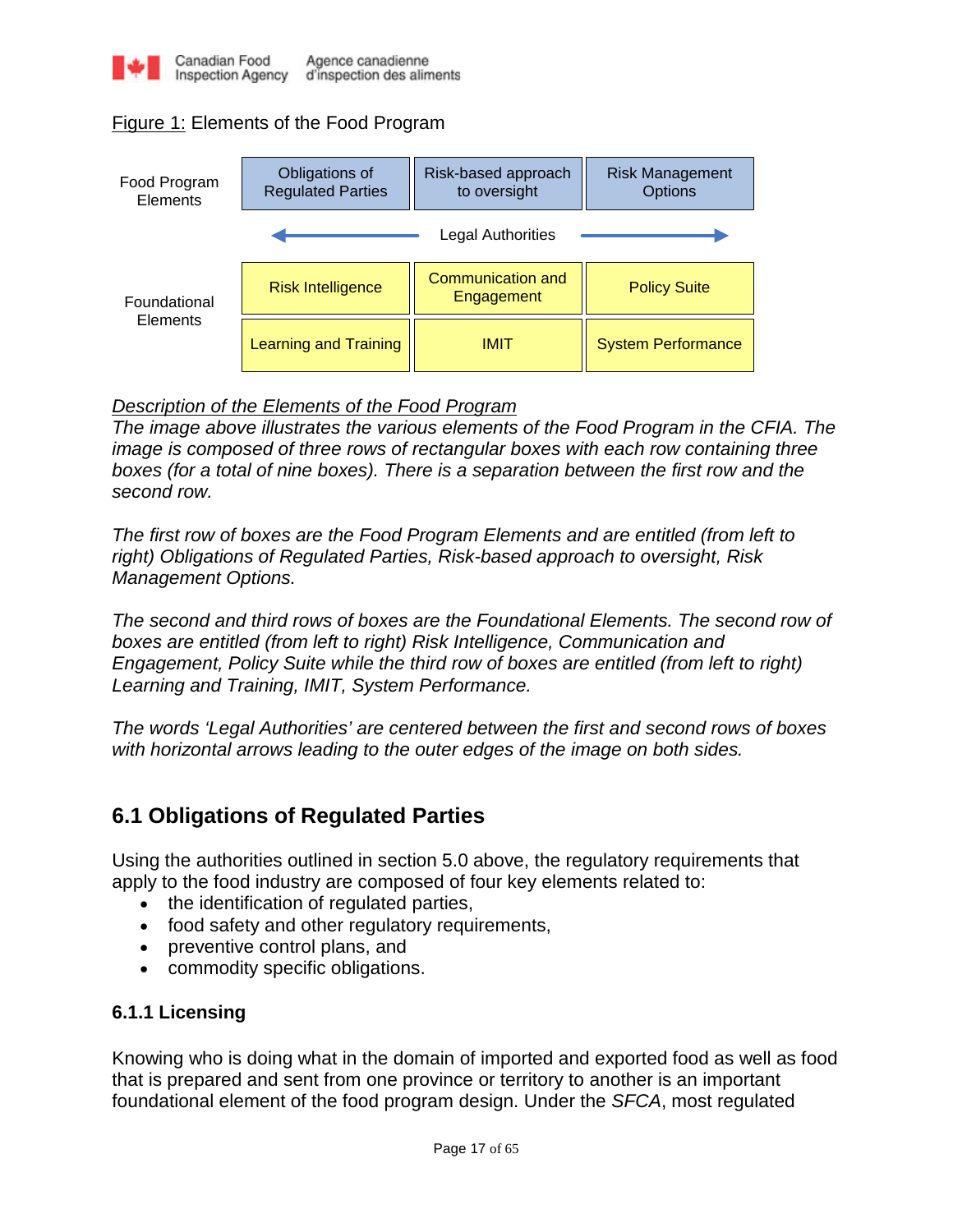Figure 1: Elements of the Food Program

| | | | |
|---|---|---|---|
| Food Program Elements | Obligations of Regulated Parties | Risk-based approach to oversight | Risk Management Options |
| | ← | Legal Authorities | → |
| Foundational Elements | Risk Intelligence | Communication and Engagement | Policy Suite |
| | Learning and Training | IMIT | System Performance |

*Description of the Elements of the Food Program*

*The image above illustrates the various elements of the Food Program in the CFIA. The image is composed of three rows of rectangular boxes with each row containing three boxes (for a total of nine boxes). There is a separation between the first row and the second row.*

*The first row of boxes are the Food Program Elements and are entitled (from left to right) Obligations of Regulated Parties, Risk-based approach to oversight, Risk Management Options.*

*The second and third rows of boxes are the Foundational Elements. The second row of boxes are entitled (from left to right) Risk Intelligence, Communication and Engagement, Policy Suite while the third row of boxes are entitled (from left to right) Learning and Training, IMIT, System Performance.*

*The words 'Legal Authorities' are centered between the first and second rows of boxes with horizontal arrows leading to the outer edges of the image on both sides.*

## 6.1 Obligations of Regulated Parties

Using the authorities outlined in section 5.0 above, the regulatory requirements that apply to the food industry are composed of four key elements related to:

- the identification of regulated parties,
- food safety and other regulatory requirements,
- preventive control plans, and
- commodity specific obligations.

### 6.1.1 Licensing

Knowing who is doing what in the domain of imported and exported food as well as food that is prepared and sent from one province or territory to another is an important foundational element of the food program design. Under the *SFCA*, most regulated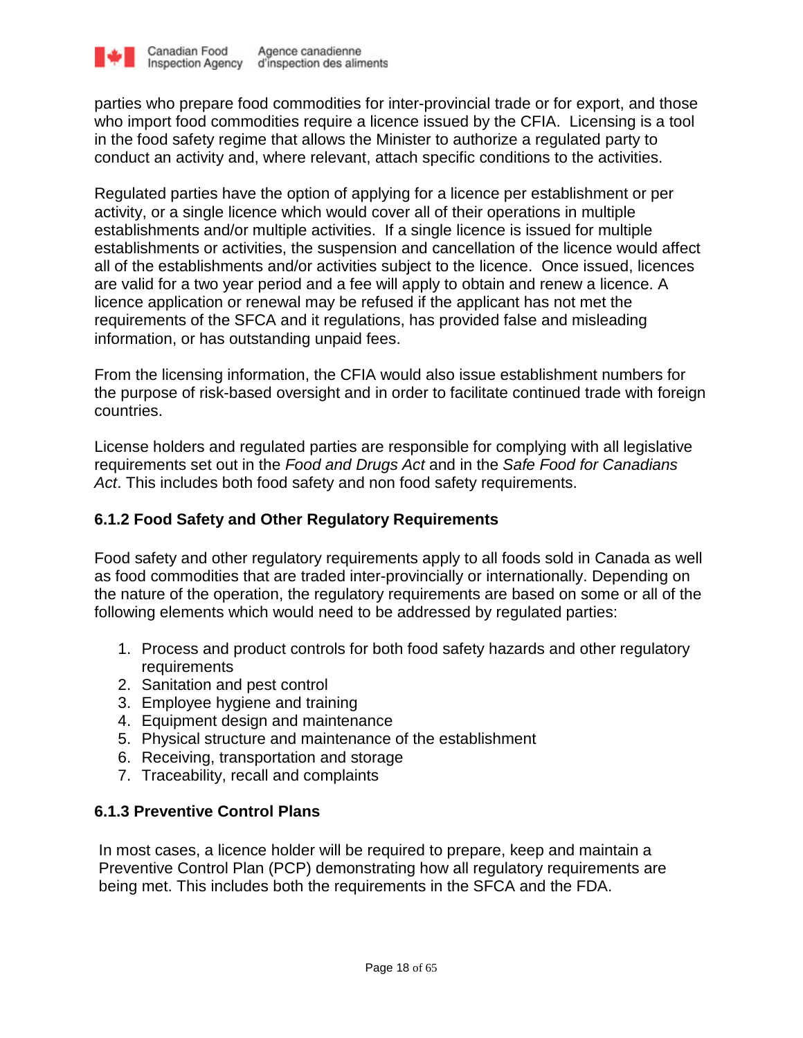parties who prepare food commodities for inter-provincial trade or for export, and those who import food commodities require a licence issued by the CFIA. Licensing is a tool in the food safety regime that allows the Minister to authorize a regulated party to conduct an activity and, where relevant, attach specific conditions to the activities.

Regulated parties have the option of applying for a licence per establishment or per activity, or a single licence which would cover all of their operations in multiple establishments and/or multiple activities. If a single licence is issued for multiple establishments or activities, the suspension and cancellation of the licence would affect all of the establishments and/or activities subject to the licence. Once issued, licences are valid for a two year period and a fee will apply to obtain and renew a licence. A licence application or renewal may be refused if the applicant has not met the requirements of the SFCA and it regulations, has provided false and misleading information, or has outstanding unpaid fees.

From the licensing information, the CFIA would also issue establishment numbers for the purpose of risk-based oversight and in order to facilitate continued trade with foreign countries.

License holders and regulated parties are responsible for complying with all legislative requirements set out in the *Food and Drugs Act* and in the *Safe Food for Canadians Act*. This includes both food safety and non food safety requirements.

### 6.1.2 Food Safety and Other Regulatory Requirements

Food safety and other regulatory requirements apply to all foods sold in Canada as well as food commodities that are traded inter-provincially or internationally. Depending on the nature of the operation, the regulatory requirements are based on some or all of the following elements which would need to be addressed by regulated parties:

1. Process and product controls for both food safety hazards and other regulatory requirements
2. Sanitation and pest control
3. Employee hygiene and training
4. Equipment design and maintenance
5. Physical structure and maintenance of the establishment
6. Receiving, transportation and storage
7. Traceability, recall and complaints

### 6.1.3 Preventive Control Plans

In most cases, a licence holder will be required to prepare, keep and maintain a Preventive Control Plan (PCP) demonstrating how all regulatory requirements are being met. This includes both the requirements in the SFCA and the FDA.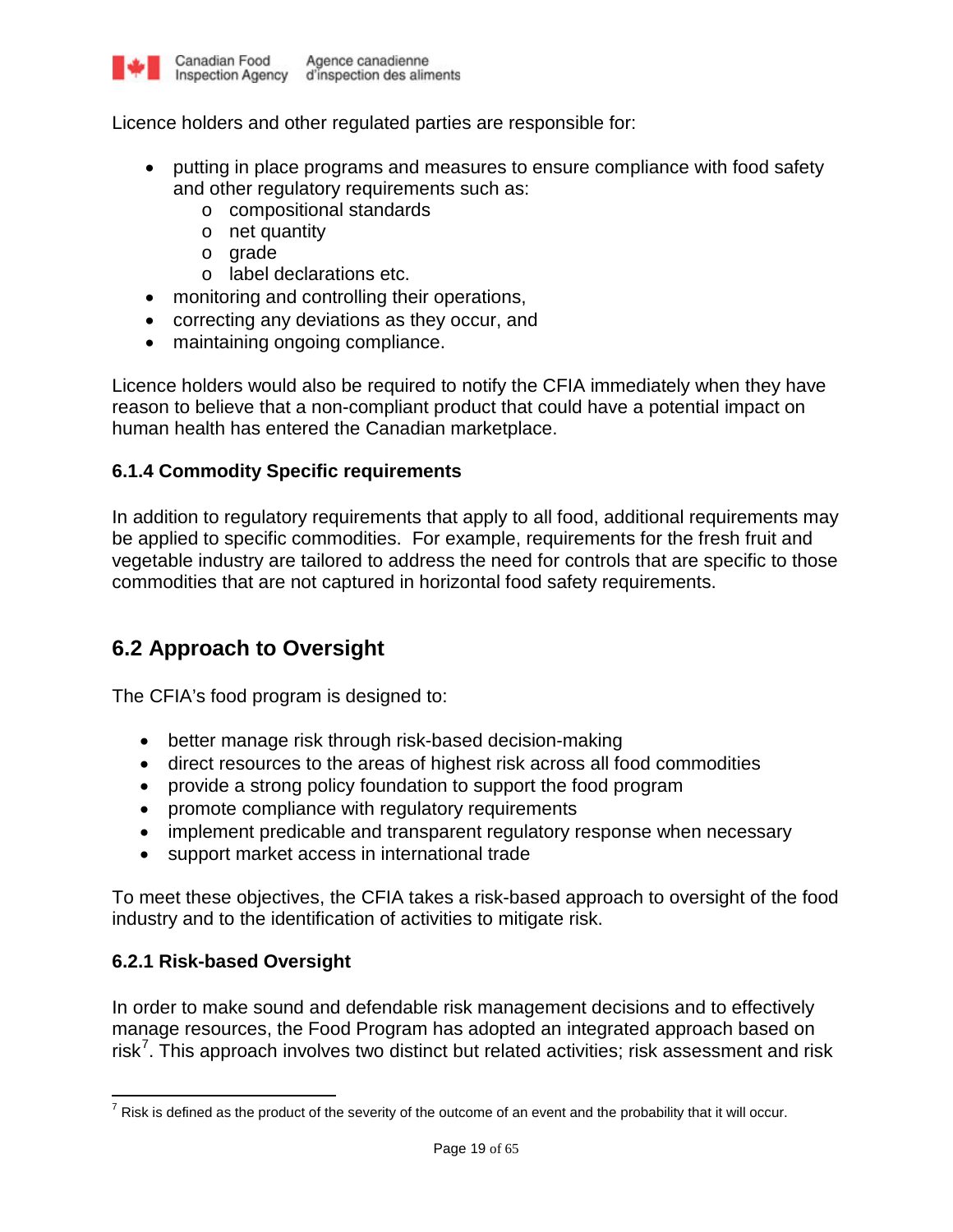Licence holders and other regulated parties are responsible for:

- putting in place programs and measures to ensure compliance with food safety and other regulatory requirements such as:
  - compositional standards
  - net quantity
  - grade
  - label declarations etc.
- monitoring and controlling their operations,
- correcting any deviations as they occur, and
- maintaining ongoing compliance.

Licence holders would also be required to notify the CFIA immediately when they have reason to believe that a non-compliant product that could have a potential impact on human health has entered the Canadian marketplace.

### 6.1.4 Commodity Specific requirements

In addition to regulatory requirements that apply to all food, additional requirements may be applied to specific commodities. For example, requirements for the fresh fruit and vegetable industry are tailored to address the need for controls that are specific to those commodities that are not captured in horizontal food safety requirements.

## 6.2 Approach to Oversight

The CFIA's food program is designed to:

- better manage risk through risk-based decision-making
- direct resources to the areas of highest risk across all food commodities
- provide a strong policy foundation to support the food program
- promote compliance with regulatory requirements
- implement predicable and transparent regulatory response when necessary
- support market access in international trade

To meet these objectives, the CFIA takes a risk-based approach to oversight of the food industry and to the identification of activities to mitigate risk.

### 6.2.1 Risk-based Oversight

In order to make sound and defendable risk management decisions and to effectively manage resources, the Food Program has adopted an integrated approach based on risk[7]. This approach involves two distinct but related activities; risk assessment and risk

[7] Risk is defined as the product of the severity of the outcome of an event and the probability that it will occur.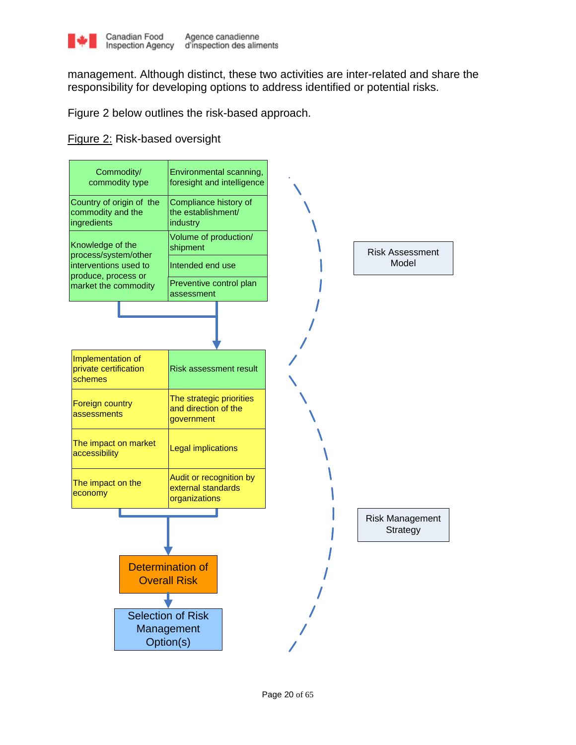management. Although distinct, these two activities are inter-related and share the responsibility for developing options to address identified or potential risks.

Figure 2 below outlines the risk-based approach.

Figure 2: Risk-based oversight

**Risk Assessment Model**

| | |
|---|---|
| Commodity/ commodity type | Environmental scanning, foresight and intelligence |
| Country of origin of the commodity and the ingredients | Compliance history of the establishment/ industry |
| Knowledge of the process/system/other interventions used to produce, process or market the commodity | Volume of production/ shipment |
| | Intended end use |
| | Preventive control plan assessment |

↓

**Risk Management Strategy**

| | |
|---|---|
| Implementation of private certification schemes | Risk assessment result |
| Foreign country assessments | The strategic priorities and direction of the government |
| The impact on market accessibility | Legal implications |
| The impact on the economy | Audit or recognition by external standards organizations |

↓

Determination of Overall Risk

↓

Selection of Risk Management Option(s)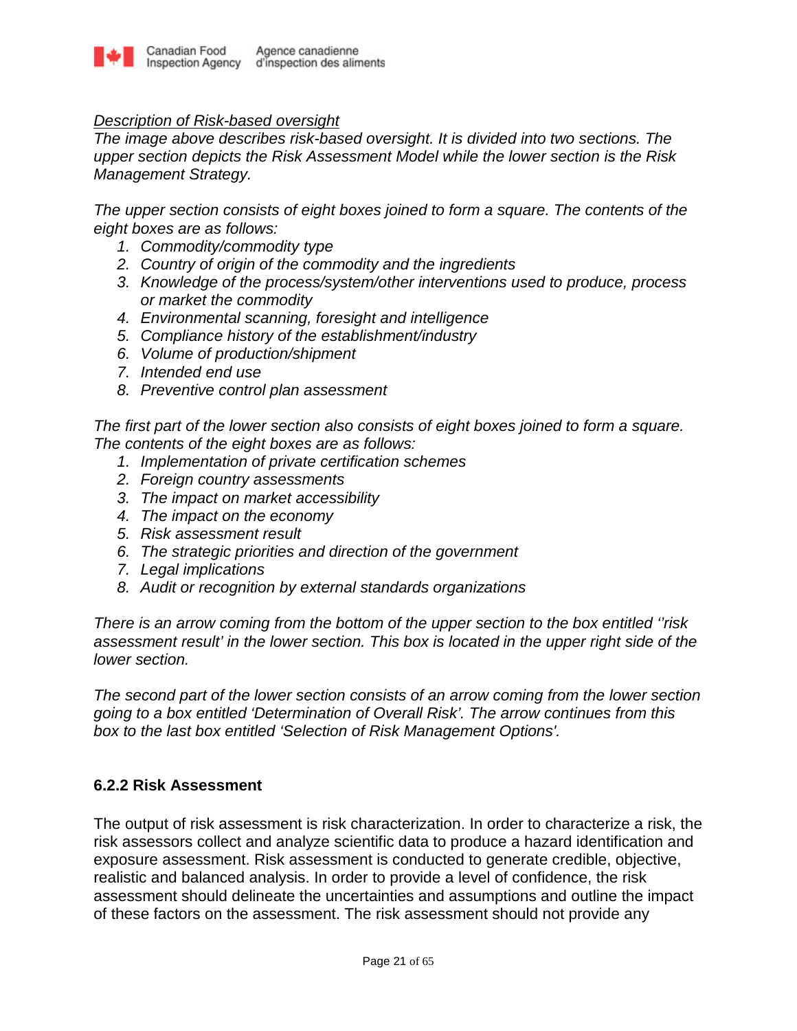*<u>Description of Risk-based oversight</u>*
*The image above describes risk-based oversight. It is divided into two sections. The upper section depicts the Risk Assessment Model while the lower section is the Risk Management Strategy.*

*The upper section consists of eight boxes joined to form a square. The contents of the eight boxes are as follows:*

1. *Commodity/commodity type*
2. *Country of origin of the commodity and the ingredients*
3. *Knowledge of the process/system/other interventions used to produce, process or market the commodity*
4. *Environmental scanning, foresight and intelligence*
5. *Compliance history of the establishment/industry*
6. *Volume of production/shipment*
7. *Intended end use*
8. *Preventive control plan assessment*

*The first part of the lower section also consists of eight boxes joined to form a square. The contents of the eight boxes are as follows:*

1. *Implementation of private certification schemes*
2. *Foreign country assessments*
3. *The impact on market accessibility*
4. *The impact on the economy*
5. *Risk assessment result*
6. *The strategic priorities and direction of the government*
7. *Legal implications*
8. *Audit or recognition by external standards organizations*

*There is an arrow coming from the bottom of the upper section to the box entitled ''risk assessment result' in the lower section. This box is located in the upper right side of the lower section.*

*The second part of the lower section consists of an arrow coming from the lower section going to a box entitled 'Determination of Overall Risk'. The arrow continues from this box to the last box entitled 'Selection of Risk Management Options'.*

### 6.2.2 Risk Assessment

The output of risk assessment is risk characterization. In order to characterize a risk, the risk assessors collect and analyze scientific data to produce a hazard identification and exposure assessment. Risk assessment is conducted to generate credible, objective, realistic and balanced analysis. In order to provide a level of confidence, the risk assessment should delineate the uncertainties and assumptions and outline the impact of these factors on the assessment. The risk assessment should not provide any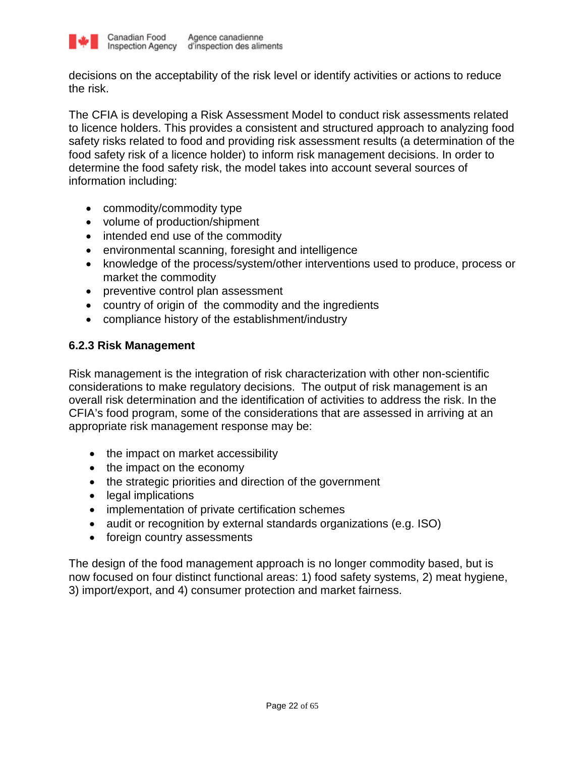decisions on the acceptability of the risk level or identify activities or actions to reduce the risk.

The CFIA is developing a Risk Assessment Model to conduct risk assessments related to licence holders. This provides a consistent and structured approach to analyzing food safety risks related to food and providing risk assessment results (a determination of the food safety risk of a licence holder) to inform risk management decisions. In order to determine the food safety risk, the model takes into account several sources of information including:

- commodity/commodity type
- volume of production/shipment
- intended end use of the commodity
- environmental scanning, foresight and intelligence
- knowledge of the process/system/other interventions used to produce, process or market the commodity
- preventive control plan assessment
- country of origin of the commodity and the ingredients
- compliance history of the establishment/industry

### 6.2.3 Risk Management

Risk management is the integration of risk characterization with other non-scientific considerations to make regulatory decisions. The output of risk management is an overall risk determination and the identification of activities to address the risk. In the CFIA's food program, some of the considerations that are assessed in arriving at an appropriate risk management response may be:

- the impact on market accessibility
- the impact on the economy
- the strategic priorities and direction of the government
- legal implications
- implementation of private certification schemes
- audit or recognition by external standards organizations (e.g. ISO)
- foreign country assessments

The design of the food management approach is no longer commodity based, but is now focused on four distinct functional areas: 1) food safety systems, 2) meat hygiene, 3) import/export, and 4) consumer protection and market fairness.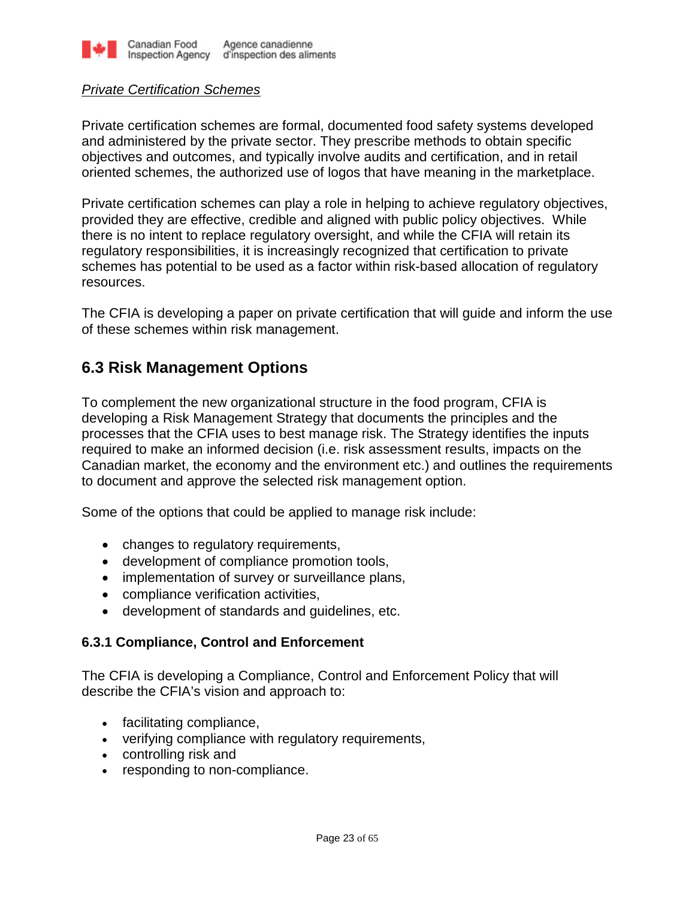*Private Certification Schemes*

Private certification schemes are formal, documented food safety systems developed and administered by the private sector. They prescribe methods to obtain specific objectives and outcomes, and typically involve audits and certification, and in retail oriented schemes, the authorized use of logos that have meaning in the marketplace.

Private certification schemes can play a role in helping to achieve regulatory objectives, provided they are effective, credible and aligned with public policy objectives. While there is no intent to replace regulatory oversight, and while the CFIA will retain its regulatory responsibilities, it is increasingly recognized that certification to private schemes has potential to be used as a factor within risk-based allocation of regulatory resources.

The CFIA is developing a paper on private certification that will guide and inform the use of these schemes within risk management.

## 6.3 Risk Management Options

To complement the new organizational structure in the food program, CFIA is developing a Risk Management Strategy that documents the principles and the processes that the CFIA uses to best manage risk. The Strategy identifies the inputs required to make an informed decision (i.e. risk assessment results, impacts on the Canadian market, the economy and the environment etc.) and outlines the requirements to document and approve the selected risk management option.

Some of the options that could be applied to manage risk include:

- changes to regulatory requirements,
- development of compliance promotion tools,
- implementation of survey or surveillance plans,
- compliance verification activities,
- development of standards and guidelines, etc.

### 6.3.1 Compliance, Control and Enforcement

The CFIA is developing a Compliance, Control and Enforcement Policy that will describe the CFIA's vision and approach to:

- facilitating compliance,
- verifying compliance with regulatory requirements,
- controlling risk and
- responding to non-compliance.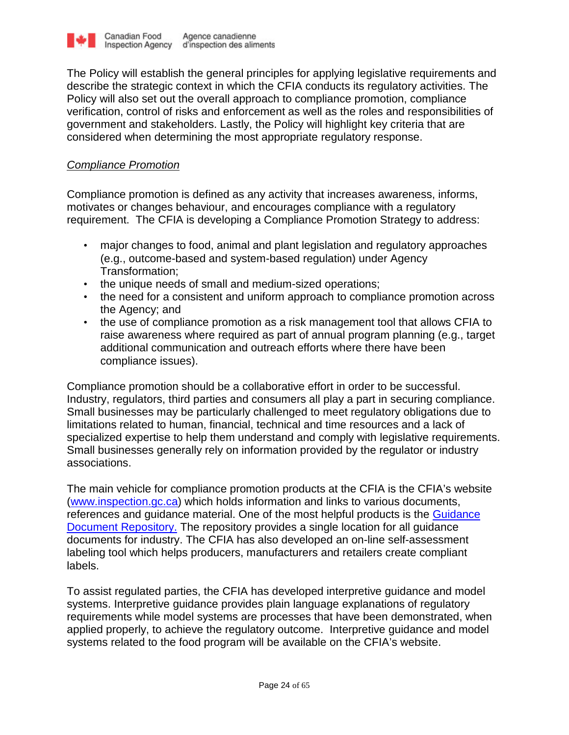The Policy will establish the general principles for applying legislative requirements and describe the strategic context in which the CFIA conducts its regulatory activities. The Policy will also set out the overall approach to compliance promotion, compliance verification, control of risks and enforcement as well as the roles and responsibilities of government and stakeholders. Lastly, the Policy will highlight key criteria that are considered when determining the most appropriate regulatory response.

### *Compliance Promotion*

Compliance promotion is defined as any activity that increases awareness, informs, motivates or changes behaviour, and encourages compliance with a regulatory requirement. The CFIA is developing a Compliance Promotion Strategy to address:

- major changes to food, animal and plant legislation and regulatory approaches (e.g., outcome-based and system-based regulation) under Agency Transformation;
- the unique needs of small and medium-sized operations;
- the need for a consistent and uniform approach to compliance promotion across the Agency; and
- the use of compliance promotion as a risk management tool that allows CFIA to raise awareness where required as part of annual program planning (e.g., target additional communication and outreach efforts where there have been compliance issues).

Compliance promotion should be a collaborative effort in order to be successful. Industry, regulators, third parties and consumers all play a part in securing compliance. Small businesses may be particularly challenged to meet regulatory obligations due to limitations related to human, financial, technical and time resources and a lack of specialized expertise to help them understand and comply with legislative requirements. Small businesses generally rely on information provided by the regulator or industry associations.

The main vehicle for compliance promotion products at the CFIA is the CFIA's website (www.inspection.gc.ca) which holds information and links to various documents, references and guidance material. One of the most helpful products is the Guidance Document Repository. The repository provides a single location for all guidance documents for industry. The CFIA has also developed an on-line self-assessment labeling tool which helps producers, manufacturers and retailers create compliant labels.

To assist regulated parties, the CFIA has developed interpretive guidance and model systems. Interpretive guidance provides plain language explanations of regulatory requirements while model systems are processes that have been demonstrated, when applied properly, to achieve the regulatory outcome. Interpretive guidance and model systems related to the food program will be available on the CFIA's website.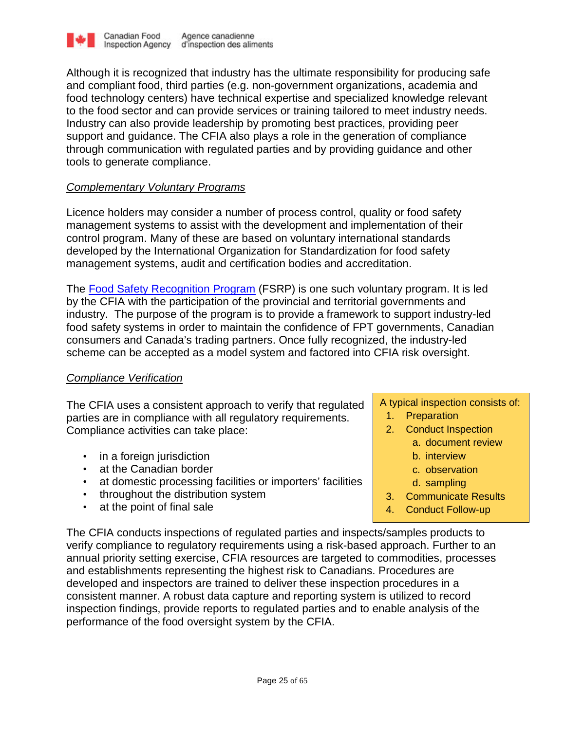Although it is recognized that industry has the ultimate responsibility for producing safe and compliant food, third parties (e.g. non-government organizations, academia and food technology centers) have technical expertise and specialized knowledge relevant to the food sector and can provide services or training tailored to meet industry needs. Industry can also provide leadership by promoting best practices, providing peer support and guidance. The CFIA also plays a role in the generation of compliance through communication with regulated parties and by providing guidance and other tools to generate compliance.

*Complementary Voluntary Programs*

Licence holders may consider a number of process control, quality or food safety management systems to assist with the development and implementation of their control program. Many of these are based on voluntary international standards developed by the International Organization for Standardization for food safety management systems, audit and certification bodies and accreditation.

The Food Safety Recognition Program (FSRP) is one such voluntary program. It is led by the CFIA with the participation of the provincial and territorial governments and industry. The purpose of the program is to provide a framework to support industry-led food safety systems in order to maintain the confidence of FPT governments, Canadian consumers and Canada's trading partners. Once fully recognized, the industry-led scheme can be accepted as a model system and factored into CFIA risk oversight.

*Compliance Verification*

The CFIA uses a consistent approach to verify that regulated parties are in compliance with all regulatory requirements. Compliance activities can take place:

- in a foreign jurisdiction
- at the Canadian border
- at domestic processing facilities or importers' facilities
- throughout the distribution system
- at the point of final sale

> A typical inspection consists of:
> 1. Preparation
> 2. Conduct Inspection
>    a. document review
>    b. interview
>    c. observation
>    d. sampling
> 3. Communicate Results
> 4. Conduct Follow-up

The CFIA conducts inspections of regulated parties and inspects/samples products to verify compliance to regulatory requirements using a risk-based approach. Further to an annual priority setting exercise, CFIA resources are targeted to commodities, processes and establishments representing the highest risk to Canadians. Procedures are developed and inspectors are trained to deliver these inspection procedures in a consistent manner. A robust data capture and reporting system is utilized to record inspection findings, provide reports to regulated parties and to enable analysis of the performance of the food oversight system by the CFIA.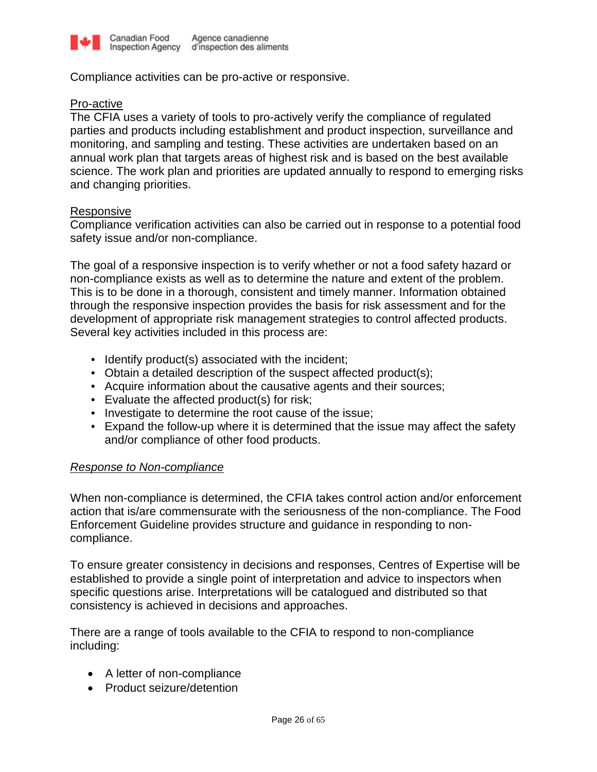Compliance activities can be pro-active or responsive.

<u>Pro-active</u>

The CFIA uses a variety of tools to pro-actively verify the compliance of regulated parties and products including establishment and product inspection, surveillance and monitoring, and sampling and testing. These activities are undertaken based on an annual work plan that targets areas of highest risk and is based on the best available science. The work plan and priorities are updated annually to respond to emerging risks and changing priorities.

<u>Responsive</u>

Compliance verification activities can also be carried out in response to a potential food safety issue and/or non-compliance.

The goal of a responsive inspection is to verify whether or not a food safety hazard or non-compliance exists as well as to determine the nature and extent of the problem. This is to be done in a thorough, consistent and timely manner. Information obtained through the responsive inspection provides the basis for risk assessment and for the development of appropriate risk management strategies to control affected products. Several key activities included in this process are:

- Identify product(s) associated with the incident;
- Obtain a detailed description of the suspect affected product(s);
- Acquire information about the causative agents and their sources;
- Evaluate the affected product(s) for risk;
- Investigate to determine the root cause of the issue;
- Expand the follow-up where it is determined that the issue may affect the safety and/or compliance of other food products.

*<u>Response to Non-compliance</u>*

When non-compliance is determined, the CFIA takes control action and/or enforcement action that is/are commensurate with the seriousness of the non-compliance. The Food Enforcement Guideline provides structure and guidance in responding to non-compliance.

To ensure greater consistency in decisions and responses, Centres of Expertise will be established to provide a single point of interpretation and advice to inspectors when specific questions arise. Interpretations will be catalogued and distributed so that consistency is achieved in decisions and approaches.

There are a range of tools available to the CFIA to respond to non-compliance including:

- A letter of non-compliance
- Product seizure/detention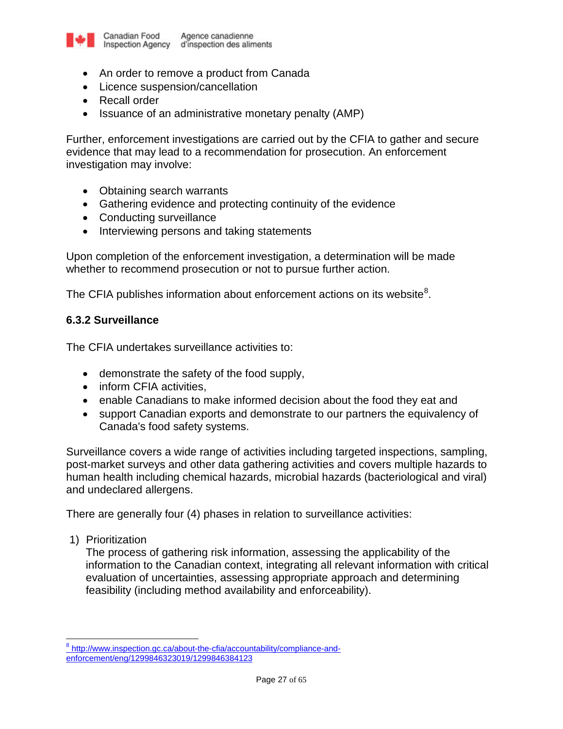- An order to remove a product from Canada
- Licence suspension/cancellation
- Recall order
- Issuance of an administrative monetary penalty (AMP)

Further, enforcement investigations are carried out by the CFIA to gather and secure evidence that may lead to a recommendation for prosecution. An enforcement investigation may involve:

- Obtaining search warrants
- Gathering evidence and protecting continuity of the evidence
- Conducting surveillance
- Interviewing persons and taking statements

Upon completion of the enforcement investigation, a determination will be made whether to recommend prosecution or not to pursue further action.

The CFIA publishes information about enforcement actions on its website[8].

### 6.3.2 Surveillance

The CFIA undertakes surveillance activities to:

- demonstrate the safety of the food supply,
- inform CFIA activities,
- enable Canadians to make informed decision about the food they eat and
- support Canadian exports and demonstrate to our partners the equivalency of Canada's food safety systems.

Surveillance covers a wide range of activities including targeted inspections, sampling, post-market surveys and other data gathering activities and covers multiple hazards to human health including chemical hazards, microbial hazards (bacteriological and viral) and undeclared allergens.

There are generally four (4) phases in relation to surveillance activities:

1) Prioritization
   The process of gathering risk information, assessing the applicability of the information to the Canadian context, integrating all relevant information with critical evaluation of uncertainties, assessing appropriate approach and determining feasibility (including method availability and enforceability).

---

[8] http://www.inspection.gc.ca/about-the-cfia/accountability/compliance-and-enforcement/eng/1299846323019/1299846384123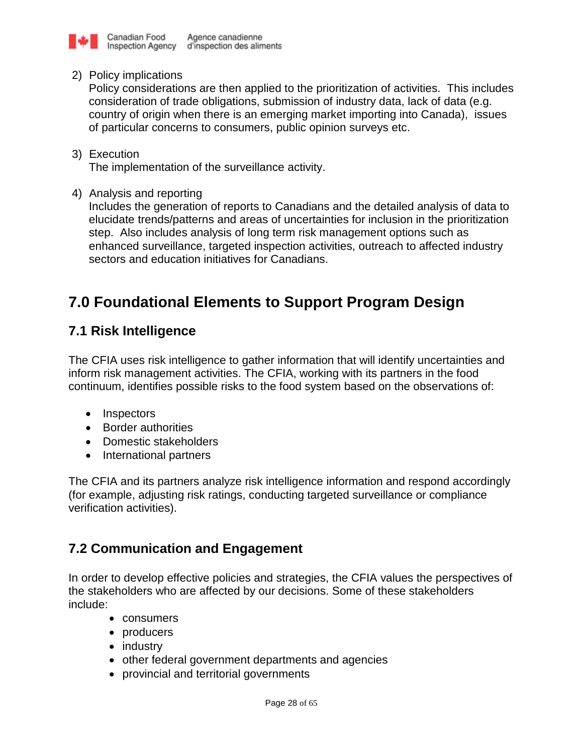2) Policy implications
   Policy considerations are then applied to the prioritization of activities. This includes consideration of trade obligations, submission of industry data, lack of data (e.g. country of origin when there is an emerging market importing into Canada), issues of particular concerns to consumers, public opinion surveys etc.

3) Execution
   The implementation of the surveillance activity.

4) Analysis and reporting
   Includes the generation of reports to Canadians and the detailed analysis of data to elucidate trends/patterns and areas of uncertainties for inclusion in the prioritization step. Also includes analysis of long term risk management options such as enhanced surveillance, targeted inspection activities, outreach to affected industry sectors and education initiatives for Canadians.

# 7.0 Foundational Elements to Support Program Design

## 7.1 Risk Intelligence

The CFIA uses risk intelligence to gather information that will identify uncertainties and inform risk management activities. The CFIA, working with its partners in the food continuum, identifies possible risks to the food system based on the observations of:

- Inspectors
- Border authorities
- Domestic stakeholders
- International partners

The CFIA and its partners analyze risk intelligence information and respond accordingly (for example, adjusting risk ratings, conducting targeted surveillance or compliance verification activities).

## 7.2 Communication and Engagement

In order to develop effective policies and strategies, the CFIA values the perspectives of the stakeholders who are affected by our decisions. Some of these stakeholders include:

- consumers
- producers
- industry
- other federal government departments and agencies
- provincial and territorial governments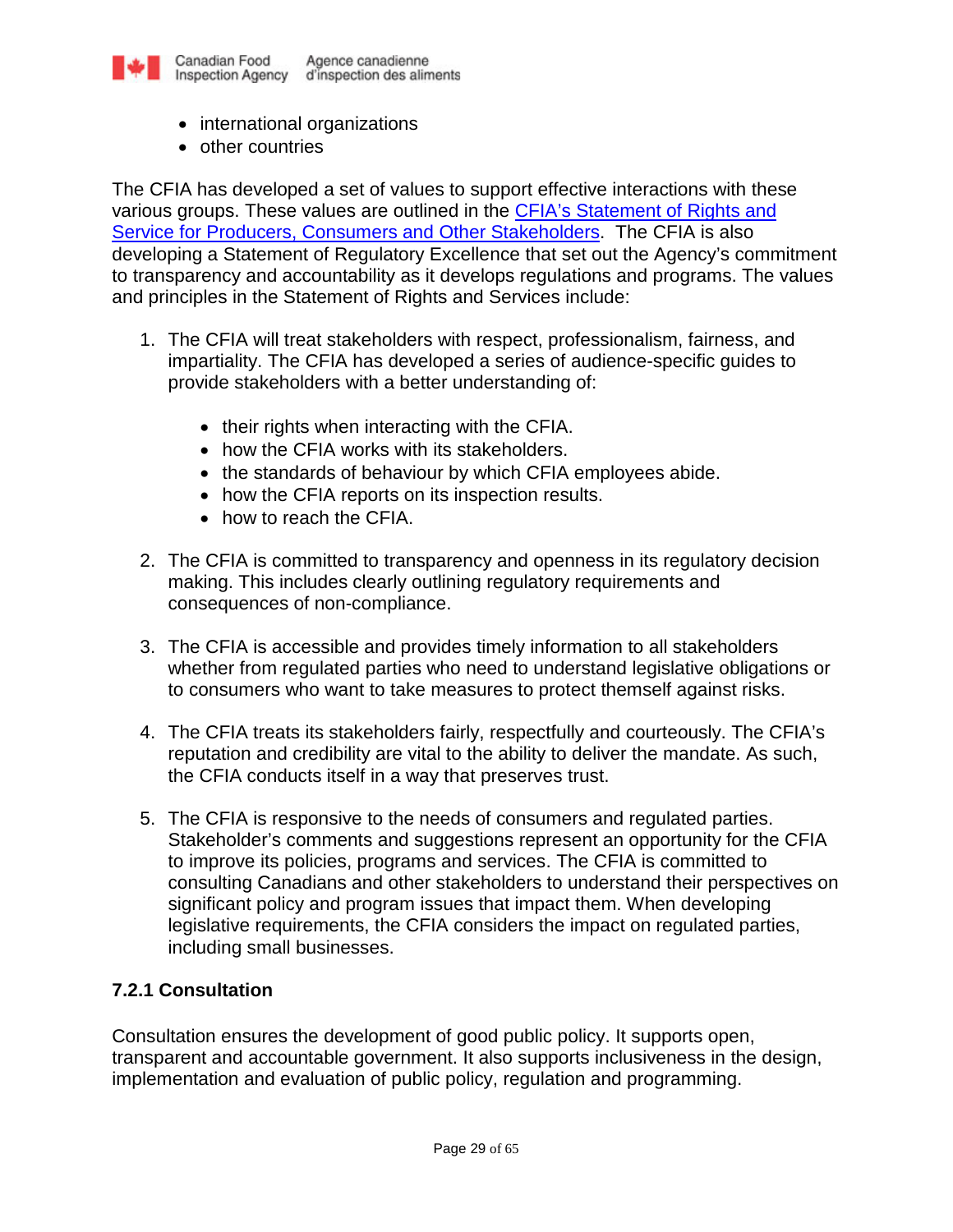- international organizations
- other countries

The CFIA has developed a set of values to support effective interactions with these various groups. These values are outlined in the CFIA's Statement of Rights and Service for Producers, Consumers and Other Stakeholders. The CFIA is also developing a Statement of Regulatory Excellence that set out the Agency's commitment to transparency and accountability as it develops regulations and programs. The values and principles in the Statement of Rights and Services include:

1. The CFIA will treat stakeholders with respect, professionalism, fairness, and impartiality. The CFIA has developed a series of audience-specific guides to provide stakeholders with a better understanding of:

   - their rights when interacting with the CFIA.
   - how the CFIA works with its stakeholders.
   - the standards of behaviour by which CFIA employees abide.
   - how the CFIA reports on its inspection results.
   - how to reach the CFIA.

2. The CFIA is committed to transparency and openness in its regulatory decision making. This includes clearly outlining regulatory requirements and consequences of non-compliance.

3. The CFIA is accessible and provides timely information to all stakeholders whether from regulated parties who need to understand legislative obligations or to consumers who want to take measures to protect themself against risks.

4. The CFIA treats its stakeholders fairly, respectfully and courteously. The CFIA's reputation and credibility are vital to the ability to deliver the mandate. As such, the CFIA conducts itself in a way that preserves trust.

5. The CFIA is responsive to the needs of consumers and regulated parties. Stakeholder's comments and suggestions represent an opportunity for the CFIA to improve its policies, programs and services. The CFIA is committed to consulting Canadians and other stakeholders to understand their perspectives on significant policy and program issues that impact them. When developing legislative requirements, the CFIA considers the impact on regulated parties, including small businesses.

### 7.2.1 Consultation

Consultation ensures the development of good public policy. It supports open, transparent and accountable government. It also supports inclusiveness in the design, implementation and evaluation of public policy, regulation and programming.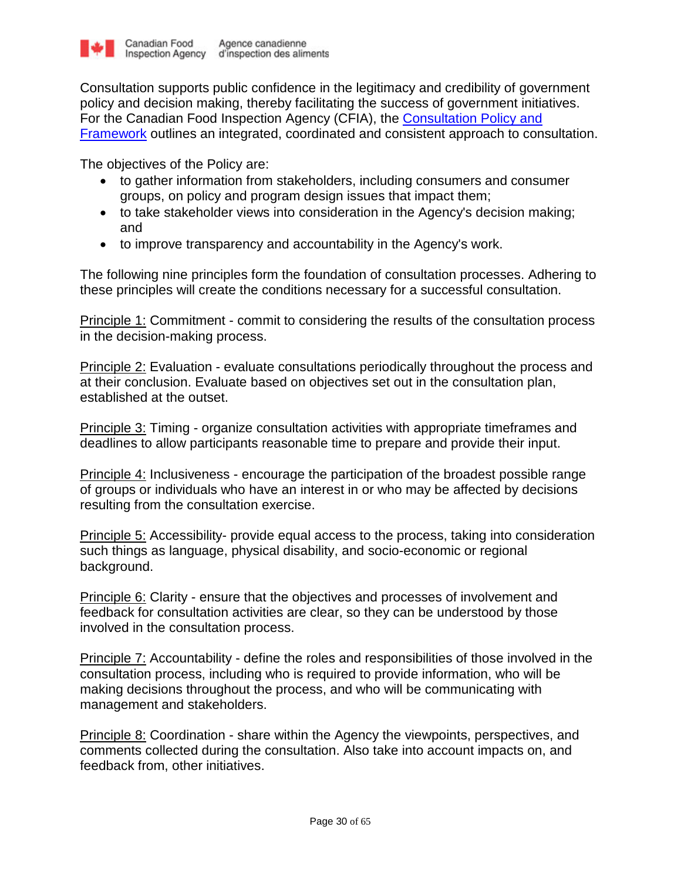Consultation supports public confidence in the legitimacy and credibility of government policy and decision making, thereby facilitating the success of government initiatives. For the Canadian Food Inspection Agency (CFIA), the Consultation Policy and Framework outlines an integrated, coordinated and consistent approach to consultation.

The objectives of the Policy are:

- to gather information from stakeholders, including consumers and consumer groups, on policy and program design issues that impact them;
- to take stakeholder views into consideration in the Agency's decision making; and
- to improve transparency and accountability in the Agency's work.

The following nine principles form the foundation of consultation processes. Adhering to these principles will create the conditions necessary for a successful consultation.

Principle 1: Commitment - commit to considering the results of the consultation process in the decision-making process.

Principle 2: Evaluation - evaluate consultations periodically throughout the process and at their conclusion. Evaluate based on objectives set out in the consultation plan, established at the outset.

Principle 3: Timing - organize consultation activities with appropriate timeframes and deadlines to allow participants reasonable time to prepare and provide their input.

Principle 4: Inclusiveness - encourage the participation of the broadest possible range of groups or individuals who have an interest in or who may be affected by decisions resulting from the consultation exercise.

Principle 5: Accessibility- provide equal access to the process, taking into consideration such things as language, physical disability, and socio-economic or regional background.

Principle 6: Clarity - ensure that the objectives and processes of involvement and feedback for consultation activities are clear, so they can be understood by those involved in the consultation process.

Principle 7: Accountability - define the roles and responsibilities of those involved in the consultation process, including who is required to provide information, who will be making decisions throughout the process, and who will be communicating with management and stakeholders.

Principle 8: Coordination - share within the Agency the viewpoints, perspectives, and comments collected during the consultation. Also take into account impacts on, and feedback from, other initiatives.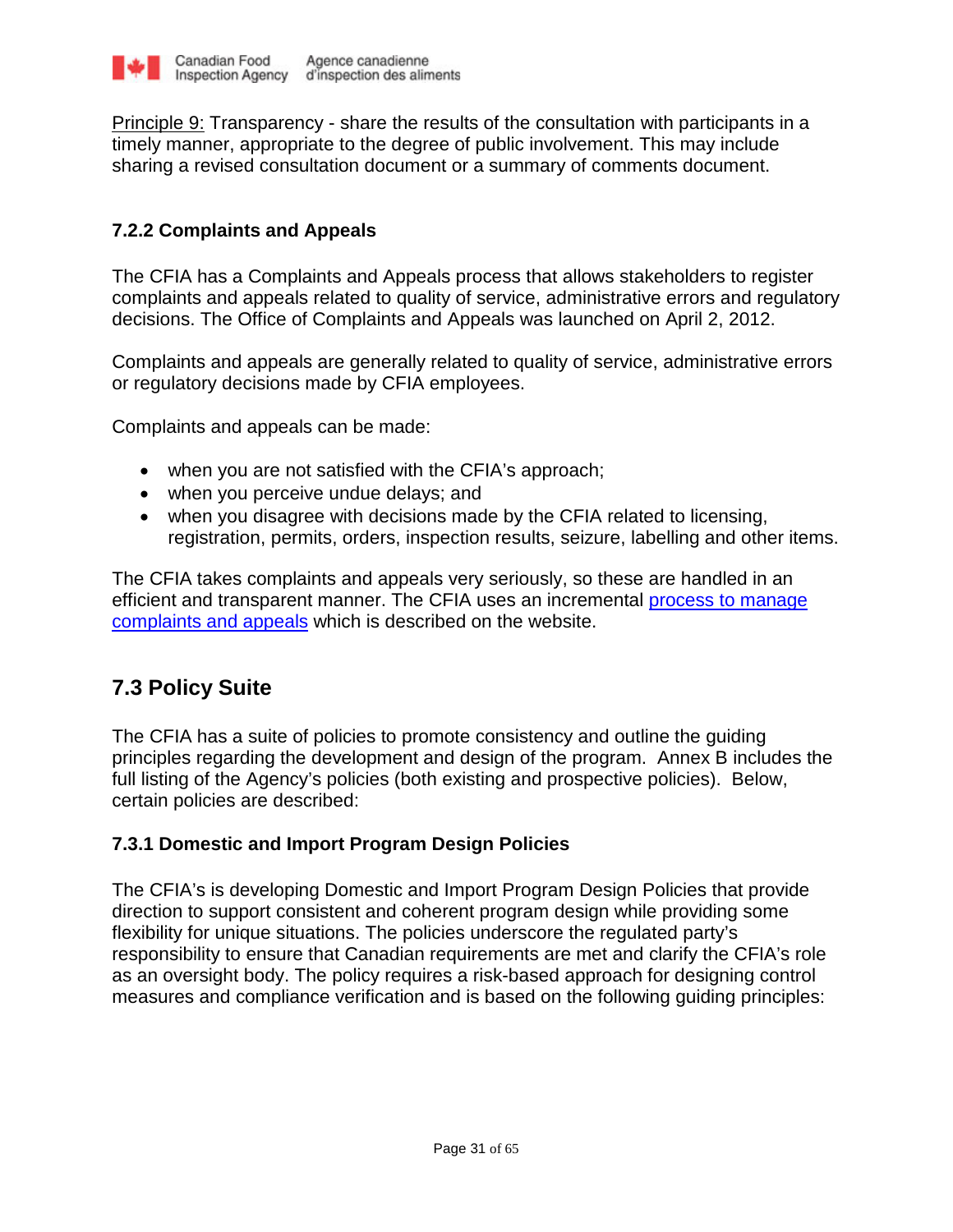Principle 9: Transparency - share the results of the consultation with participants in a timely manner, appropriate to the degree of public involvement. This may include sharing a revised consultation document or a summary of comments document.

### 7.2.2 Complaints and Appeals

The CFIA has a Complaints and Appeals process that allows stakeholders to register complaints and appeals related to quality of service, administrative errors and regulatory decisions. The Office of Complaints and Appeals was launched on April 2, 2012.

Complaints and appeals are generally related to quality of service, administrative errors or regulatory decisions made by CFIA employees.

Complaints and appeals can be made:

- when you are not satisfied with the CFIA's approach;
- when you perceive undue delays; and
- when you disagree with decisions made by the CFIA related to licensing, registration, permits, orders, inspection results, seizure, labelling and other items.

The CFIA takes complaints and appeals very seriously, so these are handled in an efficient and transparent manner. The CFIA uses an incremental process to manage complaints and appeals which is described on the website.

## 7.3 Policy Suite

The CFIA has a suite of policies to promote consistency and outline the guiding principles regarding the development and design of the program. Annex B includes the full listing of the Agency's policies (both existing and prospective policies). Below, certain policies are described:

### 7.3.1 Domestic and Import Program Design Policies

The CFIA's is developing Domestic and Import Program Design Policies that provide direction to support consistent and coherent program design while providing some flexibility for unique situations. The policies underscore the regulated party's responsibility to ensure that Canadian requirements are met and clarify the CFIA's role as an oversight body. The policy requires a risk-based approach for designing control measures and compliance verification and is based on the following guiding principles: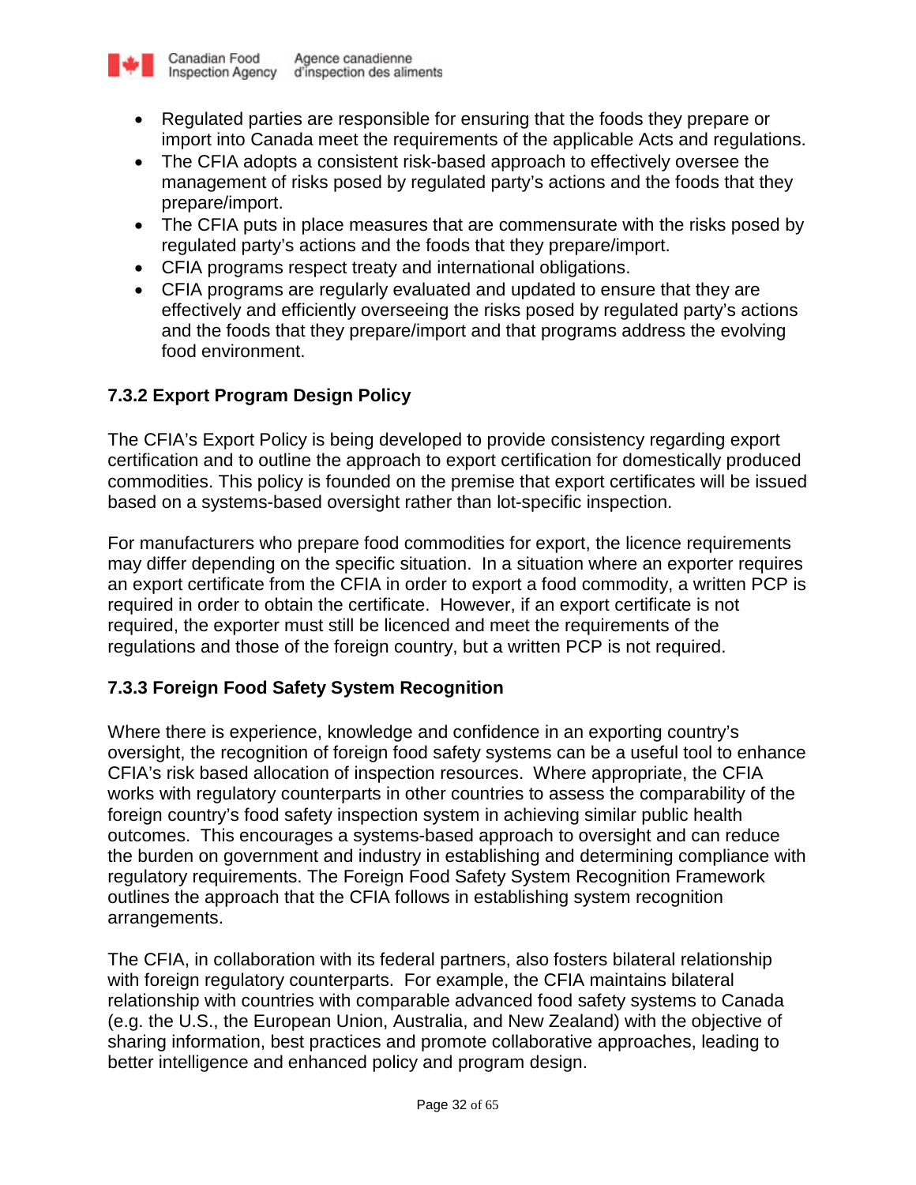- Regulated parties are responsible for ensuring that the foods they prepare or import into Canada meet the requirements of the applicable Acts and regulations.
- The CFIA adopts a consistent risk-based approach to effectively oversee the management of risks posed by regulated party's actions and the foods that they prepare/import.
- The CFIA puts in place measures that are commensurate with the risks posed by regulated party's actions and the foods that they prepare/import.
- CFIA programs respect treaty and international obligations.
- CFIA programs are regularly evaluated and updated to ensure that they are effectively and efficiently overseeing the risks posed by regulated party's actions and the foods that they prepare/import and that programs address the evolving food environment.

### 7.3.2 Export Program Design Policy

The CFIA's Export Policy is being developed to provide consistency regarding export certification and to outline the approach to export certification for domestically produced commodities. This policy is founded on the premise that export certificates will be issued based on a systems-based oversight rather than lot-specific inspection.

For manufacturers who prepare food commodities for export, the licence requirements may differ depending on the specific situation. In a situation where an exporter requires an export certificate from the CFIA in order to export a food commodity, a written PCP is required in order to obtain the certificate. However, if an export certificate is not required, the exporter must still be licenced and meet the requirements of the regulations and those of the foreign country, but a written PCP is not required.

### 7.3.3 Foreign Food Safety System Recognition

Where there is experience, knowledge and confidence in an exporting country's oversight, the recognition of foreign food safety systems can be a useful tool to enhance CFIA's risk based allocation of inspection resources. Where appropriate, the CFIA works with regulatory counterparts in other countries to assess the comparability of the foreign country's food safety inspection system in achieving similar public health outcomes. This encourages a systems-based approach to oversight and can reduce the burden on government and industry in establishing and determining compliance with regulatory requirements. The Foreign Food Safety System Recognition Framework outlines the approach that the CFIA follows in establishing system recognition arrangements.

The CFIA, in collaboration with its federal partners, also fosters bilateral relationship with foreign regulatory counterparts. For example, the CFIA maintains bilateral relationship with countries with comparable advanced food safety systems to Canada (e.g. the U.S., the European Union, Australia, and New Zealand) with the objective of sharing information, best practices and promote collaborative approaches, leading to better intelligence and enhanced policy and program design.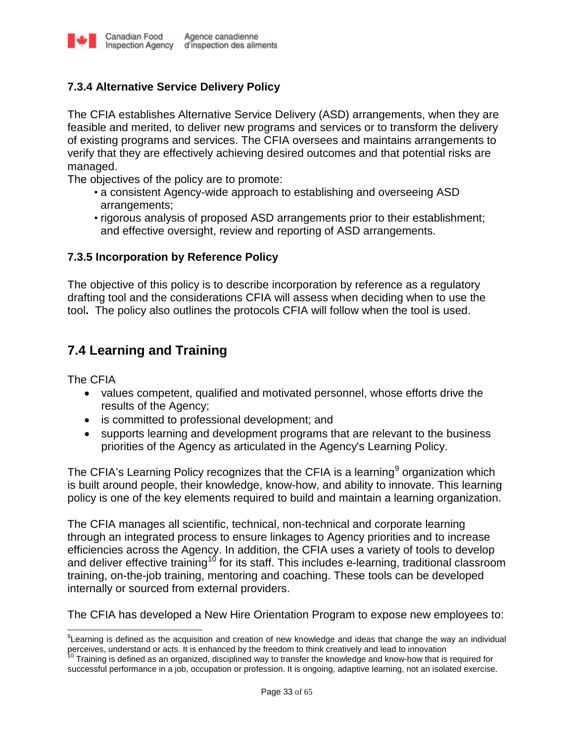### 7.3.4 Alternative Service Delivery Policy

The CFIA establishes Alternative Service Delivery (ASD) arrangements, when they are feasible and merited, to deliver new programs and services or to transform the delivery of existing programs and services. The CFIA oversees and maintains arrangements to verify that they are effectively achieving desired outcomes and that potential risks are managed.

The objectives of the policy are to promote:

- a consistent Agency-wide approach to establishing and overseeing ASD arrangements;
- rigorous analysis of proposed ASD arrangements prior to their establishment; and effective oversight, review and reporting of ASD arrangements.

### 7.3.5 Incorporation by Reference Policy

The objective of this policy is to describe incorporation by reference as a regulatory drafting tool and the considerations CFIA will assess when deciding when to use the tool**.** The policy also outlines the protocols CFIA will follow when the tool is used.

## 7.4 Learning and Training

The CFIA

- values competent, qualified and motivated personnel, whose efforts drive the results of the Agency;
- is committed to professional development; and
- supports learning and development programs that are relevant to the business priorities of the Agency as articulated in the Agency's Learning Policy.

The CFIA's Learning Policy recognizes that the CFIA is a learning[9] organization which is built around people, their knowledge, know-how, and ability to innovate. This learning policy is one of the key elements required to build and maintain a learning organization.

The CFIA manages all scientific, technical, non-technical and corporate learning through an integrated process to ensure linkages to Agency priorities and to increase efficiencies across the Agency. In addition, the CFIA uses a variety of tools to develop and deliver effective training[10] for its staff. This includes e-learning, traditional classroom training, on-the-job training, mentoring and coaching. These tools can be developed internally or sourced from external providers.

The CFIA has developed a New Hire Orientation Program to expose new employees to:

---

[9] Learning is defined as the acquisition and creation of new knowledge and ideas that change the way an individual perceives, understand or acts. It is enhanced by the freedom to think creatively and lead to innovation

[10] Training is defined as an organized, disciplined way to transfer the knowledge and know-how that is required for successful performance in a job, occupation or profession. It is ongoing, adaptive learning, not an isolated exercise.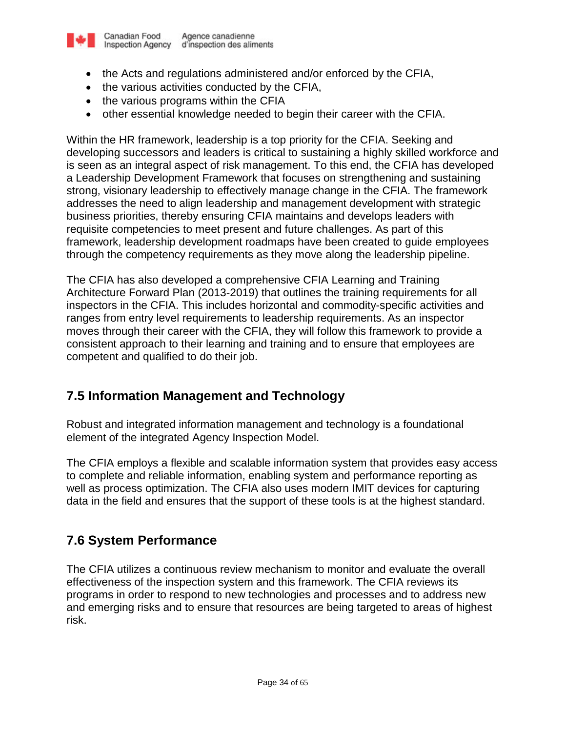- the Acts and regulations administered and/or enforced by the CFIA,
- the various activities conducted by the CFIA,
- the various programs within the CFIA
- other essential knowledge needed to begin their career with the CFIA.

Within the HR framework, leadership is a top priority for the CFIA. Seeking and developing successors and leaders is critical to sustaining a highly skilled workforce and is seen as an integral aspect of risk management. To this end, the CFIA has developed a Leadership Development Framework that focuses on strengthening and sustaining strong, visionary leadership to effectively manage change in the CFIA. The framework addresses the need to align leadership and management development with strategic business priorities, thereby ensuring CFIA maintains and develops leaders with requisite competencies to meet present and future challenges. As part of this framework, leadership development roadmaps have been created to guide employees through the competency requirements as they move along the leadership pipeline.

The CFIA has also developed a comprehensive CFIA Learning and Training Architecture Forward Plan (2013-2019) that outlines the training requirements for all inspectors in the CFIA. This includes horizontal and commodity-specific activities and ranges from entry level requirements to leadership requirements. As an inspector moves through their career with the CFIA, they will follow this framework to provide a consistent approach to their learning and training and to ensure that employees are competent and qualified to do their job.

## 7.5 Information Management and Technology

Robust and integrated information management and technology is a foundational element of the integrated Agency Inspection Model.

The CFIA employs a flexible and scalable information system that provides easy access to complete and reliable information, enabling system and performance reporting as well as process optimization. The CFIA also uses modern IMIT devices for capturing data in the field and ensures that the support of these tools is at the highest standard.

## 7.6 System Performance

The CFIA utilizes a continuous review mechanism to monitor and evaluate the overall effectiveness of the inspection system and this framework. The CFIA reviews its programs in order to respond to new technologies and processes and to address new and emerging risks and to ensure that resources are being targeted to areas of highest risk.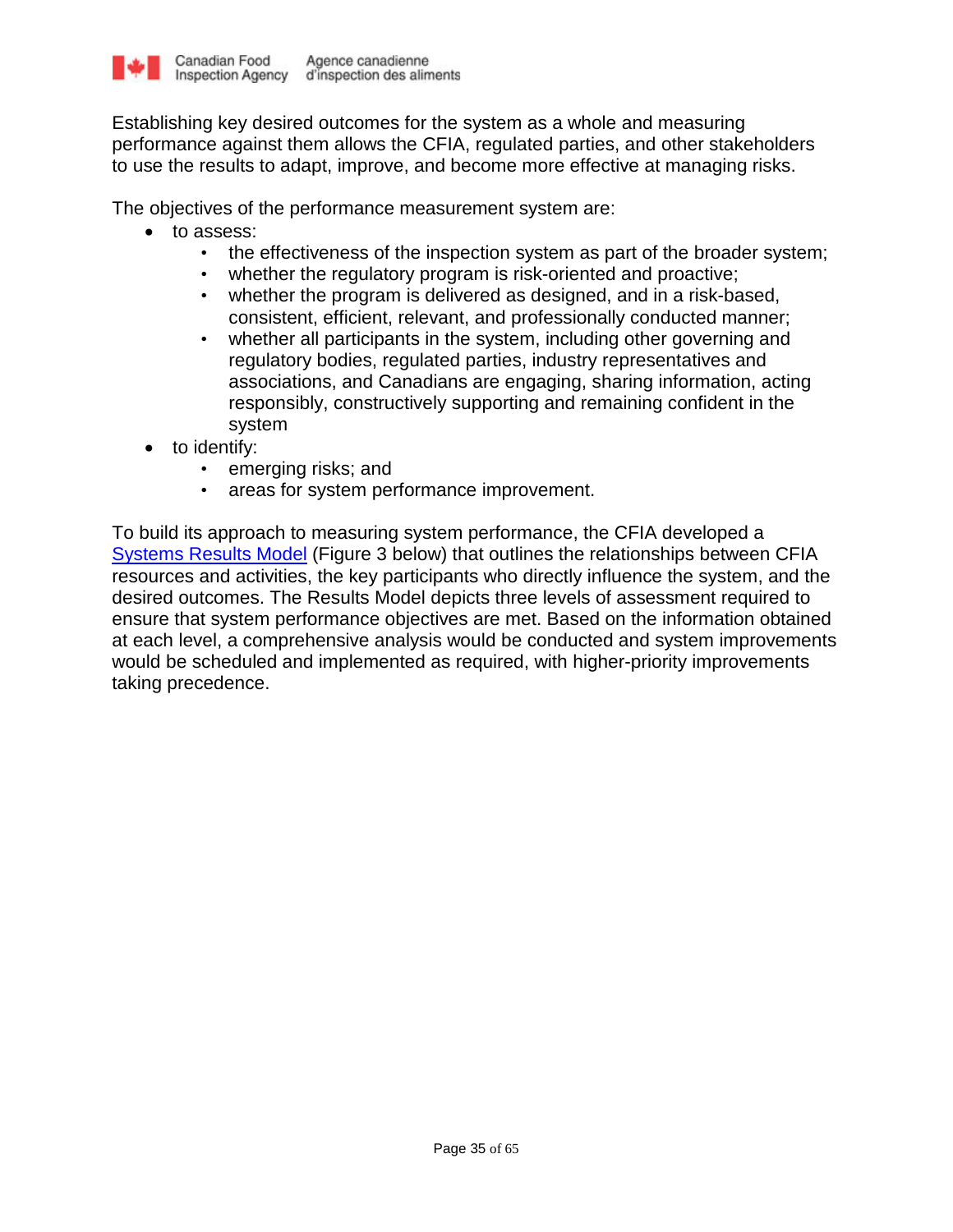Establishing key desired outcomes for the system as a whole and measuring performance against them allows the CFIA, regulated parties, and other stakeholders to use the results to adapt, improve, and become more effective at managing risks.

The objectives of the performance measurement system are:

- to assess:
  - the effectiveness of the inspection system as part of the broader system;
  - whether the regulatory program is risk-oriented and proactive;
  - whether the program is delivered as designed, and in a risk-based, consistent, efficient, relevant, and professionally conducted manner;
  - whether all participants in the system, including other governing and regulatory bodies, regulated parties, industry representatives and associations, and Canadians are engaging, sharing information, acting responsibly, constructively supporting and remaining confident in the system
- to identify:
  - emerging risks; and
  - areas for system performance improvement.

To build its approach to measuring system performance, the CFIA developed a Systems Results Model (Figure 3 below) that outlines the relationships between CFIA resources and activities, the key participants who directly influence the system, and the desired outcomes. The Results Model depicts three levels of assessment required to ensure that system performance objectives are met. Based on the information obtained at each level, a comprehensive analysis would be conducted and system improvements would be scheduled and implemented as required, with higher-priority improvements taking precedence.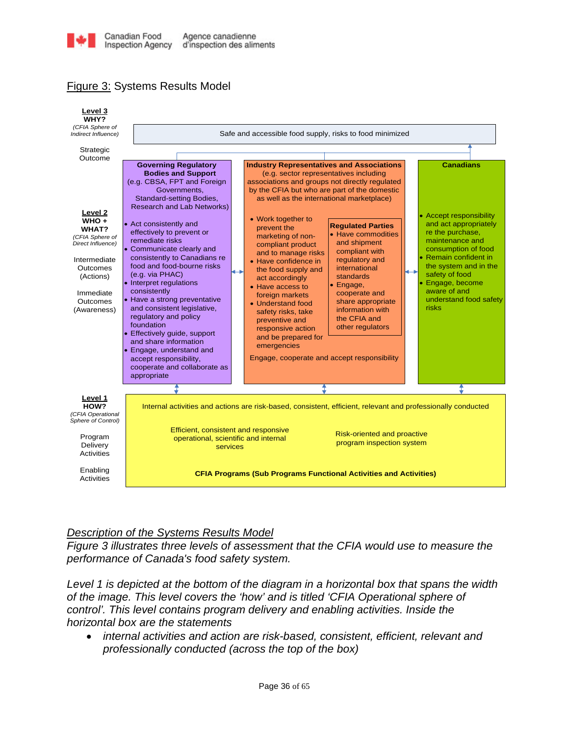Figure 3: Systems Results Model

**Level 3**
**WHY?**
*(CFIA Sphere of Indirect Influence)*

Strategic Outcome

Safe and accessible food supply, risks to food minimized

**Level 2**
**WHO + WHAT?**
*(CFIA Sphere of Direct Influence)*

Intermediate Outcomes (Actions)

Immediate Outcomes (Awareness)

**Governing Regulatory Bodies and Support**
(e.g. CBSA, FPT and Foreign Governments, Standard-setting Bodies, Research and Lab Networks)

- Act consistently and effectively to prevent or remediate risks
- Communicate clearly and consistently to Canadians re food and food-bourne risks (e.g. via PHAC)
- Interpret regulations consistently
- Have a strong preventative and consistent legislative, regulatory and policy foundation
- Effectively guide, support and share information
- Engage, understand and accept responsibility, cooperate and collaborate as appropriate

**Industry Representatives and Associations**
(e.g. sector representatives including associations and groups not directly regulated by the CFIA but who are part of the domestic as well as the international marketplace)

- Work together to prevent the marketing of non-compliant product and to manage risks
- Have confidence in the food supply and act accordingly
- Have access to foreign markets
- Understand food safety risks, take preventive and responsive action and be prepared for emergencies

**Regulated Parties**

- Have commodities and shipment compliant with regulatory and international standards
- Engage, cooperate and share appropriate information with the CFIA and other regulators

Engage, cooperate and accept responsibility

**Canadians**

- Accept responsibility and act appropriately re the purchase, maintenance and consumption of food
- Remain confident in the system and in the safety of food
- Engage, become aware of and understand food safety risks

**Level 1**
**HOW?**
*(CFIA Operational Sphere of Control)*

Program Delivery Activities

Enabling Activities

Internal activities and actions are risk-based, consistent, efficient, relevant and professionally conducted

Efficient, consistent and responsive operational, scientific and internal services

Risk-oriented and proactive program inspection system

**CFIA Programs (Sub Programs Functional Activities and Activities)**

*Description of the Systems Results Model*

*Figure 3 illustrates three levels of assessment that the CFIA would use to measure the performance of Canada's food safety system.*

*Level 1 is depicted at the bottom of the diagram in a horizontal box that spans the width of the image. This level covers the 'how' and is titled 'CFIA Operational sphere of control'. This level contains program delivery and enabling activities. Inside the horizontal box are the statements*

- *internal activities and action are risk-based, consistent, efficient, relevant and professionally conducted (across the top of the box)*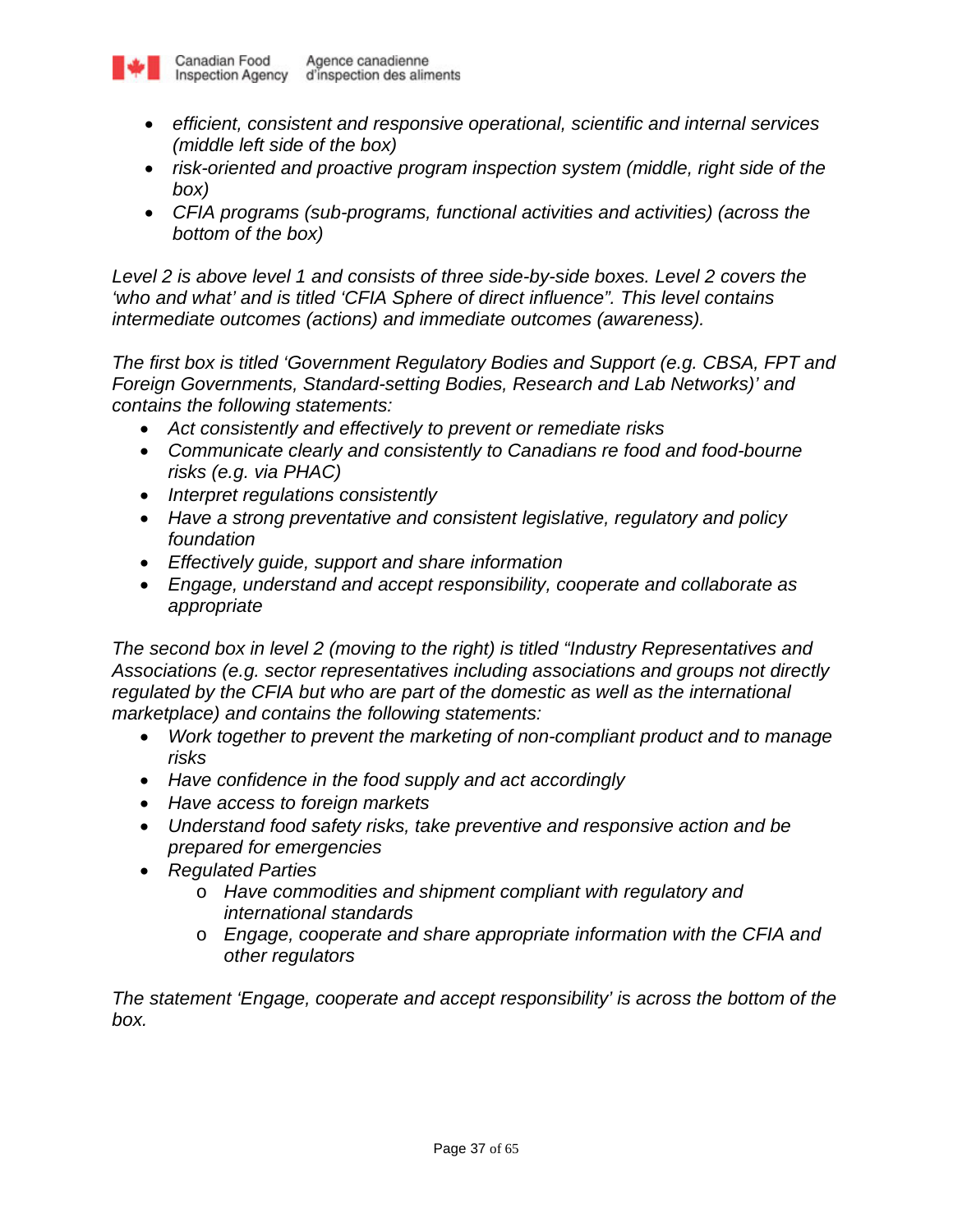- *efficient, consistent and responsive operational, scientific and internal services (middle left side of the box)*
- *risk-oriented and proactive program inspection system (middle, right side of the box)*
- *CFIA programs (sub-programs, functional activities and activities) (across the bottom of the box)*

*Level 2 is above level 1 and consists of three side-by-side boxes. Level 2 covers the 'who and what' and is titled 'CFIA Sphere of direct influence". This level contains intermediate outcomes (actions) and immediate outcomes (awareness).*

*The first box is titled 'Government Regulatory Bodies and Support (e.g. CBSA, FPT and Foreign Governments, Standard-setting Bodies, Research and Lab Networks)' and contains the following statements:*

- *Act consistently and effectively to prevent or remediate risks*
- *Communicate clearly and consistently to Canadians re food and food-bourne risks (e.g. via PHAC)*
- *Interpret regulations consistently*
- *Have a strong preventative and consistent legislative, regulatory and policy foundation*
- *Effectively guide, support and share information*
- *Engage, understand and accept responsibility, cooperate and collaborate as appropriate*

*The second box in level 2 (moving to the right) is titled "Industry Representatives and Associations (e.g. sector representatives including associations and groups not directly regulated by the CFIA but who are part of the domestic as well as the international marketplace) and contains the following statements:*

- *Work together to prevent the marketing of non-compliant product and to manage risks*
- *Have confidence in the food supply and act accordingly*
- *Have access to foreign markets*
- *Understand food safety risks, take preventive and responsive action and be prepared for emergencies*
- *Regulated Parties*
  - *Have commodities and shipment compliant with regulatory and international standards*
  - *Engage, cooperate and share appropriate information with the CFIA and other regulators*

*The statement 'Engage, cooperate and accept responsibility' is across the bottom of the box.*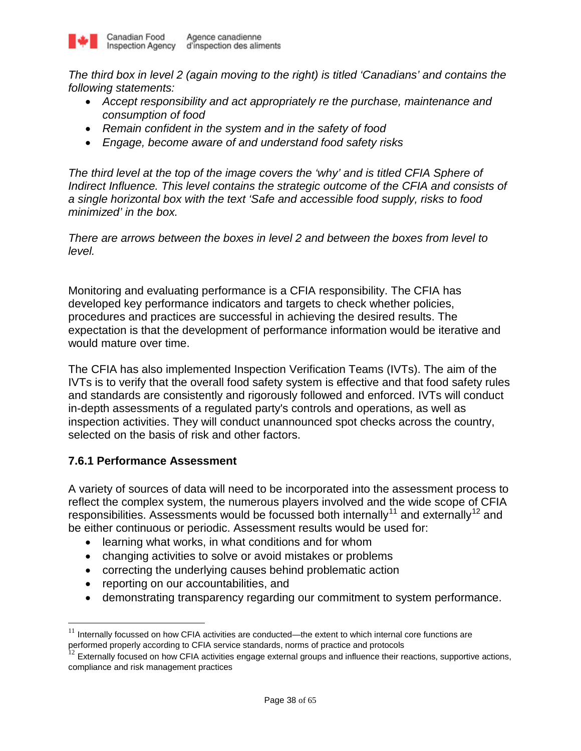*The third box in level 2 (again moving to the right) is titled 'Canadians' and contains the following statements:*

- *Accept responsibility and act appropriately re the purchase, maintenance and consumption of food*
- *Remain confident in the system and in the safety of food*
- *Engage, become aware of and understand food safety risks*

*The third level at the top of the image covers the 'why' and is titled CFIA Sphere of Indirect Influence. This level contains the strategic outcome of the CFIA and consists of a single horizontal box with the text 'Safe and accessible food supply, risks to food minimized' in the box.*

*There are arrows between the boxes in level 2 and between the boxes from level to level.*

Monitoring and evaluating performance is a CFIA responsibility. The CFIA has developed key performance indicators and targets to check whether policies, procedures and practices are successful in achieving the desired results. The expectation is that the development of performance information would be iterative and would mature over time.

The CFIA has also implemented Inspection Verification Teams (IVTs). The aim of the IVTs is to verify that the overall food safety system is effective and that food safety rules and standards are consistently and rigorously followed and enforced. IVTs will conduct in-depth assessments of a regulated party's controls and operations, as well as inspection activities. They will conduct unannounced spot checks across the country, selected on the basis of risk and other factors.

### 7.6.1 Performance Assessment

A variety of sources of data will need to be incorporated into the assessment process to reflect the complex system, the numerous players involved and the wide scope of CFIA responsibilities. Assessments would be focussed both internally[11] and externally[12] and be either continuous or periodic. Assessment results would be used for:

- learning what works, in what conditions and for whom
- changing activities to solve or avoid mistakes or problems
- correcting the underlying causes behind problematic action
- reporting on our accountabilities, and
- demonstrating transparency regarding our commitment to system performance.

---

[11] Internally focussed on how CFIA activities are conducted—the extent to which internal core functions are performed properly according to CFIA service standards, norms of practice and protocols

[12] Externally focused on how CFIA activities engage external groups and influence their reactions, supportive actions, compliance and risk management practices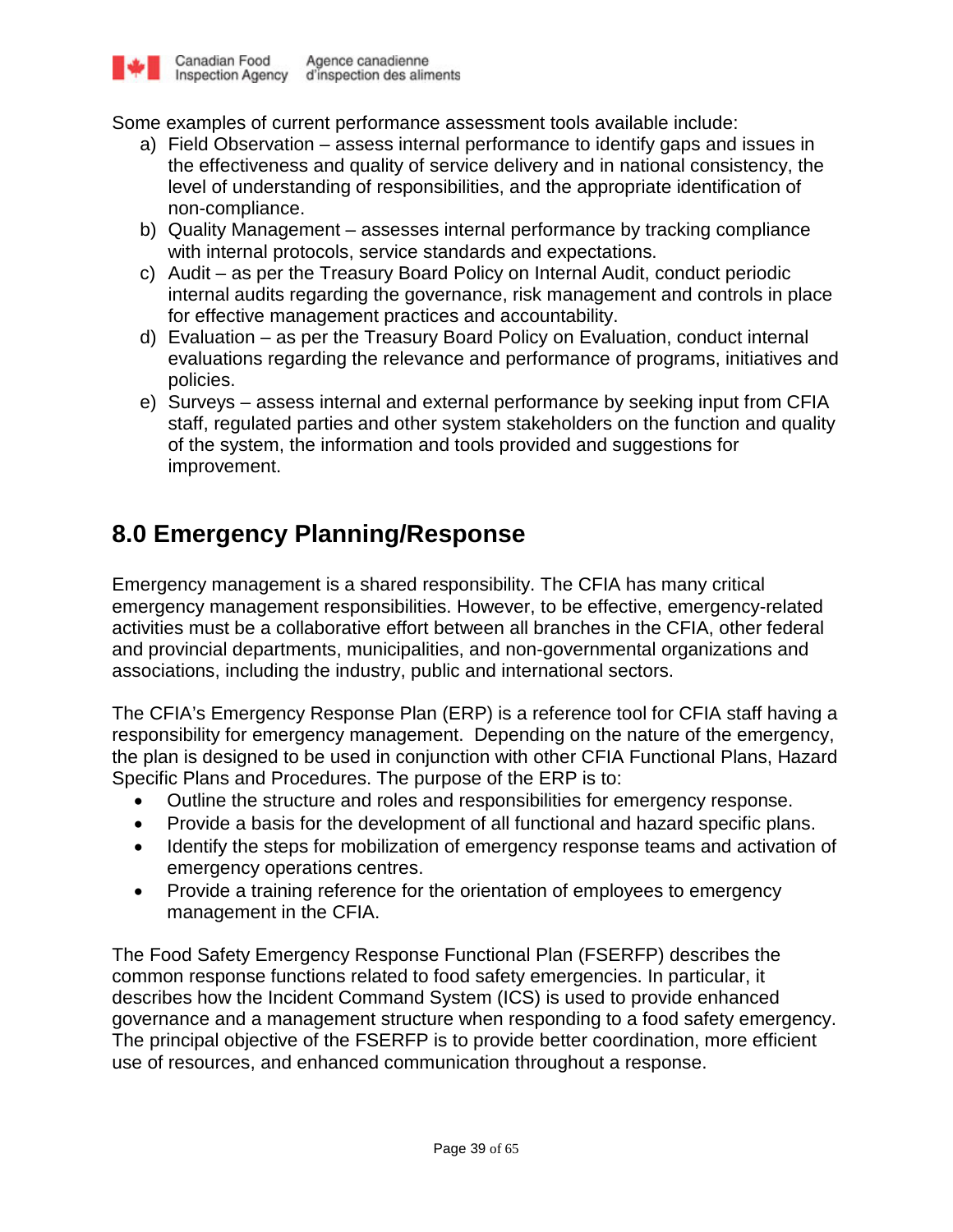Some examples of current performance assessment tools available include:

a) Field Observation – assess internal performance to identify gaps and issues in the effectiveness and quality of service delivery and in national consistency, the level of understanding of responsibilities, and the appropriate identification of non-compliance.
b) Quality Management – assesses internal performance by tracking compliance with internal protocols, service standards and expectations.
c) Audit – as per the Treasury Board Policy on Internal Audit, conduct periodic internal audits regarding the governance, risk management and controls in place for effective management practices and accountability.
d) Evaluation – as per the Treasury Board Policy on Evaluation, conduct internal evaluations regarding the relevance and performance of programs, initiatives and policies.
e) Surveys – assess internal and external performance by seeking input from CFIA staff, regulated parties and other system stakeholders on the function and quality of the system, the information and tools provided and suggestions for improvement.

## 8.0 Emergency Planning/Response

Emergency management is a shared responsibility. The CFIA has many critical emergency management responsibilities. However, to be effective, emergency-related activities must be a collaborative effort between all branches in the CFIA, other federal and provincial departments, municipalities, and non-governmental organizations and associations, including the industry, public and international sectors.

The CFIA's Emergency Response Plan (ERP) is a reference tool for CFIA staff having a responsibility for emergency management. Depending on the nature of the emergency, the plan is designed to be used in conjunction with other CFIA Functional Plans, Hazard Specific Plans and Procedures. The purpose of the ERP is to:

- Outline the structure and roles and responsibilities for emergency response.
- Provide a basis for the development of all functional and hazard specific plans.
- Identify the steps for mobilization of emergency response teams and activation of emergency operations centres.
- Provide a training reference for the orientation of employees to emergency management in the CFIA.

The Food Safety Emergency Response Functional Plan (FSERFP) describes the common response functions related to food safety emergencies. In particular, it describes how the Incident Command System (ICS) is used to provide enhanced governance and a management structure when responding to a food safety emergency. The principal objective of the FSERFP is to provide better coordination, more efficient use of resources, and enhanced communication throughout a response.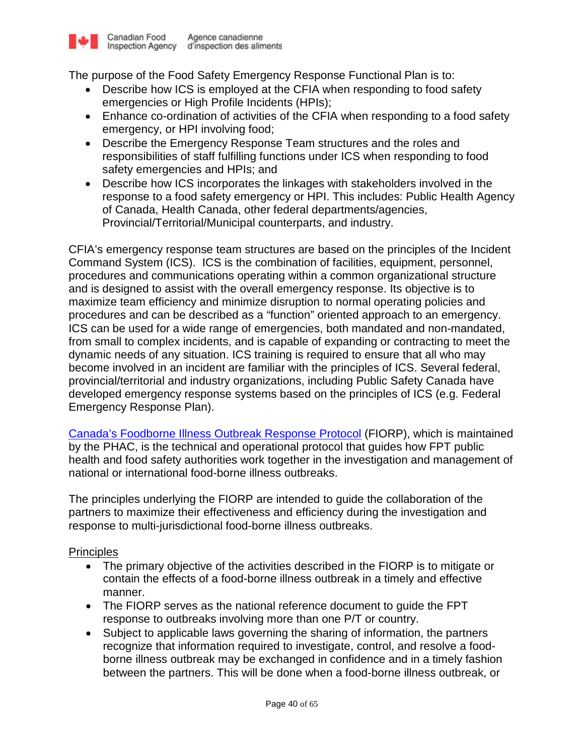The purpose of the Food Safety Emergency Response Functional Plan is to:

- Describe how ICS is employed at the CFIA when responding to food safety emergencies or High Profile Incidents (HPIs);
- Enhance co-ordination of activities of the CFIA when responding to a food safety emergency, or HPI involving food;
- Describe the Emergency Response Team structures and the roles and responsibilities of staff fulfilling functions under ICS when responding to food safety emergencies and HPIs; and
- Describe how ICS incorporates the linkages with stakeholders involved in the response to a food safety emergency or HPI. This includes: Public Health Agency of Canada, Health Canada, other federal departments/agencies, Provincial/Territorial/Municipal counterparts, and industry.

CFIA's emergency response team structures are based on the principles of the Incident Command System (ICS). ICS is the combination of facilities, equipment, personnel, procedures and communications operating within a common organizational structure and is designed to assist with the overall emergency response. Its objective is to maximize team efficiency and minimize disruption to normal operating policies and procedures and can be described as a "function" oriented approach to an emergency. ICS can be used for a wide range of emergencies, both mandated and non-mandated, from small to complex incidents, and is capable of expanding or contracting to meet the dynamic needs of any situation. ICS training is required to ensure that all who may become involved in an incident are familiar with the principles of ICS. Several federal, provincial/territorial and industry organizations, including Public Safety Canada have developed emergency response systems based on the principles of ICS (e.g. Federal Emergency Response Plan).

Canada's Foodborne Illness Outbreak Response Protocol (FIORP), which is maintained by the PHAC, is the technical and operational protocol that guides how FPT public health and food safety authorities work together in the investigation and management of national or international food-borne illness outbreaks.

The principles underlying the FIORP are intended to guide the collaboration of the partners to maximize their effectiveness and efficiency during the investigation and response to multi-jurisdictional food-borne illness outbreaks.

Principles

- The primary objective of the activities described in the FIORP is to mitigate or contain the effects of a food-borne illness outbreak in a timely and effective manner.
- The FIORP serves as the national reference document to guide the FPT response to outbreaks involving more than one P/T or country.
- Subject to applicable laws governing the sharing of information, the partners recognize that information required to investigate, control, and resolve a food-borne illness outbreak may be exchanged in confidence and in a timely fashion between the partners. This will be done when a food-borne illness outbreak, or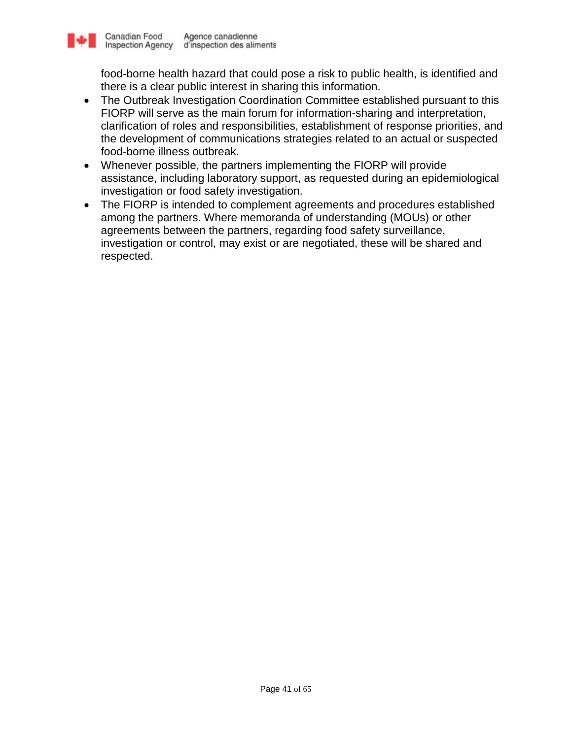food-borne health hazard that could pose a risk to public health, is identified and there is a clear public interest in sharing this information.

- The Outbreak Investigation Coordination Committee established pursuant to this FIORP will serve as the main forum for information-sharing and interpretation, clarification of roles and responsibilities, establishment of response priorities, and the development of communications strategies related to an actual or suspected food-borne illness outbreak.
- Whenever possible, the partners implementing the FIORP will provide assistance, including laboratory support, as requested during an epidemiological investigation or food safety investigation.
- The FIORP is intended to complement agreements and procedures established among the partners. Where memoranda of understanding (MOUs) or other agreements between the partners, regarding food safety surveillance, investigation or control, may exist or are negotiated, these will be shared and respected.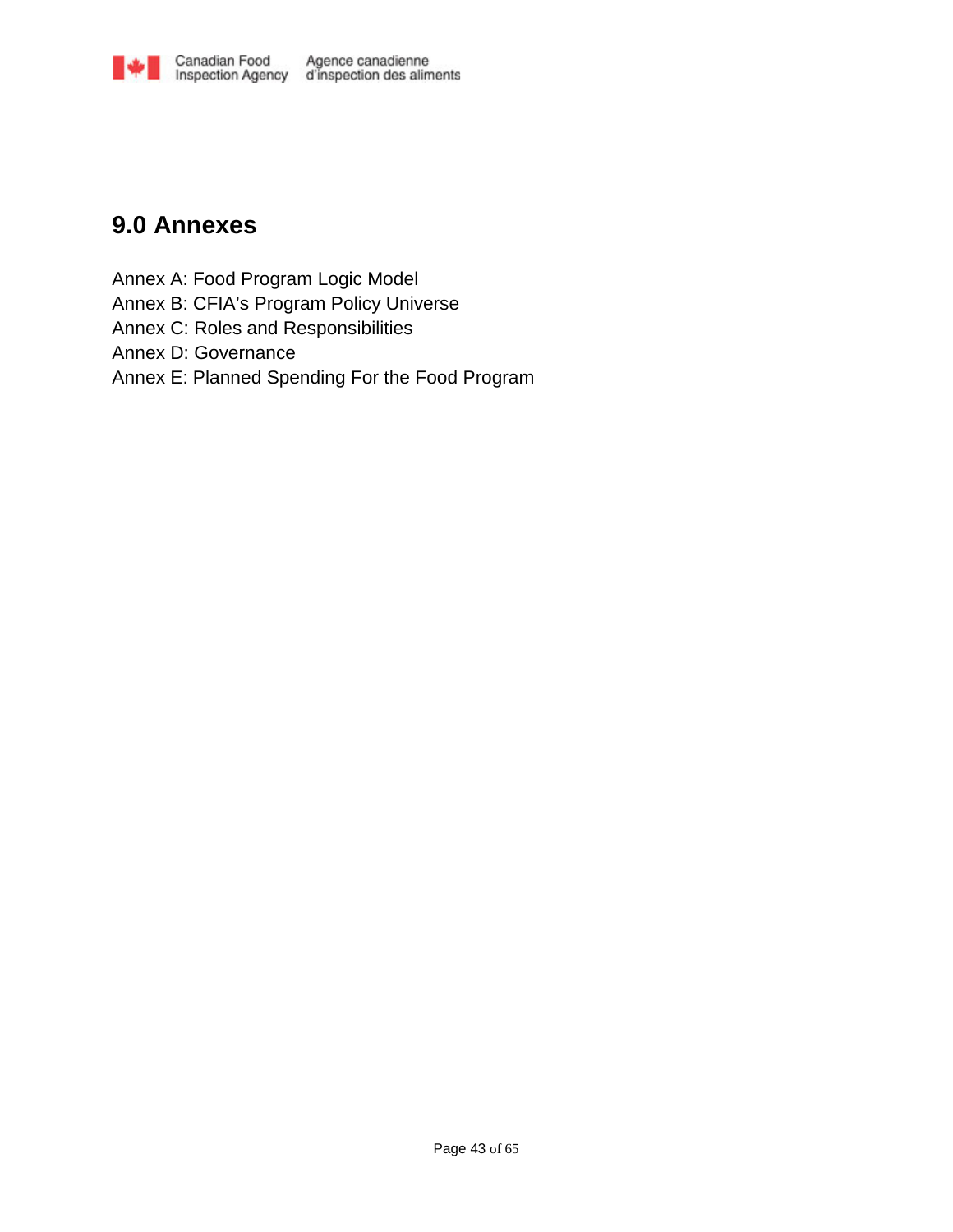# 9.0 Annexes

Annex A: Food Program Logic Model
Annex B: CFIA's Program Policy Universe
Annex C: Roles and Responsibilities
Annex D: Governance
Annex E: Planned Spending For the Food Program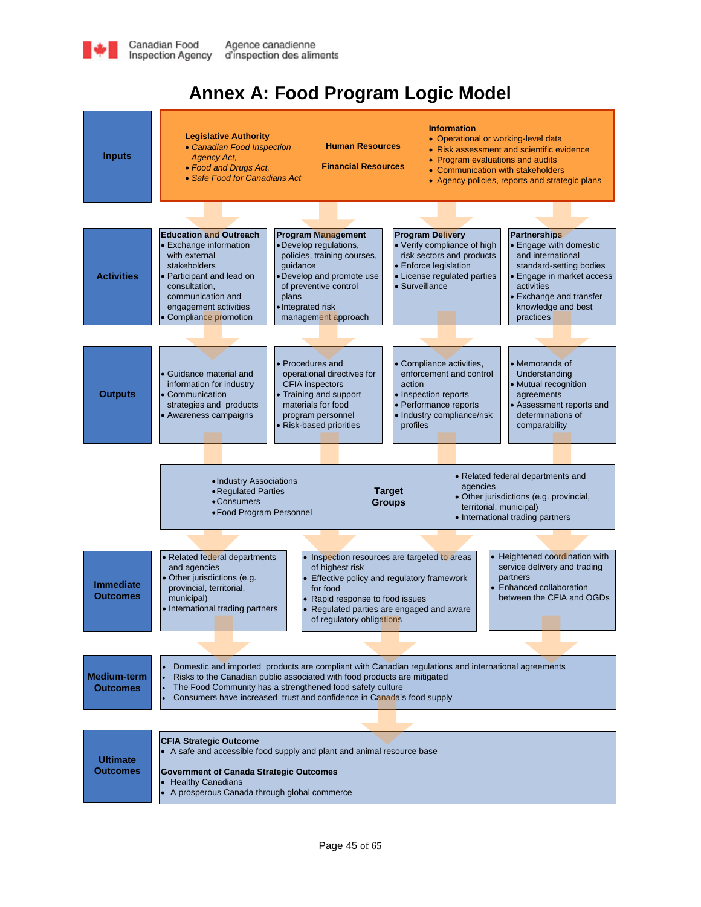# Annex A: Food Program Logic Model

## Inputs

**Legislative Authority**

- *Canadian Food Inspection Agency Act,*
- *Food and Drugs Act,*
- *Safe Food for Canadians Act*

**Human Resources**

**Financial Resources**

**Information**

- Operational or working-level data
- Risk assessment and scientific evidence
- Program evaluations and audits
- Communication with stakeholders
- Agency policies, reports and strategic plans

## Activities

**Education and Outreach**

- Exchange information with external stakeholders
- Participant and lead on consultation, communication and engagement activities
- Compliance promotion

**Program Management**

- Develop regulations, policies, training courses, guidance
- Develop and promote use of preventive control plans
- Integrated risk management approach

**Program Delivery**

- Verify compliance of high risk sectors and products
- Enforce legislation
- License regulated parties
- Surveillance

**Partnerships**

- Engage with domestic and international standard-setting bodies
- Engage in market access activities
- Exchange and transfer knowledge and best practices

## Outputs

- Guidance material and information for industry
- Communication strategies and products
- Awareness campaigns

---

- Procedures and operational directives for CFIA inspectors
- Training and support materials for food program personnel
- Risk-based priorities

---

- Compliance activities, enforcement and control action
- Inspection reports
- Performance reports
- Industry compliance/risk profiles

---

- Memoranda of Understanding
- Mutual recognition agreements
- Assessment reports and determinations of comparability

## Target Groups

- Industry Associations
- Regulated Parties
- Consumers
- Food Program Personnel
- Related federal departments and agencies
- Other jurisdictions (e.g. provincial, territorial, municipal)
- International trading partners

## Immediate Outcomes

- Related federal departments and agencies
- Other jurisdictions (e.g. provincial, territorial, municipal)
- International trading partners

---

- Inspection resources are targeted to areas of highest risk
- Effective policy and regulatory framework for food
- Rapid response to food issues
- Regulated parties are engaged and aware of regulatory obligations

---

- Heightened coordination with service delivery and trading partners
- Enhanced collaboration between the CFIA and OGDs

## Medium-term Outcomes

- Domestic and imported products are compliant with Canadian regulations and international agreements
- Risks to the Canadian public associated with food products are mitigated
- The Food Community has a strengthened food safety culture
- Consumers have increased trust and confidence in Canada's food supply

## Ultimate Outcomes

**CFIA Strategic Outcome**

- A safe and accessible food supply and plant and animal resource base

**Government of Canada Strategic Outcomes**

- Healthy Canadians
- A prosperous Canada through global commerce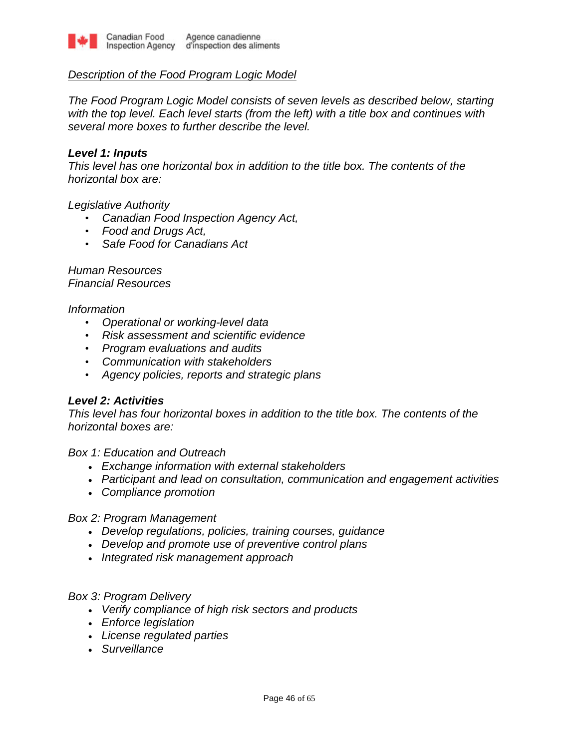*<u>Description of the Food Program Logic Model</u>*

*The Food Program Logic Model consists of seven levels as described below, starting with the top level. Each level starts (from the left) with a title box and continues with several more boxes to further describe the level.*

***Level 1: Inputs***

*This level has one horizontal box in addition to the title box. The contents of the horizontal box are:*

*Legislative Authority*

- *Canadian Food Inspection Agency Act,*
- *Food and Drugs Act,*
- *Safe Food for Canadians Act*

*Human Resources*
*Financial Resources*

*Information*

- *Operational or working-level data*
- *Risk assessment and scientific evidence*
- *Program evaluations and audits*
- *Communication with stakeholders*
- *Agency policies, reports and strategic plans*

***Level 2: Activities***

*This level has four horizontal boxes in addition to the title box. The contents of the horizontal boxes are:*

*Box 1: Education and Outreach*

- *Exchange information with external stakeholders*
- *Participant and lead on consultation, communication and engagement activities*
- *Compliance promotion*

*Box 2: Program Management*

- *Develop regulations, policies, training courses, guidance*
- *Develop and promote use of preventive control plans*
- *Integrated risk management approach*

*Box 3: Program Delivery*

- *Verify compliance of high risk sectors and products*
- *Enforce legislation*
- *License regulated parties*
- *Surveillance*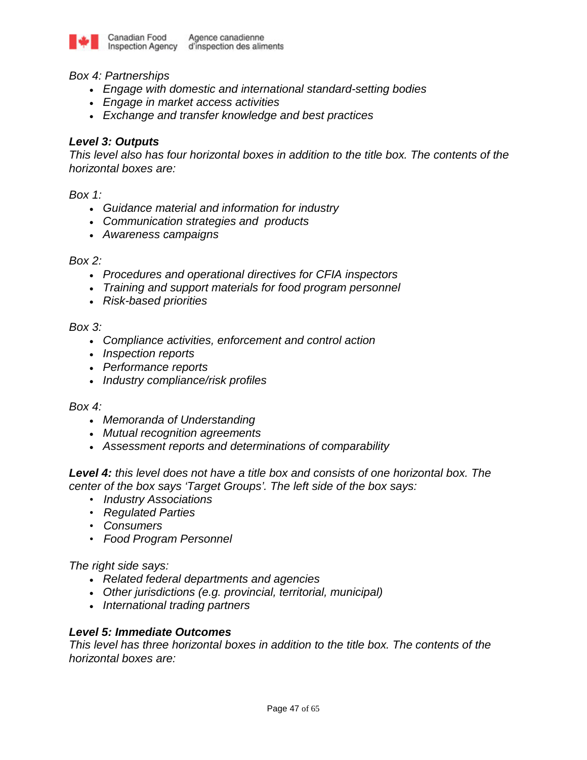*Box 4: Partnerships*

- *Engage with domestic and international standard-setting bodies*
- *Engage in market access activities*
- *Exchange and transfer knowledge and best practices*

***Level 3: Outputs***

*This level also has four horizontal boxes in addition to the title box. The contents of the horizontal boxes are:*

*Box 1:*

- *Guidance material and information for industry*
- *Communication strategies and products*
- *Awareness campaigns*

*Box 2:*

- *Procedures and operational directives for CFIA inspectors*
- *Training and support materials for food program personnel*
- *Risk-based priorities*

*Box 3:*

- *Compliance activities, enforcement and control action*
- *Inspection reports*
- *Performance reports*
- *Industry compliance/risk profiles*

*Box 4:*

- *Memoranda of Understanding*
- *Mutual recognition agreements*
- *Assessment reports and determinations of comparability*

***Level 4:*** *this level does not have a title box and consists of one horizontal box. The center of the box says 'Target Groups'. The left side of the box says:*

- *Industry Associations*
- *Regulated Parties*
- *Consumers*
- *Food Program Personnel*

*The right side says:*

- *Related federal departments and agencies*
- *Other jurisdictions (e.g. provincial, territorial, municipal)*
- *International trading partners*

***Level 5: Immediate Outcomes***

*This level has three horizontal boxes in addition to the title box. The contents of the horizontal boxes are:*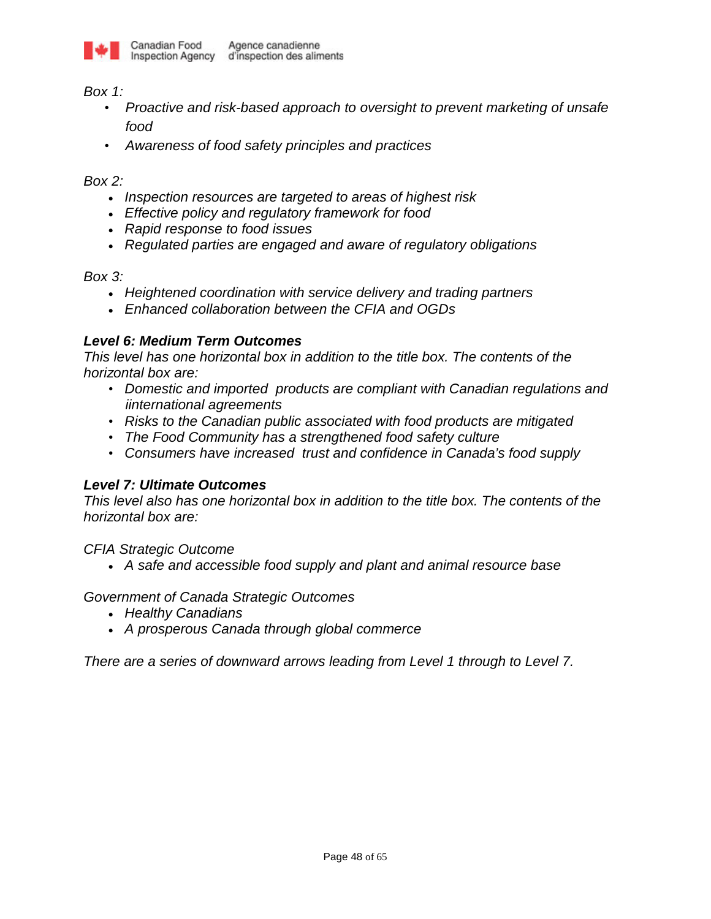*Box 1:*

- *Proactive and risk-based approach to oversight to prevent marketing of unsafe food*
- *Awareness of food safety principles and practices*

*Box 2:*

- *Inspection resources are targeted to areas of highest risk*
- *Effective policy and regulatory framework for food*
- *Rapid response to food issues*
- *Regulated parties are engaged and aware of regulatory obligations*

*Box 3:*

- *Heightened coordination with service delivery and trading partners*
- *Enhanced collaboration between the CFIA and OGDs*

***Level 6: Medium Term Outcomes***

*This level has one horizontal box in addition to the title box. The contents of the horizontal box are:*

- *Domestic and imported products are compliant with Canadian regulations and iinternational agreements*
- *Risks to the Canadian public associated with food products are mitigated*
- *The Food Community has a strengthened food safety culture*
- *Consumers have increased trust and confidence in Canada's food supply*

***Level 7: Ultimate Outcomes***

*This level also has one horizontal box in addition to the title box. The contents of the horizontal box are:*

*CFIA Strategic Outcome*

- *A safe and accessible food supply and plant and animal resource base*

*Government of Canada Strategic Outcomes*

- *Healthy Canadians*
- *A prosperous Canada through global commerce*

*There are a series of downward arrows leading from Level 1 through to Level 7.*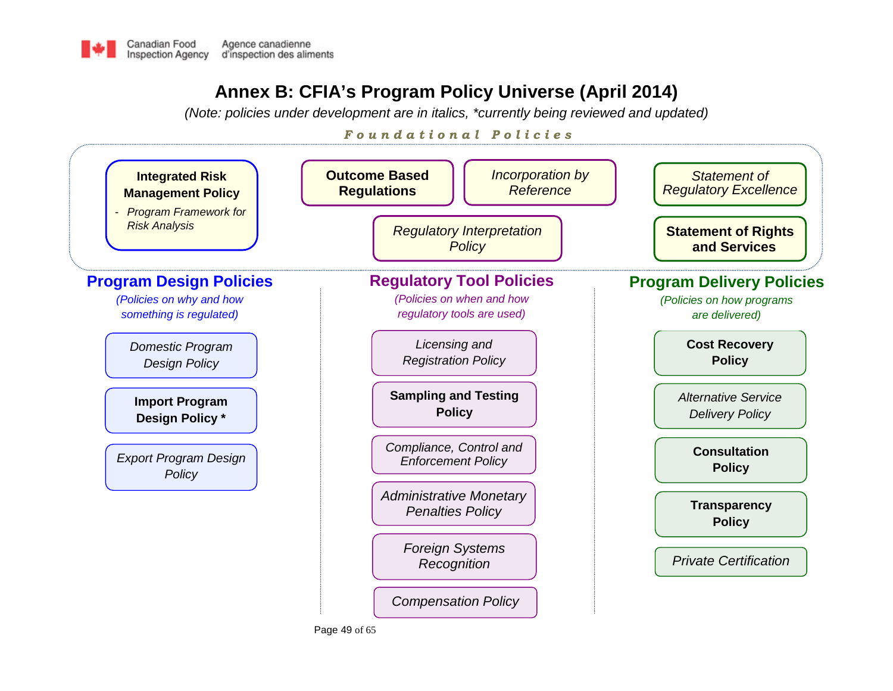# Annex B: CFIA's Program Policy Universe (April 2014)

*(Note: policies under development are in italics, \*currently being reviewed and updated)*

## *Foundational Policies*

- **Integrated Risk Management Policy**
  - *Program Framework for Risk Analysis*
- **Outcome Based Regulations**
- *Incorporation by Reference*
- *Regulatory Interpretation Policy*
- *Statement of Regulatory Excellence*
- **Statement of Rights and Services**

## Program Design Policies

*(Policies on why and how something is regulated)*

- *Domestic Program Design Policy*
- **Import Program Design Policy \***
- *Export Program Design Policy*

## Regulatory Tool Policies

*(Policies on when and how regulatory tools are used)*

- *Licensing and Registration Policy*
- **Sampling and Testing Policy**
- *Compliance, Control and Enforcement Policy*
- *Administrative Monetary Penalties Policy*
- *Foreign Systems Recognition*
- *Compensation Policy*

## Program Delivery Policies

*(Policies on how programs are delivered)*

- **Cost Recovery Policy**
- *Alternative Service Delivery Policy*
- **Consultation Policy**
- **Transparency Policy**
- *Private Certification*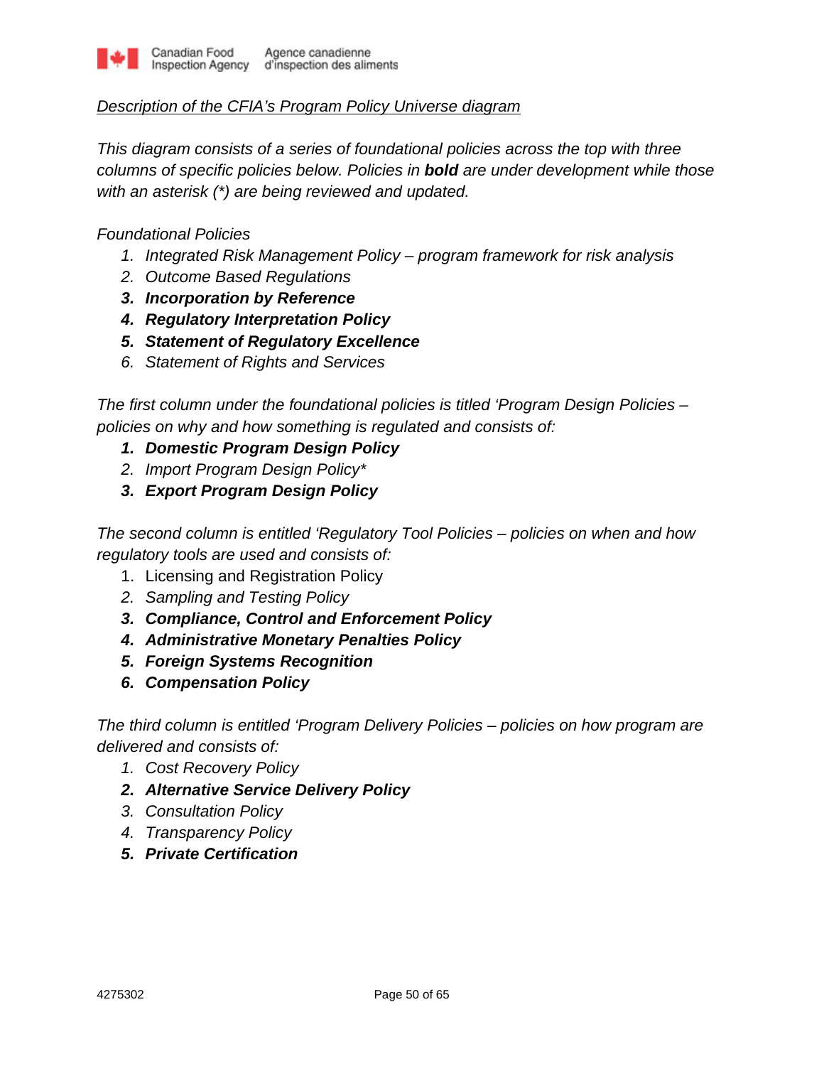*Description of the CFIA's Program Policy Universe diagram*

*This diagram consists of a series of foundational policies across the top with three columns of specific policies below. Policies in **bold** are under development while those with an asterisk (*) are being reviewed and updated.*

*Foundational Policies*

1. *Integrated Risk Management Policy – program framework for risk analysis*
2. *Outcome Based Regulations*
3. ***Incorporation by Reference***
4. ***Regulatory Interpretation Policy***
5. ***Statement of Regulatory Excellence***
6. *Statement of Rights and Services*

*The first column under the foundational policies is titled 'Program Design Policies – policies on why and how something is regulated and consists of:*

1. ***Domestic Program Design Policy***
2. *Import Program Design Policy**
3. ***Export Program Design Policy***

*The second column is entitled 'Regulatory Tool Policies – policies on when and how regulatory tools are used and consists of:*

1. Licensing and Registration Policy
2. *Sampling and Testing Policy*
3. ***Compliance, Control and Enforcement Policy***
4. ***Administrative Monetary Penalties Policy***
5. ***Foreign Systems Recognition***
6. ***Compensation Policy***

*The third column is entitled 'Program Delivery Policies – policies on how program are delivered and consists of:*

1. *Cost Recovery Policy*
2. ***Alternative Service Delivery Policy***
3. *Consultation Policy*
4. *Transparency Policy*
5. ***Private Certification***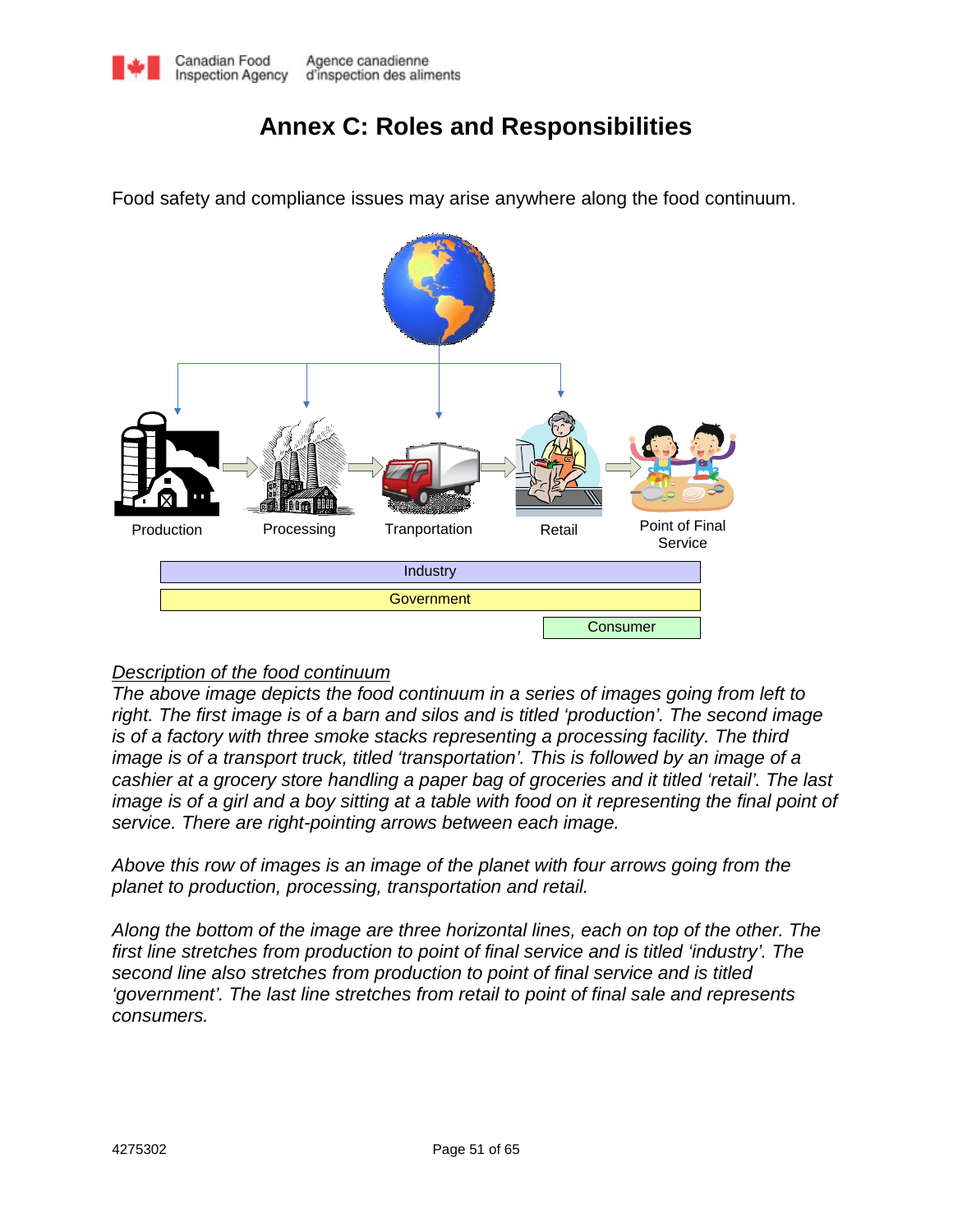# Annex C: Roles and Responsibilities

Food safety and compliance issues may arise anywhere along the food continuum.

Production | Processing | Tranportation | Retail | Point of Final Service

Industry

Government

Consumer

<u>*Description of the food continuum*</u>

*The above image depicts the food continuum in a series of images going from left to right. The first image is of a barn and silos and is titled 'production'. The second image is of a factory with three smoke stacks representing a processing facility. The third image is of a transport truck, titled 'transportation'. This is followed by an image of a cashier at a grocery store handling a paper bag of groceries and it titled 'retail'. The last image is of a girl and a boy sitting at a table with food on it representing the final point of service. There are right-pointing arrows between each image.*

*Above this row of images is an image of the planet with four arrows going from the planet to production, processing, transportation and retail.*

*Along the bottom of the image are three horizontal lines, each on top of the other. The first line stretches from production to point of final service and is titled 'industry'. The second line also stretches from production to point of final service and is titled 'government'. The last line stretches from retail to point of final sale and represents consumers.*

4275302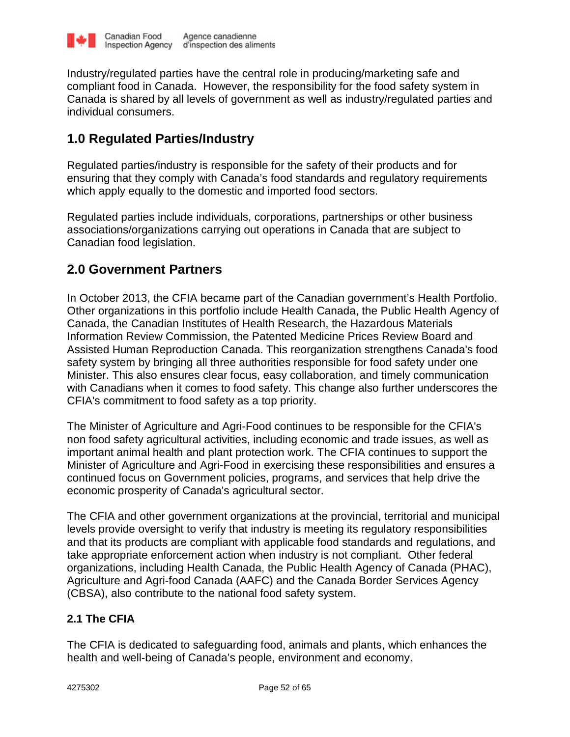Industry/regulated parties have the central role in producing/marketing safe and compliant food in Canada. However, the responsibility for the food safety system in Canada is shared by all levels of government as well as industry/regulated parties and individual consumers.

## 1.0 Regulated Parties/Industry

Regulated parties/industry is responsible for the safety of their products and for ensuring that they comply with Canada's food standards and regulatory requirements which apply equally to the domestic and imported food sectors.

Regulated parties include individuals, corporations, partnerships or other business associations/organizations carrying out operations in Canada that are subject to Canadian food legislation.

## 2.0 Government Partners

In October 2013, the CFIA became part of the Canadian government's Health Portfolio. Other organizations in this portfolio include Health Canada, the Public Health Agency of Canada, the Canadian Institutes of Health Research, the Hazardous Materials Information Review Commission, the Patented Medicine Prices Review Board and Assisted Human Reproduction Canada. This reorganization strengthens Canada's food safety system by bringing all three authorities responsible for food safety under one Minister. This also ensures clear focus, easy collaboration, and timely communication with Canadians when it comes to food safety. This change also further underscores the CFIA's commitment to food safety as a top priority.

The Minister of Agriculture and Agri-Food continues to be responsible for the CFIA's non food safety agricultural activities, including economic and trade issues, as well as important animal health and plant protection work. The CFIA continues to support the Minister of Agriculture and Agri-Food in exercising these responsibilities and ensures a continued focus on Government policies, programs, and services that help drive the economic prosperity of Canada's agricultural sector.

The CFIA and other government organizations at the provincial, territorial and municipal levels provide oversight to verify that industry is meeting its regulatory responsibilities and that its products are compliant with applicable food standards and regulations, and take appropriate enforcement action when industry is not compliant. Other federal organizations, including Health Canada, the Public Health Agency of Canada (PHAC), Agriculture and Agri-food Canada (AAFC) and the Canada Border Services Agency (CBSA), also contribute to the national food safety system.

### 2.1 The CFIA

The CFIA is dedicated to safeguarding food, animals and plants, which enhances the health and well-being of Canada's people, environment and economy.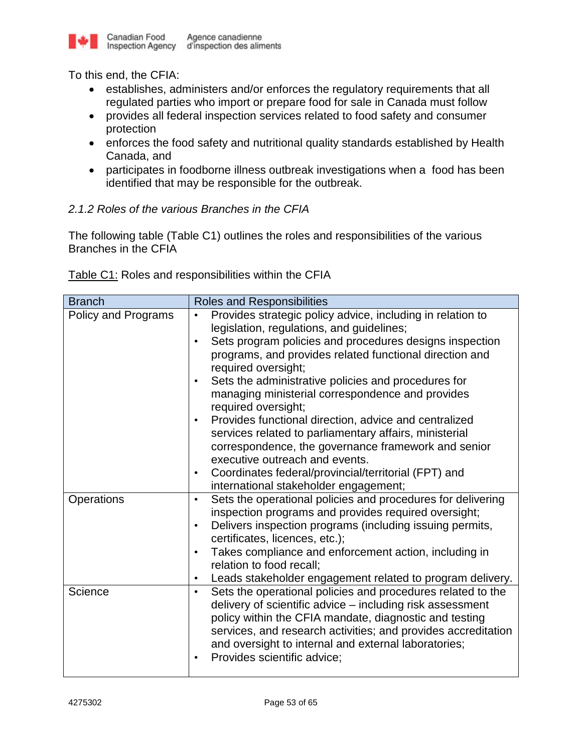To this end, the CFIA:

- establishes, administers and/or enforces the regulatory requirements that all regulated parties who import or prepare food for sale in Canada must follow
- provides all federal inspection services related to food safety and consumer protection
- enforces the food safety and nutritional quality standards established by Health Canada, and
- participates in foodborne illness outbreak investigations when a food has been identified that may be responsible for the outbreak.

*2.1.2 Roles of the various Branches in the CFIA*

The following table (Table C1) outlines the roles and responsibilities of the various Branches in the CFIA

Table C1: Roles and responsibilities within the CFIA

| Branch | Roles and Responsibilities |
| --- | --- |
| Policy and Programs | • Provides strategic policy advice, including in relation to legislation, regulations, and guidelines;<br>• Sets program policies and procedures designs inspection programs, and provides related functional direction and required oversight;<br>• Sets the administrative policies and procedures for managing ministerial correspondence and provides required oversight;<br>• Provides functional direction, advice and centralized services related to parliamentary affairs, ministerial correspondence, the governance framework and senior executive outreach and events.<br>• Coordinates federal/provincial/territorial (FPT) and international stakeholder engagement; |
| Operations | • Sets the operational policies and procedures for delivering inspection programs and provides required oversight;<br>• Delivers inspection programs (including issuing permits, certificates, licences, etc.);<br>• Takes compliance and enforcement action, including in relation to food recall;<br>• Leads stakeholder engagement related to program delivery. |
| Science | • Sets the operational policies and procedures related to the delivery of scientific advice – including risk assessment policy within the CFIA mandate, diagnostic and testing services, and research activities; and provides accreditation and oversight to internal and external laboratories;<br>• Provides scientific advice; |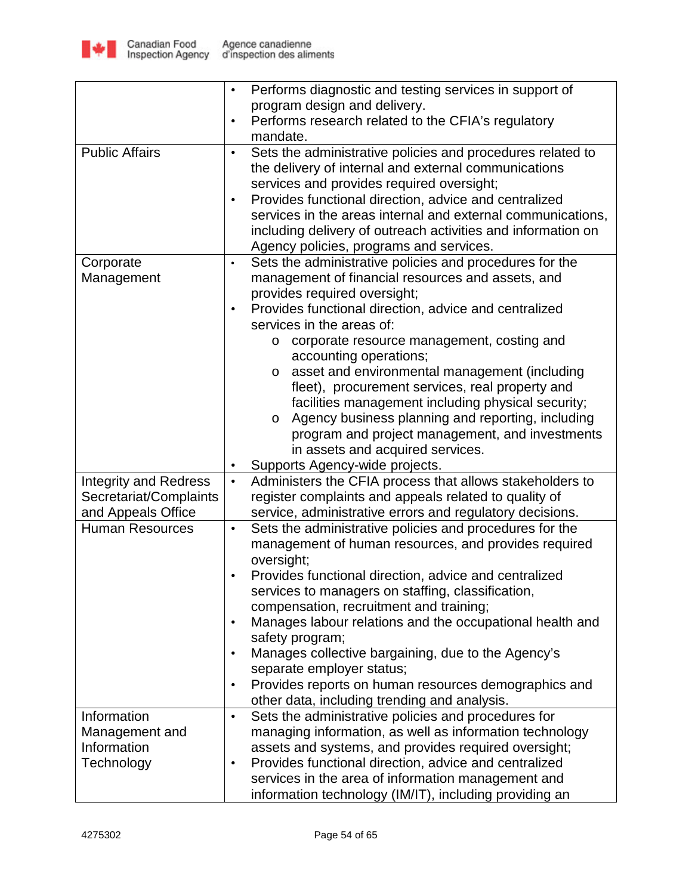| | |
|---|---|
| | • Performs diagnostic and testing services in support of program design and delivery.<br>• Performs research related to the CFIA's regulatory mandate. |
| Public Affairs | • Sets the administrative policies and procedures related to the delivery of internal and external communications services and provides required oversight;<br>• Provides functional direction, advice and centralized services in the areas internal and external communications, including delivery of outreach activities and information on Agency policies, programs and services. |
| Corporate Management | • Sets the administrative policies and procedures for the management of financial resources and assets, and provides required oversight;<br>• Provides functional direction, advice and centralized services in the areas of:<br>&nbsp;&nbsp;&nbsp;&nbsp;o corporate resource management, costing and accounting operations;<br>&nbsp;&nbsp;&nbsp;&nbsp;o asset and environmental management (including fleet), procurement services, real property and facilities management including physical security;<br>&nbsp;&nbsp;&nbsp;&nbsp;o Agency business planning and reporting, including program and project management, and investments in assets and acquired services.<br>• Supports Agency-wide projects. |
| Integrity and Redress Secretariat/Complaints and Appeals Office | • Administers the CFIA process that allows stakeholders to register complaints and appeals related to quality of service, administrative errors and regulatory decisions. |
| Human Resources | • Sets the administrative policies and procedures for the management of human resources, and provides required oversight;<br>• Provides functional direction, advice and centralized services to managers on staffing, classification, compensation, recruitment and training;<br>• Manages labour relations and the occupational health and safety program;<br>• Manages collective bargaining, due to the Agency's separate employer status;<br>• Provides reports on human resources demographics and other data, including trending and analysis. |
| Information Management and Information Technology | • Sets the administrative policies and procedures for managing information, as well as information technology assets and systems, and provides required oversight;<br>• Provides functional direction, advice and centralized services in the area of information management and information technology (IM/IT), including providing an |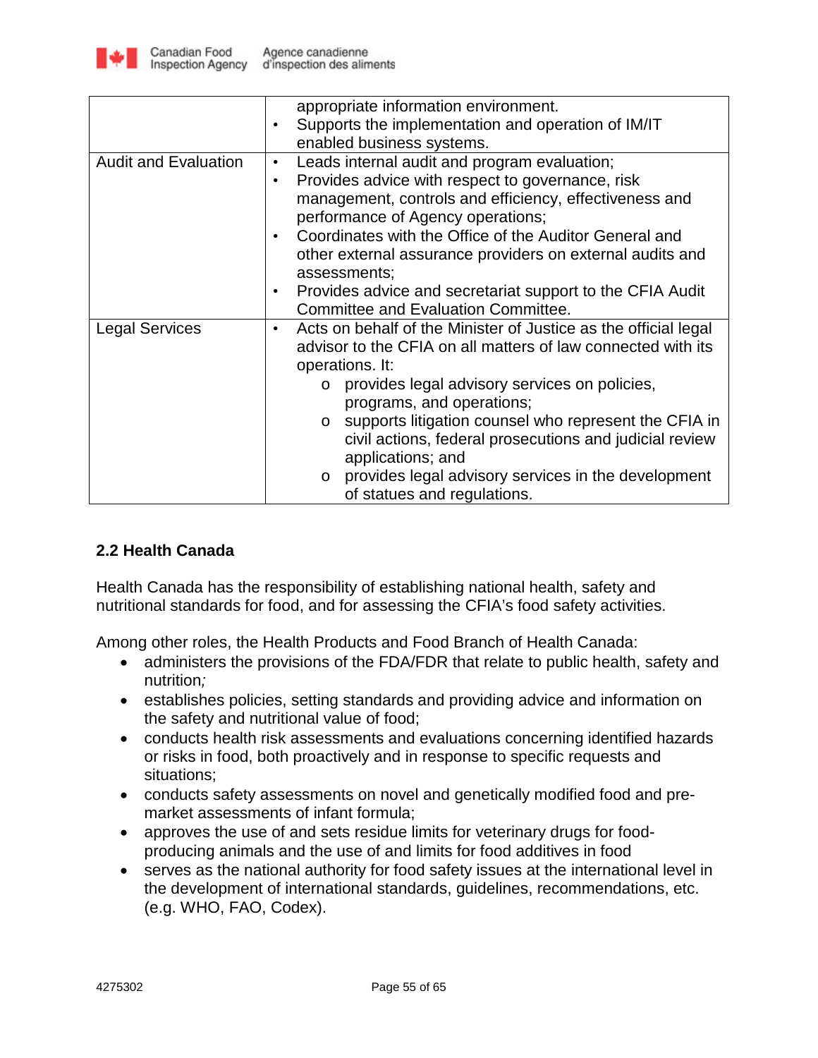| | |
|---|---|
| | appropriate information environment.<br>• Supports the implementation and operation of IM/IT enabled business systems. |
| Audit and Evaluation | • Leads internal audit and program evaluation;<br>• Provides advice with respect to governance, risk management, controls and efficiency, effectiveness and performance of Agency operations;<br>• Coordinates with the Office of the Auditor General and other external assurance providers on external audits and assessments;<br>• Provides advice and secretariat support to the CFIA Audit Committee and Evaluation Committee. |
| Legal Services | • Acts on behalf of the Minister of Justice as the official legal advisor to the CFIA on all matters of law connected with its operations. It:<br>o provides legal advisory services on policies, programs, and operations;<br>o supports litigation counsel who represent the CFIA in civil actions, federal prosecutions and judicial review applications; and<br>o provides legal advisory services in the development of statues and regulations. |

### 2.2 Health Canada

Health Canada has the responsibility of establishing national health, safety and nutritional standards for food, and for assessing the CFIA's food safety activities.

Among other roles, the Health Products and Food Branch of Health Canada:

- administers the provisions of the FDA/FDR that relate to public health, safety and nutrition*;*
- establishes policies, setting standards and providing advice and information on the safety and nutritional value of food;
- conducts health risk assessments and evaluations concerning identified hazards or risks in food, both proactively and in response to specific requests and situations;
- conducts safety assessments on novel and genetically modified food and pre-market assessments of infant formula;
- approves the use of and sets residue limits for veterinary drugs for food-producing animals and the use of and limits for food additives in food
- serves as the national authority for food safety issues at the international level in the development of international standards, guidelines, recommendations, etc. (e.g. WHO, FAO, Codex).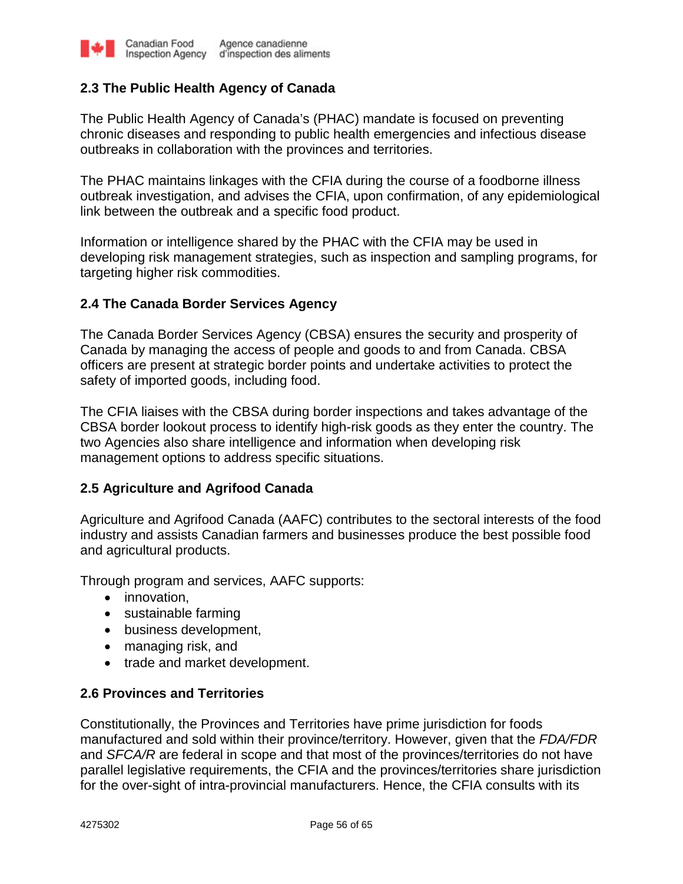### 2.3 The Public Health Agency of Canada

The Public Health Agency of Canada's (PHAC) mandate is focused on preventing chronic diseases and responding to public health emergencies and infectious disease outbreaks in collaboration with the provinces and territories.

The PHAC maintains linkages with the CFIA during the course of a foodborne illness outbreak investigation, and advises the CFIA, upon confirmation, of any epidemiological link between the outbreak and a specific food product.

Information or intelligence shared by the PHAC with the CFIA may be used in developing risk management strategies, such as inspection and sampling programs, for targeting higher risk commodities.

### 2.4 The Canada Border Services Agency

The Canada Border Services Agency (CBSA) ensures the security and prosperity of Canada by managing the access of people and goods to and from Canada. CBSA officers are present at strategic border points and undertake activities to protect the safety of imported goods, including food.

The CFIA liaises with the CBSA during border inspections and takes advantage of the CBSA border lookout process to identify high-risk goods as they enter the country. The two Agencies also share intelligence and information when developing risk management options to address specific situations.

### 2.5 Agriculture and Agrifood Canada

Agriculture and Agrifood Canada (AAFC) contributes to the sectoral interests of the food industry and assists Canadian farmers and businesses produce the best possible food and agricultural products.

Through program and services, AAFC supports:

- innovation,
- sustainable farming
- business development,
- managing risk, and
- trade and market development.

### 2.6 Provinces and Territories

Constitutionally, the Provinces and Territories have prime jurisdiction for foods manufactured and sold within their province/territory. However, given that the *FDA/FDR* and *SFCA/R* are federal in scope and that most of the provinces/territories do not have parallel legislative requirements, the CFIA and the provinces/territories share jurisdiction for the over-sight of intra-provincial manufacturers. Hence, the CFIA consults with its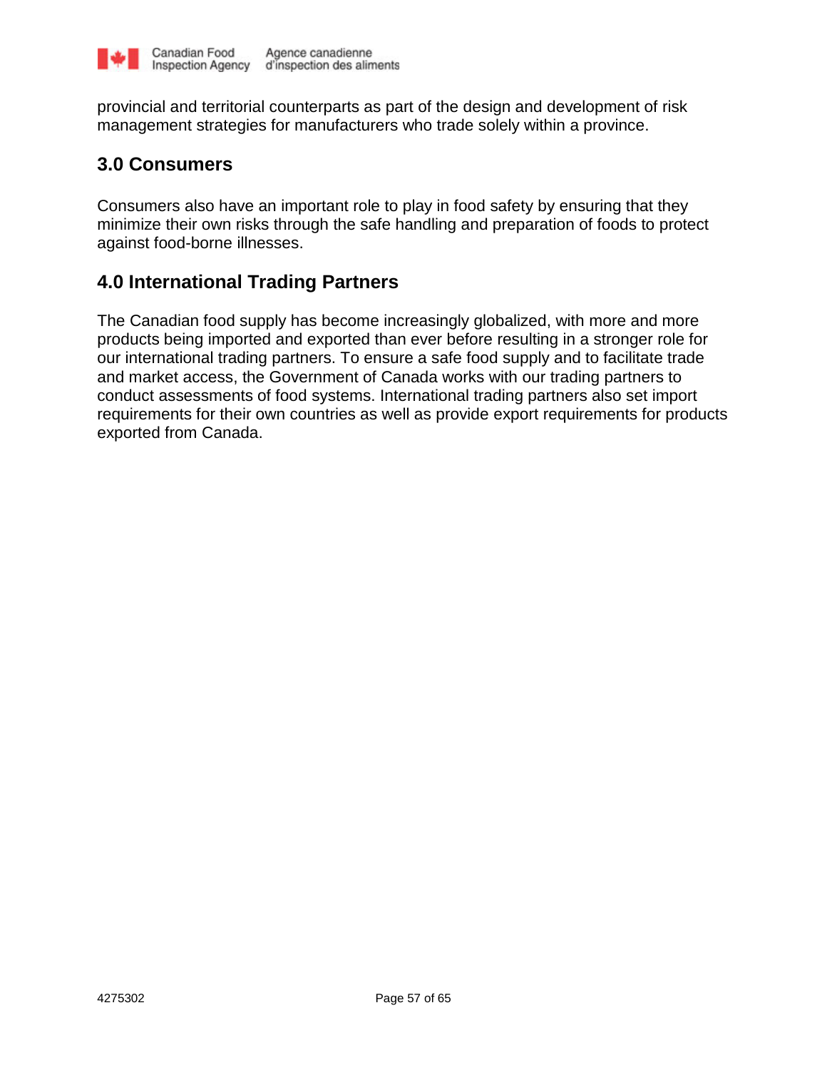provincial and territorial counterparts as part of the design and development of risk management strategies for manufacturers who trade solely within a province.

## 3.0 Consumers

Consumers also have an important role to play in food safety by ensuring that they minimize their own risks through the safe handling and preparation of foods to protect against food-borne illnesses.

## 4.0 International Trading Partners

The Canadian food supply has become increasingly globalized, with more and more products being imported and exported than ever before resulting in a stronger role for our international trading partners. To ensure a safe food supply and to facilitate trade and market access, the Government of Canada works with our trading partners to conduct assessments of food systems. International trading partners also set import requirements for their own countries as well as provide export requirements for products exported from Canada.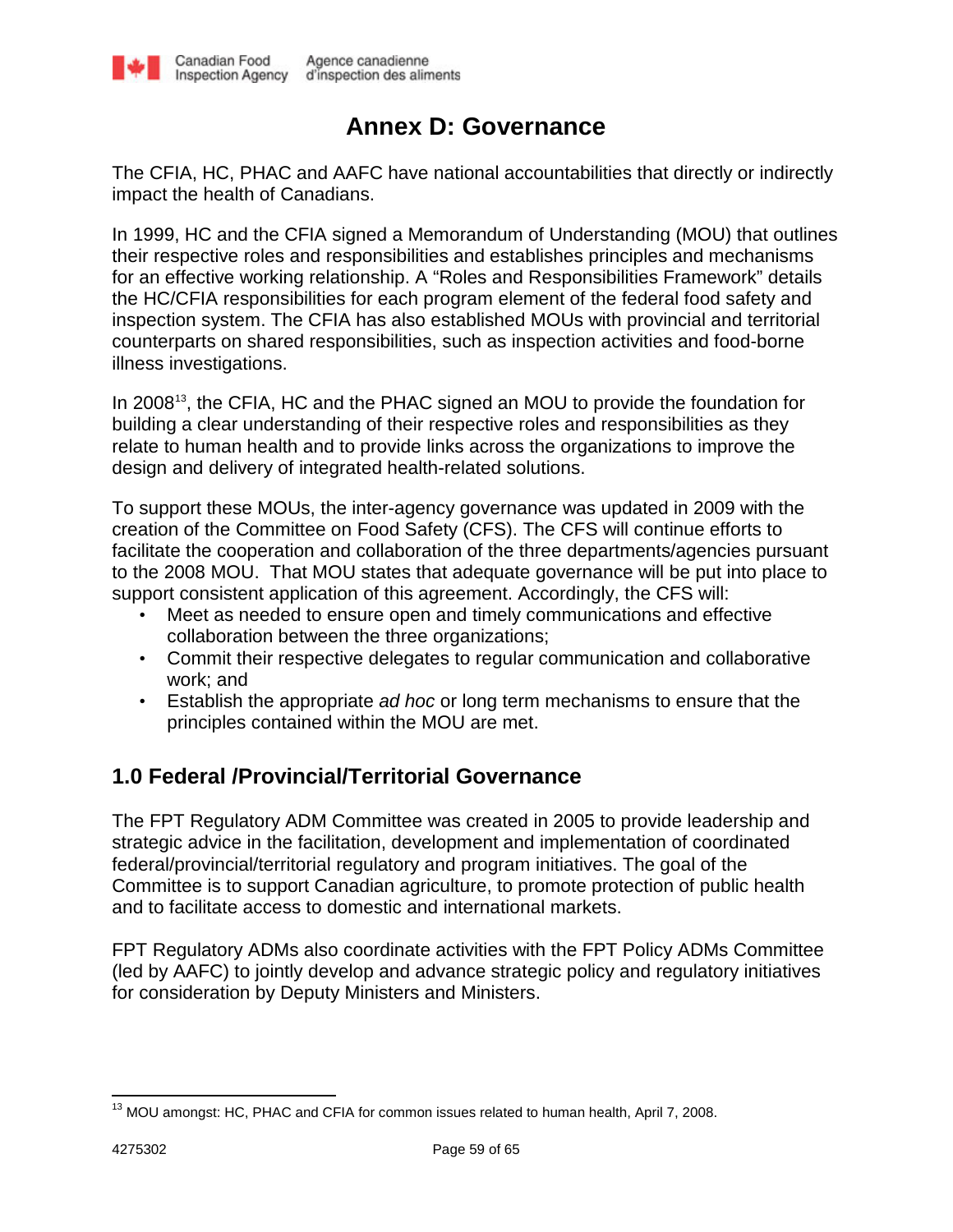# Annex D: Governance

The CFIA, HC, PHAC and AAFC have national accountabilities that directly or indirectly impact the health of Canadians.

In 1999, HC and the CFIA signed a Memorandum of Understanding (MOU) that outlines their respective roles and responsibilities and establishes principles and mechanisms for an effective working relationship. A "Roles and Responsibilities Framework" details the HC/CFIA responsibilities for each program element of the federal food safety and inspection system. The CFIA has also established MOUs with provincial and territorial counterparts on shared responsibilities, such as inspection activities and food-borne illness investigations.

In 2008[13], the CFIA, HC and the PHAC signed an MOU to provide the foundation for building a clear understanding of their respective roles and responsibilities as they relate to human health and to provide links across the organizations to improve the design and delivery of integrated health-related solutions.

To support these MOUs, the inter-agency governance was updated in 2009 with the creation of the Committee on Food Safety (CFS). The CFS will continue efforts to facilitate the cooperation and collaboration of the three departments/agencies pursuant to the 2008 MOU. That MOU states that adequate governance will be put into place to support consistent application of this agreement. Accordingly, the CFS will:

- Meet as needed to ensure open and timely communications and effective collaboration between the three organizations;
- Commit their respective delegates to regular communication and collaborative work; and
- Establish the appropriate *ad hoc* or long term mechanisms to ensure that the principles contained within the MOU are met.

## 1.0 Federal /Provincial/Territorial Governance

The FPT Regulatory ADM Committee was created in 2005 to provide leadership and strategic advice in the facilitation, development and implementation of coordinated federal/provincial/territorial regulatory and program initiatives. The goal of the Committee is to support Canadian agriculture, to promote protection of public health and to facilitate access to domestic and international markets.

FPT Regulatory ADMs also coordinate activities with the FPT Policy ADMs Committee (led by AAFC) to jointly develop and advance strategic policy and regulatory initiatives for consideration by Deputy Ministers and Ministers.

---

[13] MOU amongst: HC, PHAC and CFIA for common issues related to human health, April 7, 2008.

4275302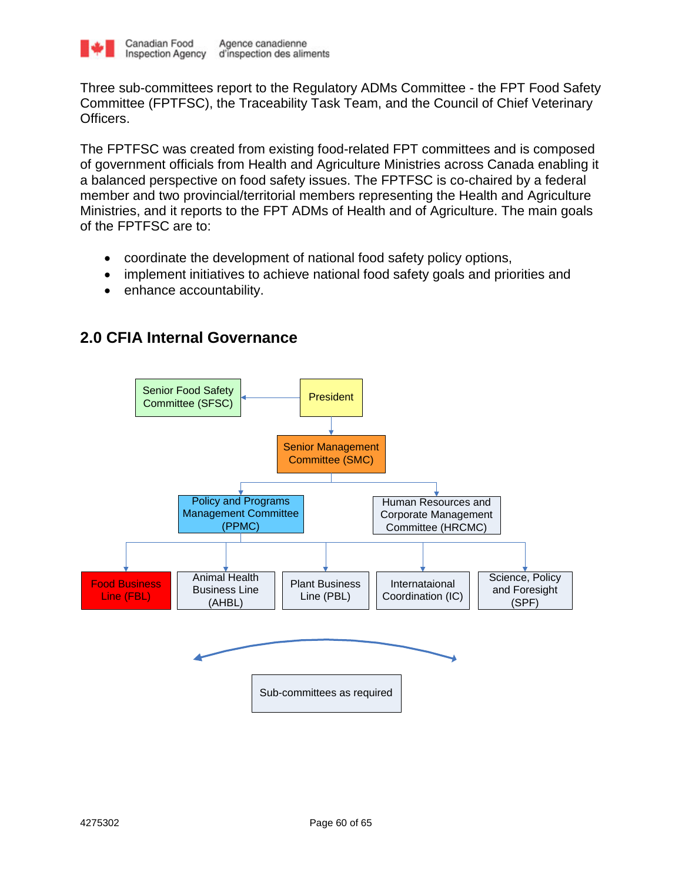Three sub-committees report to the Regulatory ADMs Committee - the FPT Food Safety Committee (FPTFSC), the Traceability Task Team, and the Council of Chief Veterinary Officers.

The FPTFSC was created from existing food-related FPT committees and is composed of government officials from Health and Agriculture Ministries across Canada enabling it a balanced perspective on food safety issues. The FPTFSC is co-chaired by a federal member and two provincial/territorial members representing the Health and Agriculture Ministries, and it reports to the FPT ADMs of Health and of Agriculture. The main goals of the FPTFSC are to:

- coordinate the development of national food safety policy options,
- implement initiatives to achieve national food safety goals and priorities and
- enhance accountability.

## 2.0 CFIA Internal Governance

Senior Food Safety Committee (SFSC)

President

Senior Management Committee (SMC)

Policy and Programs Management Committee (PPMC)

Human Resources and Corporate Management Committee (HRCMC)

Food Business Line (FBL)

Animal Health Business Line (AHBL)

Plant Business Line (PBL)

Internataional Coordination (IC)

Science, Policy and Foresight (SPF)

Sub-committees as required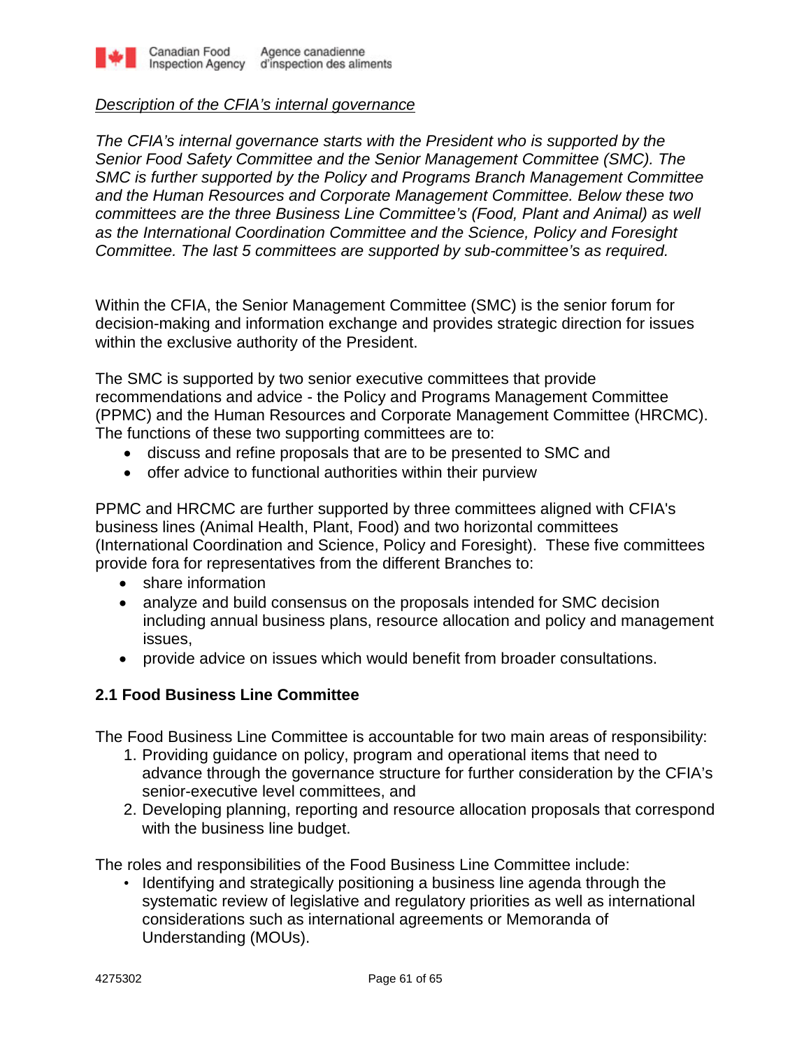*<u>Description of the CFIA's internal governance</u>*

*The CFIA's internal governance starts with the President who is supported by the Senior Food Safety Committee and the Senior Management Committee (SMC). The SMC is further supported by the Policy and Programs Branch Management Committee and the Human Resources and Corporate Management Committee. Below these two committees are the three Business Line Committee's (Food, Plant and Animal) as well as the International Coordination Committee and the Science, Policy and Foresight Committee. The last 5 committees are supported by sub-committee's as required.*

Within the CFIA, the Senior Management Committee (SMC) is the senior forum for decision-making and information exchange and provides strategic direction for issues within the exclusive authority of the President.

The SMC is supported by two senior executive committees that provide recommendations and advice - the Policy and Programs Management Committee (PPMC) and the Human Resources and Corporate Management Committee (HRCMC). The functions of these two supporting committees are to:

- discuss and refine proposals that are to be presented to SMC and
- offer advice to functional authorities within their purview

PPMC and HRCMC are further supported by three committees aligned with CFIA's business lines (Animal Health, Plant, Food) and two horizontal committees (International Coordination and Science, Policy and Foresight). These five committees provide fora for representatives from the different Branches to:

- share information
- analyze and build consensus on the proposals intended for SMC decision including annual business plans, resource allocation and policy and management issues,
- provide advice on issues which would benefit from broader consultations.

### 2.1 Food Business Line Committee

The Food Business Line Committee is accountable for two main areas of responsibility:

1. Providing guidance on policy, program and operational items that need to advance through the governance structure for further consideration by the CFIA's senior-executive level committees, and
2. Developing planning, reporting and resource allocation proposals that correspond with the business line budget.

The roles and responsibilities of the Food Business Line Committee include:

- Identifying and strategically positioning a business line agenda through the systematic review of legislative and regulatory priorities as well as international considerations such as international agreements or Memoranda of Understanding (MOUs).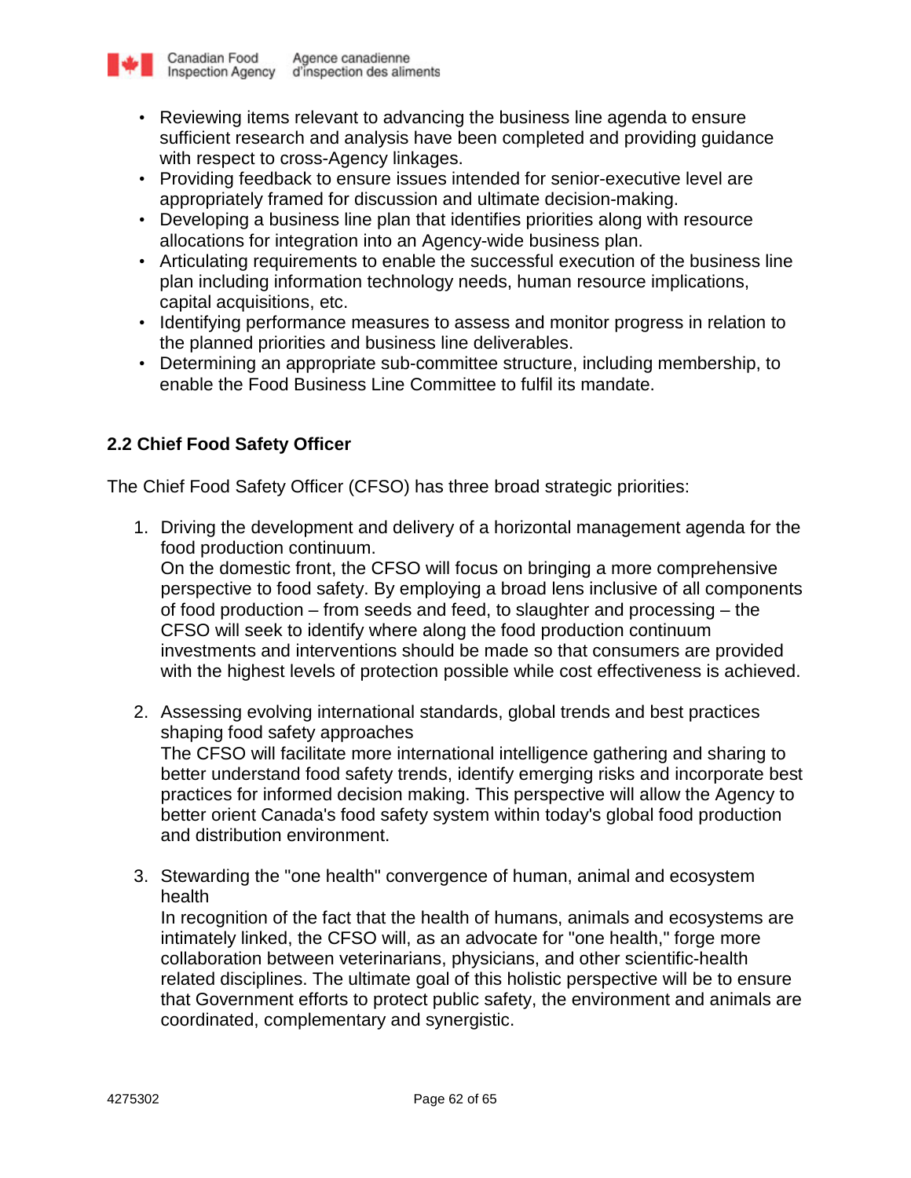- Reviewing items relevant to advancing the business line agenda to ensure sufficient research and analysis have been completed and providing guidance with respect to cross-Agency linkages.
- Providing feedback to ensure issues intended for senior-executive level are appropriately framed for discussion and ultimate decision-making.
- Developing a business line plan that identifies priorities along with resource allocations for integration into an Agency-wide business plan.
- Articulating requirements to enable the successful execution of the business line plan including information technology needs, human resource implications, capital acquisitions, etc.
- Identifying performance measures to assess and monitor progress in relation to the planned priorities and business line deliverables.
- Determining an appropriate sub-committee structure, including membership, to enable the Food Business Line Committee to fulfil its mandate.

### 2.2 Chief Food Safety Officer

The Chief Food Safety Officer (CFSO) has three broad strategic priorities:

1. Driving the development and delivery of a horizontal management agenda for the food production continuum.
   On the domestic front, the CFSO will focus on bringing a more comprehensive perspective to food safety. By employing a broad lens inclusive of all components of food production – from seeds and feed, to slaughter and processing – the CFSO will seek to identify where along the food production continuum investments and interventions should be made so that consumers are provided with the highest levels of protection possible while cost effectiveness is achieved.

2. Assessing evolving international standards, global trends and best practices shaping food safety approaches
   The CFSO will facilitate more international intelligence gathering and sharing to better understand food safety trends, identify emerging risks and incorporate best practices for informed decision making. This perspective will allow the Agency to better orient Canada's food safety system within today's global food production and distribution environment.

3. Stewarding the "one health" convergence of human, animal and ecosystem health
   In recognition of the fact that the health of humans, animals and ecosystems are intimately linked, the CFSO will, as an advocate for "one health," forge more collaboration between veterinarians, physicians, and other scientific-health related disciplines. The ultimate goal of this holistic perspective will be to ensure that Government efforts to protect public safety, the environment and animals are coordinated, complementary and synergistic.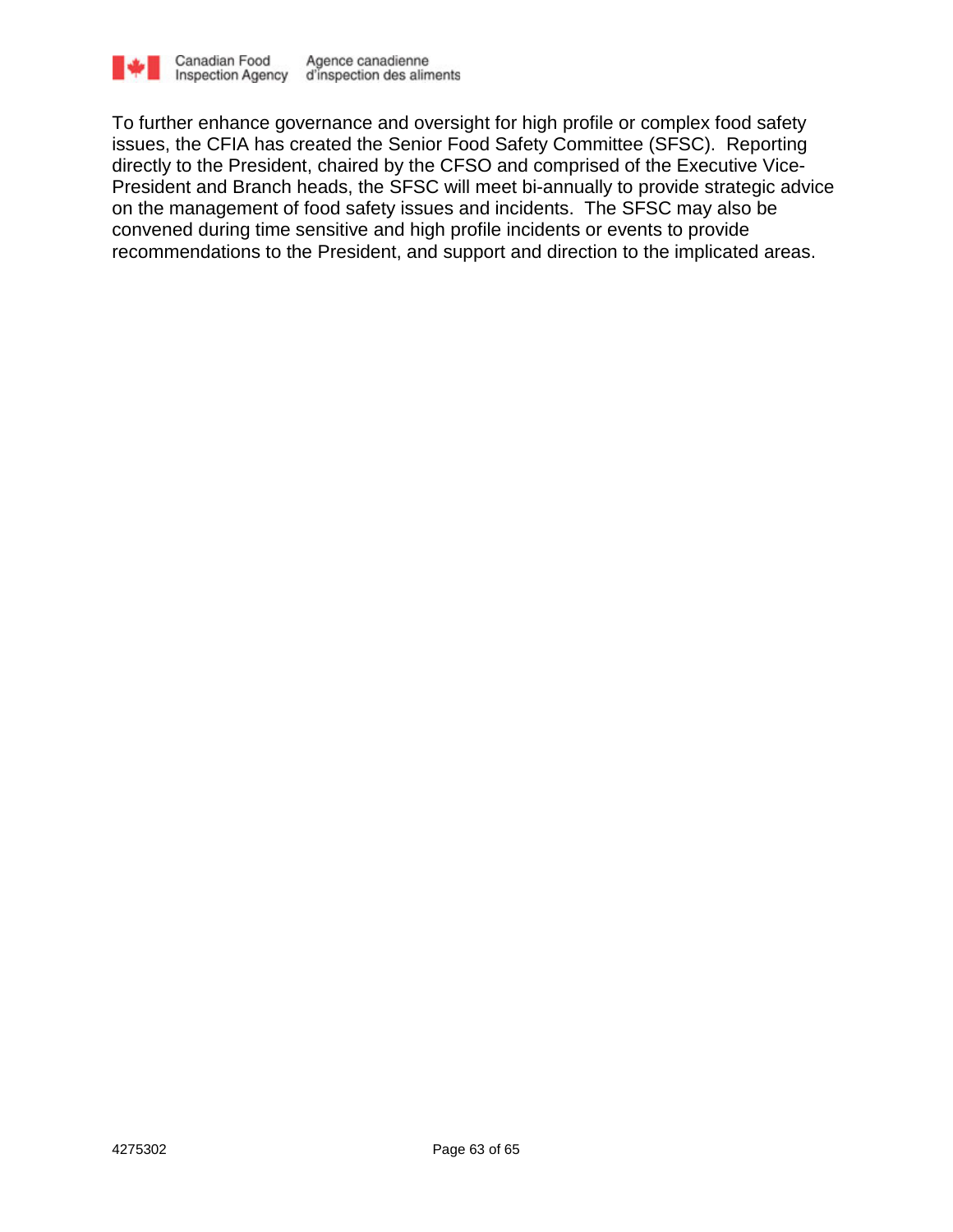To further enhance governance and oversight for high profile or complex food safety issues, the CFIA has created the Senior Food Safety Committee (SFSC). Reporting directly to the President, chaired by the CFSO and comprised of the Executive Vice-President and Branch heads, the SFSC will meet bi-annually to provide strategic advice on the management of food safety issues and incidents. The SFSC may also be convened during time sensitive and high profile incidents or events to provide recommendations to the President, and support and direction to the implicated areas.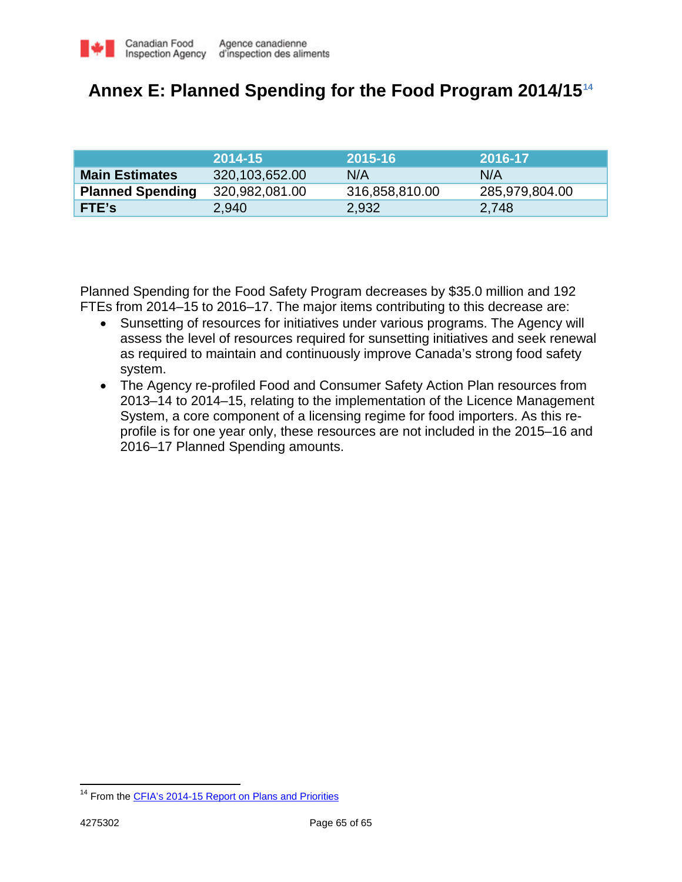# Annex E: Planned Spending for the Food Program 2014/15[14]

| | 2014-15 | 2015-16 | 2016-17 |
|---|---|---|---|
| **Main Estimates** | 320,103,652.00 | N/A | N/A |
| **Planned Spending** | 320,982,081.00 | 316,858,810.00 | 285,979,804.00 |
| **FTE's** | 2,940 | 2,932 | 2,748 |

Planned Spending for the Food Safety Program decreases by $35.0 million and 192 FTEs from 2014–15 to 2016–17. The major items contributing to this decrease are:

- Sunsetting of resources for initiatives under various programs. The Agency will assess the level of resources required for sunsetting initiatives and seek renewal as required to maintain and continuously improve Canada's strong food safety system.
- The Agency re-profiled Food and Consumer Safety Action Plan resources from 2013–14 to 2014–15, relating to the implementation of the Licence Management System, a core component of a licensing regime for food importers. As this re-profile is for one year only, these resources are not included in the 2015–16 and 2016–17 Planned Spending amounts.

[14] From the CFIA's 2014-15 Report on Plans and Priorities

4275302